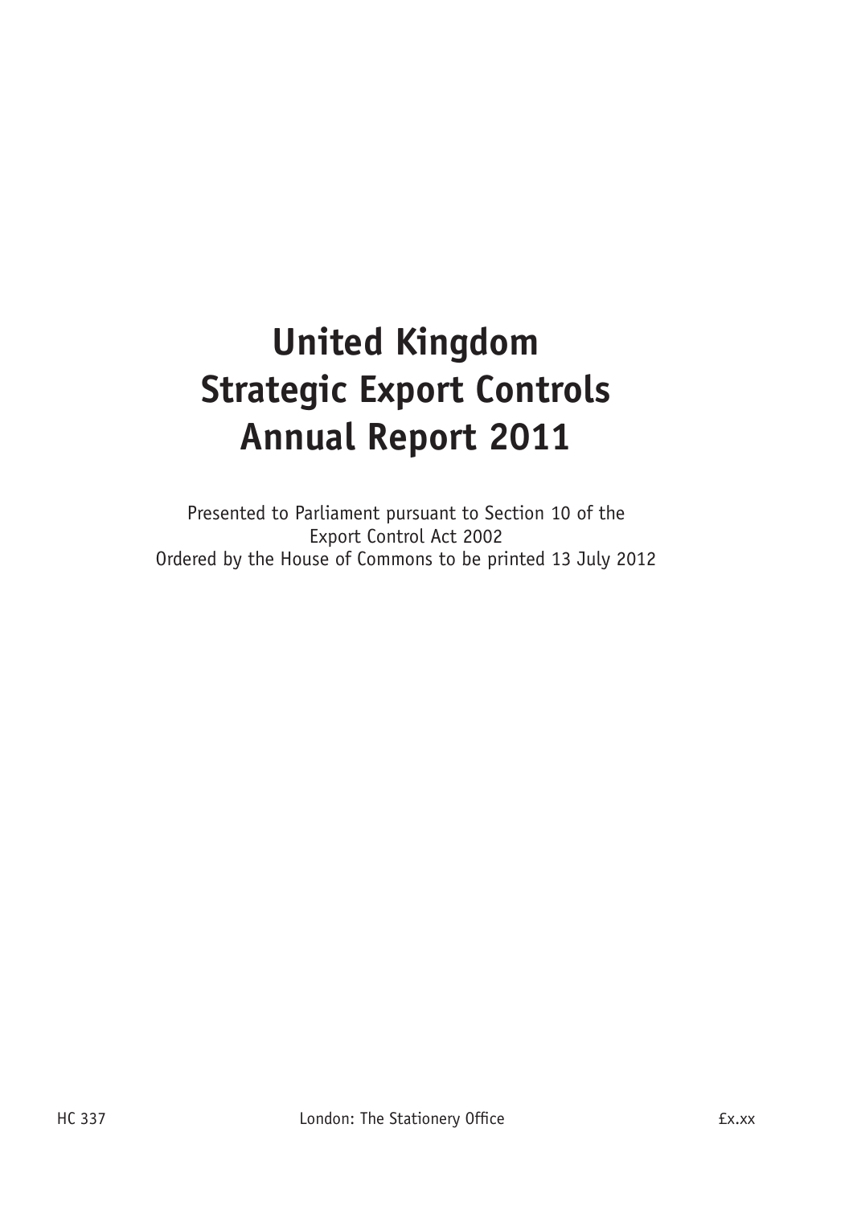# United Kingdom Strategic Export Controls Annual Report 2011

Presented to Parliament pursuant to Section 10 of the Export Control Act 2002
Ordered by the House of Commons to be printed 13 July 2012

HC 337 London: The Stationery Office £x.xx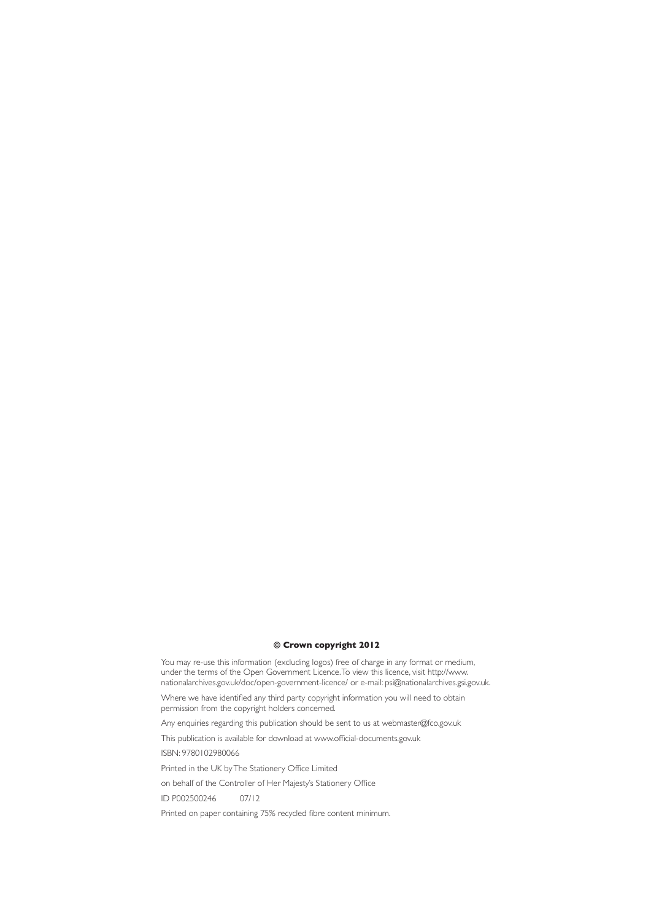**© Crown copyright 2012**

You may re-use this information (excluding logos) free of charge in any format or medium, under the terms of the Open Government Licence. To view this licence, visit http://www.nationalarchives.gov.uk/doc/open-government-licence/ or e-mail: psi@nationalarchives.gsi.gov.uk.

Where we have identified any third party copyright information you will need to obtain permission from the copyright holders concerned.

Any enquiries regarding this publication should be sent to us at webmaster@fco.gov.uk

This publication is available for download at www.official-documents.gov.uk

ISBN: 9780102980066

Printed in the UK by The Stationery Office Limited

on behalf of the Controller of Her Majesty's Stationery Office

ID P002500246 07/12

Printed on paper containing 75% recycled fibre content minimum.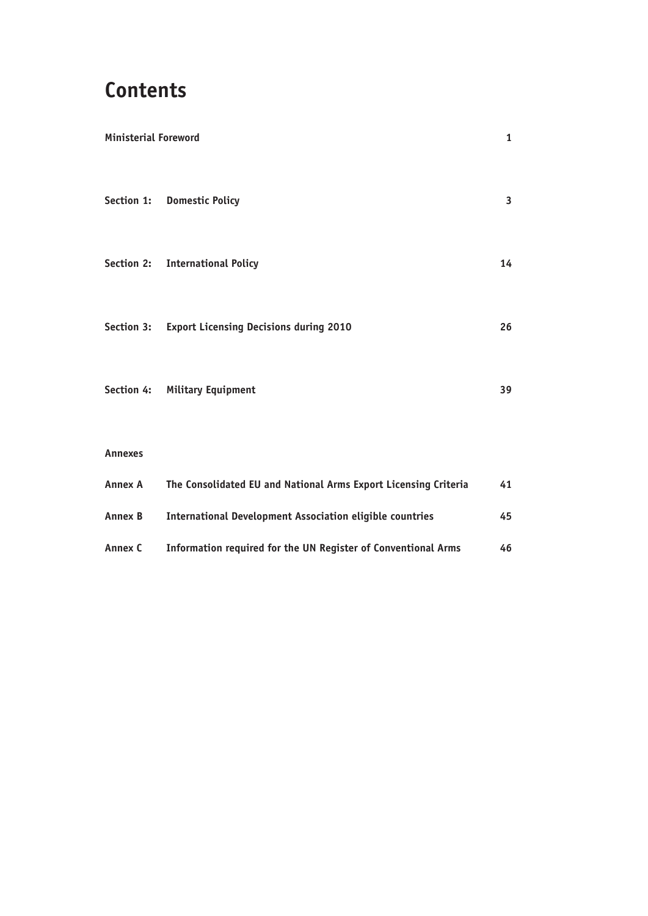# Contents

| | | |
|---|---|---|
| **Ministerial Foreword** | | **1** |
| **Section 1:** | **Domestic Policy** | **3** |
| **Section 2:** | **International Policy** | **14** |
| **Section 3:** | **Export Licensing Decisions during 2010** | **26** |
| **Section 4:** | **Military Equipment** | **39** |
| **Annexes** | | |
| **Annex A** | **The Consolidated EU and National Arms Export Licensing Criteria** | **41** |
| **Annex B** | **International Development Association eligible countries** | **45** |
| **Annex C** | **Information required for the UN Register of Conventional Arms** | **46** |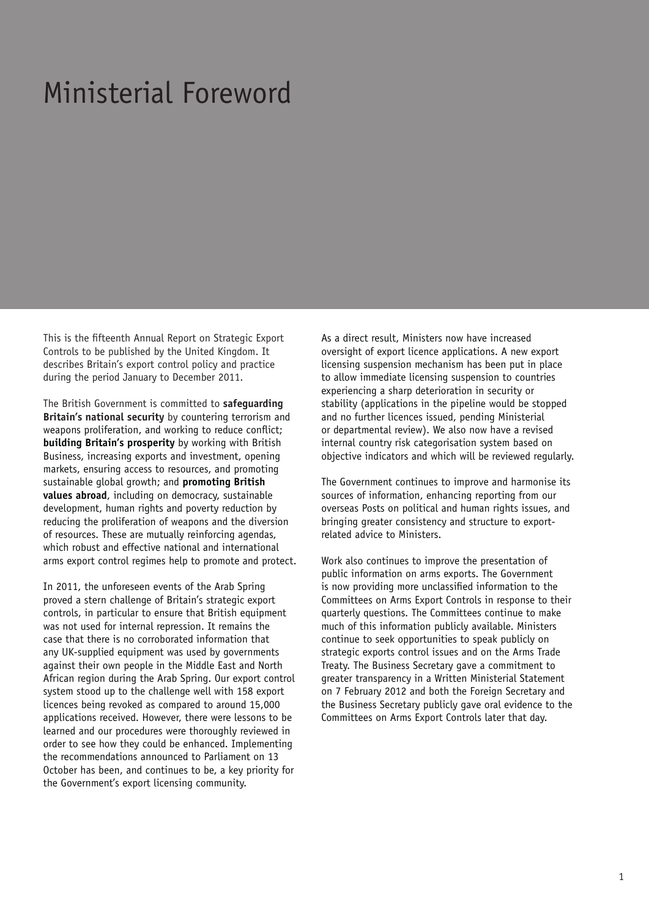# Ministerial Foreword

This is the fifteenth Annual Report on Strategic Export Controls to be published by the United Kingdom. It describes Britain's export control policy and practice during the period January to December 2011.

The British Government is committed to **safeguarding Britain's national security** by countering terrorism and weapons proliferation, and working to reduce conflict; **building Britain's prosperity** by working with British Business, increasing exports and investment, opening markets, ensuring access to resources, and promoting sustainable global growth; and **promoting British values abroad**, including on democracy, sustainable development, human rights and poverty reduction by reducing the proliferation of weapons and the diversion of resources. These are mutually reinforcing agendas, which robust and effective national and international arms export control regimes help to promote and protect.

In 2011, the unforeseen events of the Arab Spring proved a stern challenge of Britain's strategic export controls, in particular to ensure that British equipment was not used for internal repression. It remains the case that there is no corroborated information that any UK-supplied equipment was used by governments against their own people in the Middle East and North African region during the Arab Spring. Our export control system stood up to the challenge well with 158 export licences being revoked as compared to around 15,000 applications received. However, there were lessons to be learned and our procedures were thoroughly reviewed in order to see how they could be enhanced. Implementing the recommendations announced to Parliament on 13 October has been, and continues to be, a key priority for the Government's export licensing community.

As a direct result, Ministers now have increased oversight of export licence applications. A new export licensing suspension mechanism has been put in place to allow immediate licensing suspension to countries experiencing a sharp deterioration in security or stability (applications in the pipeline would be stopped and no further licences issued, pending Ministerial or departmental review). We also now have a revised internal country risk categorisation system based on objective indicators and which will be reviewed regularly.

The Government continues to improve and harmonise its sources of information, enhancing reporting from our overseas Posts on political and human rights issues, and bringing greater consistency and structure to export-related advice to Ministers.

Work also continues to improve the presentation of public information on arms exports. The Government is now providing more unclassified information to the Committees on Arms Export Controls in response to their quarterly questions. The Committees continue to make much of this information publicly available. Ministers continue to seek opportunities to speak publicly on strategic exports control issues and on the Arms Trade Treaty. The Business Secretary gave a commitment to greater transparency in a Written Ministerial Statement on 7 February 2012 and both the Foreign Secretary and the Business Secretary publicly gave oral evidence to the Committees on Arms Export Controls later that day.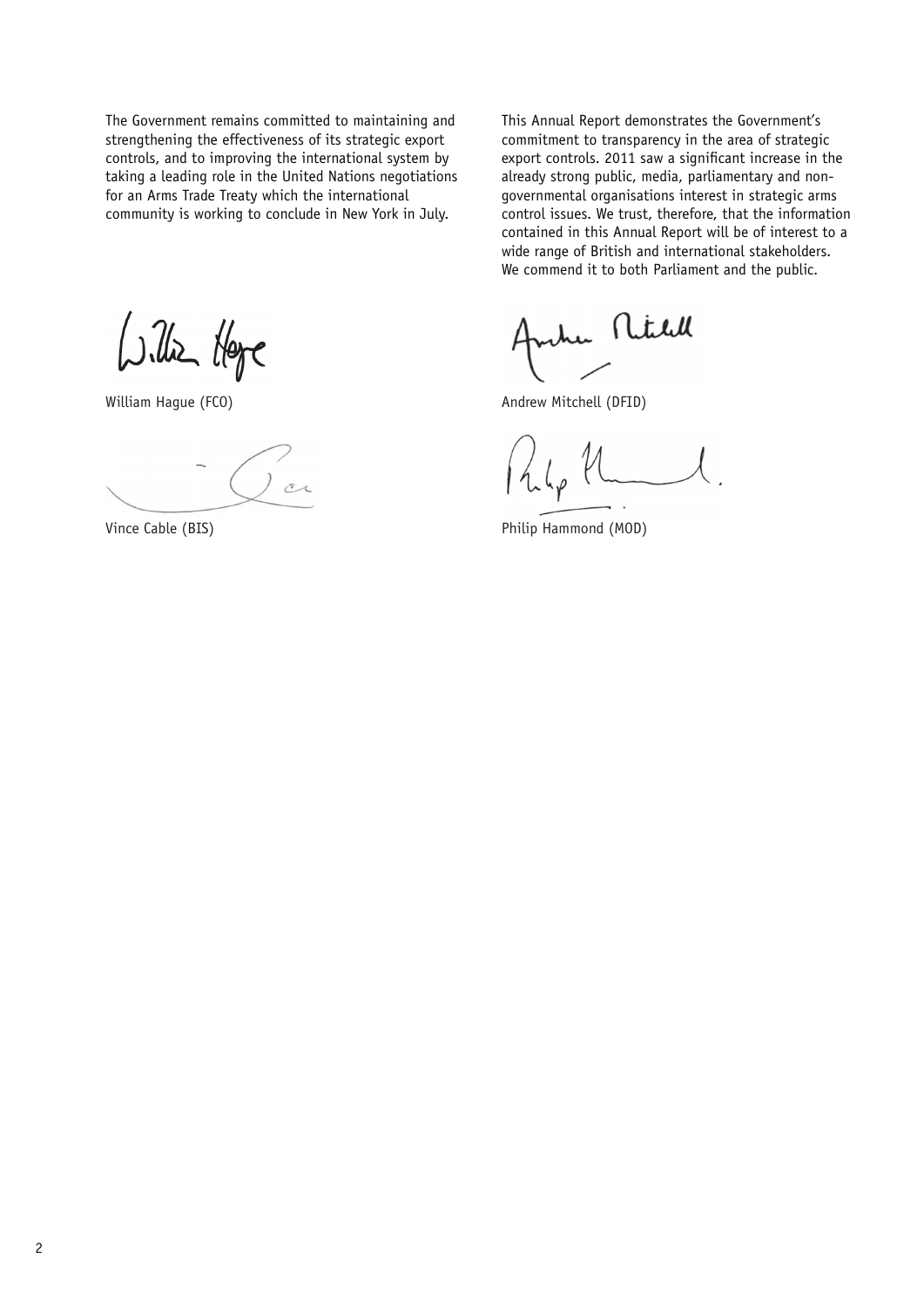The Government remains committed to maintaining and strengthening the effectiveness of its strategic export controls, and to improving the international system by taking a leading role in the United Nations negotiations for an Arms Trade Treaty which the international community is working to conclude in New York in July.

This Annual Report demonstrates the Government's commitment to transparency in the area of strategic export controls. 2011 saw a significant increase in the already strong public, media, parliamentary and non-governmental organisations interest in strategic arms control issues. We trust, therefore, that the information contained in this Annual Report will be of interest to a wide range of British and international stakeholders. We commend it to both Parliament and the public.

William Hague (FCO)

Andrew Mitchell (DFID)

Vince Cable (BIS)

Philip Hammond (MOD)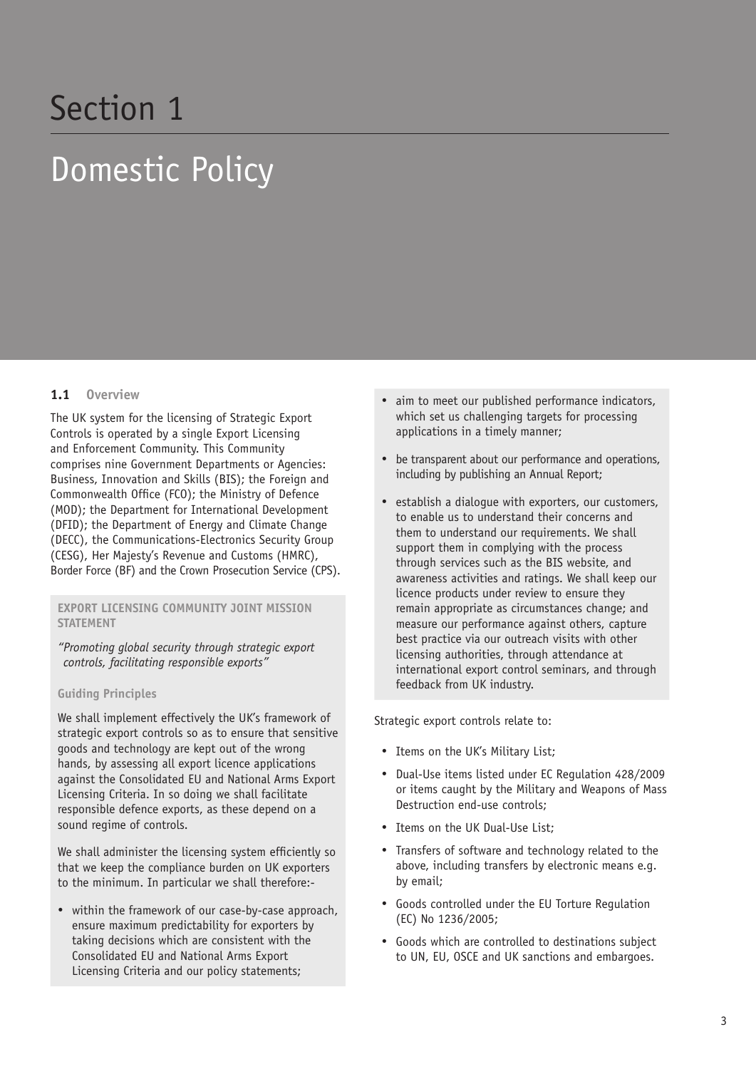# Section 1

# Domestic Policy

## 1.1 Overview

The UK system for the licensing of Strategic Export Controls is operated by a single Export Licensing and Enforcement Community. This Community comprises nine Government Departments or Agencies: Business, Innovation and Skills (BIS); the Foreign and Commonwealth Office (FCO); the Ministry of Defence (MOD); the Department for International Development (DFID); the Department of Energy and Climate Change (DECC), the Communications-Electronics Security Group (CESG), Her Majesty's Revenue and Customs (HMRC), Border Force (BF) and the Crown Prosecution Service (CPS).

**EXPORT LICENSING COMMUNITY JOINT MISSION STATEMENT**

*"Promoting global security through strategic export controls, facilitating responsible exports"*

**Guiding Principles**

We shall implement effectively the UK's framework of strategic export controls so as to ensure that sensitive goods and technology are kept out of the wrong hands, by assessing all export licence applications against the Consolidated EU and National Arms Export Licensing Criteria. In so doing we shall facilitate responsible defence exports, as these depend on a sound regime of controls.

We shall administer the licensing system efficiently so that we keep the compliance burden on UK exporters to the minimum. In particular we shall therefore:-

- within the framework of our case-by-case approach, ensure maximum predictability for exporters by taking decisions which are consistent with the Consolidated EU and National Arms Export Licensing Criteria and our policy statements;
- aim to meet our published performance indicators, which set us challenging targets for processing applications in a timely manner;
- be transparent about our performance and operations, including by publishing an Annual Report;
- establish a dialogue with exporters, our customers, to enable us to understand their concerns and them to understand our requirements. We shall support them in complying with the process through services such as the BIS website, and awareness activities and ratings. We shall keep our licence products under review to ensure they remain appropriate as circumstances change; and measure our performance against others, capture best practice via our outreach visits with other licensing authorities, through attendance at international export control seminars, and through feedback from UK industry.

Strategic export controls relate to:

- Items on the UK's Military List;
- Dual-Use items listed under EC Regulation 428/2009 or items caught by the Military and Weapons of Mass Destruction end-use controls;
- Items on the UK Dual-Use List;
- Transfers of software and technology related to the above, including transfers by electronic means e.g. by email;
- Goods controlled under the EU Torture Regulation (EC) No 1236/2005;
- Goods which are controlled to destinations subject to UN, EU, OSCE and UK sanctions and embargoes.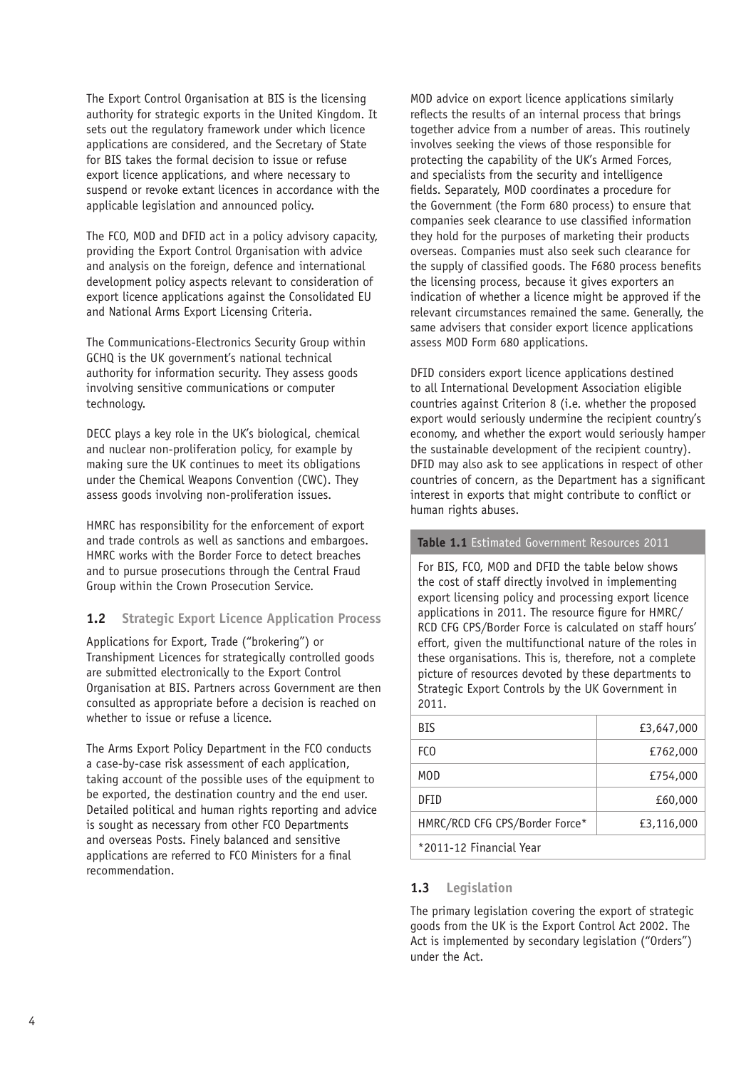The Export Control Organisation at BIS is the licensing authority for strategic exports in the United Kingdom. It sets out the regulatory framework under which licence applications are considered, and the Secretary of State for BIS takes the formal decision to issue or refuse export licence applications, and where necessary to suspend or revoke extant licences in accordance with the applicable legislation and announced policy.

The FCO, MOD and DFID act in a policy advisory capacity, providing the Export Control Organisation with advice and analysis on the foreign, defence and international development policy aspects relevant to consideration of export licence applications against the Consolidated EU and National Arms Export Licensing Criteria.

The Communications-Electronics Security Group within GCHQ is the UK government's national technical authority for information security. They assess goods involving sensitive communications or computer technology.

DECC plays a key role in the UK's biological, chemical and nuclear non-proliferation policy, for example by making sure the UK continues to meet its obligations under the Chemical Weapons Convention (CWC). They assess goods involving non-proliferation issues.

HMRC has responsibility for the enforcement of export and trade controls as well as sanctions and embargoes. HMRC works with the Border Force to detect breaches and to pursue prosecutions through the Central Fraud Group within the Crown Prosecution Service.

## 1.2 Strategic Export Licence Application Process

Applications for Export, Trade ("brokering") or Transhipment Licences for strategically controlled goods are submitted electronically to the Export Control Organisation at BIS. Partners across Government are then consulted as appropriate before a decision is reached on whether to issue or refuse a licence.

The Arms Export Policy Department in the FCO conducts a case-by-case risk assessment of each application, taking account of the possible uses of the equipment to be exported, the destination country and the end user. Detailed political and human rights reporting and advice is sought as necessary from other FCO Departments and overseas Posts. Finely balanced and sensitive applications are referred to FCO Ministers for a final recommendation.

MOD advice on export licence applications similarly reflects the results of an internal process that brings together advice from a number of areas. This routinely involves seeking the views of those responsible for protecting the capability of the UK's Armed Forces, and specialists from the security and intelligence fields. Separately, MOD coordinates a procedure for the Government (the Form 680 process) to ensure that companies seek clearance to use classified information they hold for the purposes of marketing their products overseas. Companies must also seek such clearance for the supply of classified goods. The F680 process benefits the licensing process, because it gives exporters an indication of whether a licence might be approved if the relevant circumstances remained the same. Generally, the same advisers that consider export licence applications assess MOD Form 680 applications.

DFID considers export licence applications destined to all International Development Association eligible countries against Criterion 8 (i.e. whether the proposed export would seriously undermine the recipient country's economy, and whether the export would seriously hamper the sustainable development of the recipient country). DFID may also ask to see applications in respect of other countries of concern, as the Department has a significant interest in exports that might contribute to conflict or human rights abuses.

**Table 1.1** Estimated Government Resources 2011

For BIS, FCO, MOD and DFID the table below shows the cost of staff directly involved in implementing export licensing policy and processing export licence applications in 2011. The resource figure for HMRC/RCD CFG CPS/Border Force is calculated on staff hours' effort, given the multifunctional nature of the roles in these organisations. This is, therefore, not a complete picture of resources devoted by these departments to Strategic Export Controls by the UK Government in 2011.

| Department | Cost |
|---|---|
| BIS | £3,647,000 |
| FCO | £762,000 |
| MOD | £754,000 |
| DFID | £60,000 |
| HMRC/RCD CFG CPS/Border Force* | £3,116,000 |

*2011-12 Financial Year

## 1.3 Legislation

The primary legislation covering the export of strategic goods from the UK is the Export Control Act 2002. The Act is implemented by secondary legislation ("Orders") under the Act.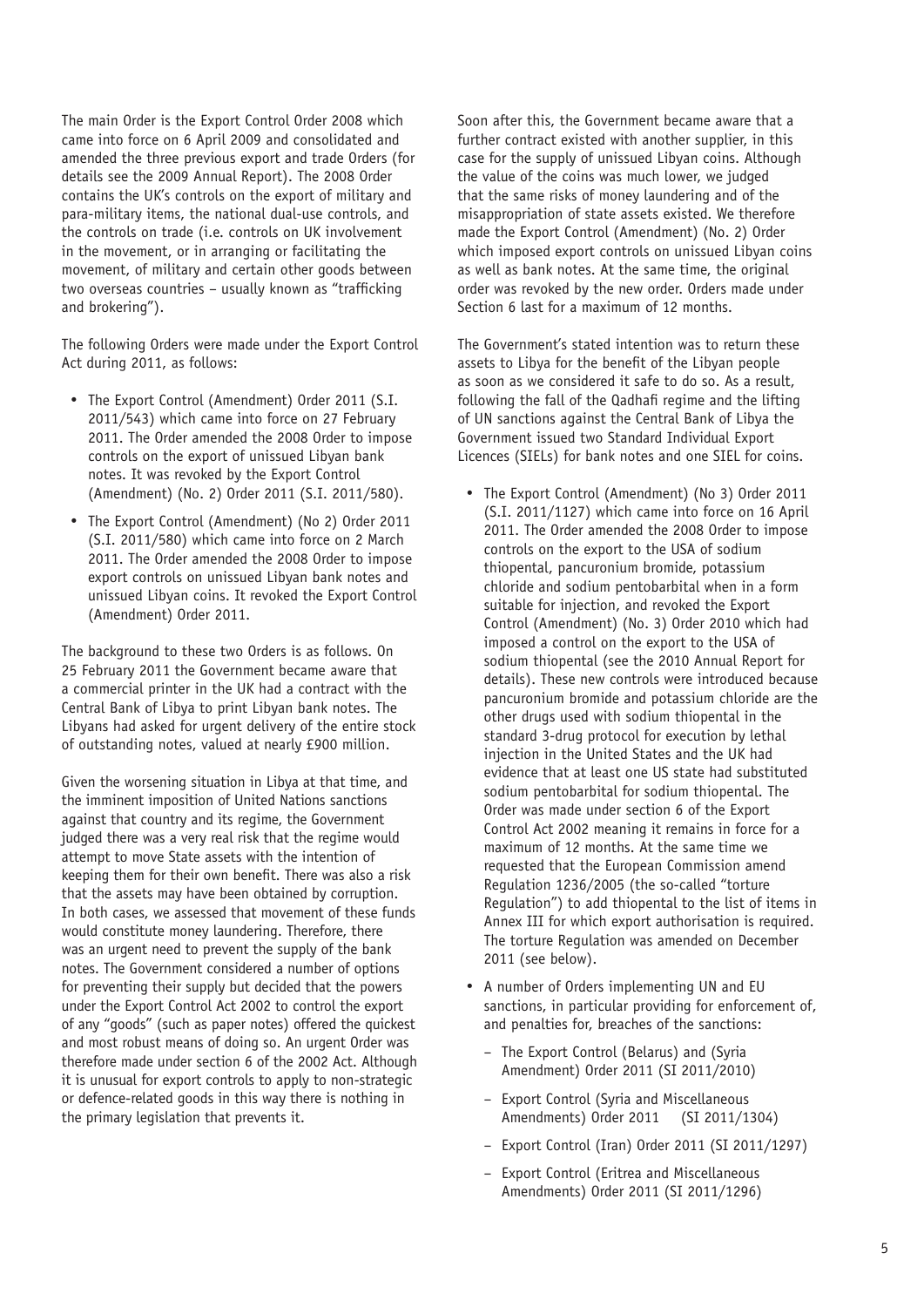The main Order is the Export Control Order 2008 which came into force on 6 April 2009 and consolidated and amended the three previous export and trade Orders (for details see the 2009 Annual Report). The 2008 Order contains the UK's controls on the export of military and para-military items, the national dual-use controls, and the controls on trade (i.e. controls on UK involvement in the movement, or in arranging or facilitating the movement, of military and certain other goods between two overseas countries – usually known as "trafficking and brokering").

The following Orders were made under the Export Control Act during 2011, as follows:

- The Export Control (Amendment) Order 2011 (S.I. 2011/543) which came into force on 27 February 2011. The Order amended the 2008 Order to impose controls on the export of unissued Libyan bank notes. It was revoked by the Export Control (Amendment) (No. 2) Order 2011 (S.I. 2011/580).
- The Export Control (Amendment) (No 2) Order 2011 (S.I. 2011/580) which came into force on 2 March 2011. The Order amended the 2008 Order to impose export controls on unissued Libyan bank notes and unissued Libyan coins. It revoked the Export Control (Amendment) Order 2011.

The background to these two Orders is as follows. On 25 February 2011 the Government became aware that a commercial printer in the UK had a contract with the Central Bank of Libya to print Libyan bank notes. The Libyans had asked for urgent delivery of the entire stock of outstanding notes, valued at nearly £900 million.

Given the worsening situation in Libya at that time, and the imminent imposition of United Nations sanctions against that country and its regime, the Government judged there was a very real risk that the regime would attempt to move State assets with the intention of keeping them for their own benefit. There was also a risk that the assets may have been obtained by corruption. In both cases, we assessed that movement of these funds would constitute money laundering. Therefore, there was an urgent need to prevent the supply of the bank notes. The Government considered a number of options for preventing their supply but decided that the powers under the Export Control Act 2002 to control the export of any "goods" (such as paper notes) offered the quickest and most robust means of doing so. An urgent Order was therefore made under section 6 of the 2002 Act. Although it is unusual for export controls to apply to non-strategic or defence-related goods in this way there is nothing in the primary legislation that prevents it.

Soon after this, the Government became aware that a further contract existed with another supplier, in this case for the supply of unissued Libyan coins. Although the value of the coins was much lower, we judged that the same risks of money laundering and of the misappropriation of state assets existed. We therefore made the Export Control (Amendment) (No. 2) Order which imposed export controls on unissued Libyan coins as well as bank notes. At the same time, the original order was revoked by the new order. Orders made under Section 6 last for a maximum of 12 months.

The Government's stated intention was to return these assets to Libya for the benefit of the Libyan people as soon as we considered it safe to do so. As a result, following the fall of the Qadhafi regime and the lifting of UN sanctions against the Central Bank of Libya the Government issued two Standard Individual Export Licences (SIELs) for bank notes and one SIEL for coins.

- The Export Control (Amendment) (No 3) Order 2011 (S.I. 2011/1127) which came into force on 16 April 2011. The Order amended the 2008 Order to impose controls on the export to the USA of sodium thiopental, pancuronium bromide, potassium chloride and sodium pentobarbital when in a form suitable for injection, and revoked the Export Control (Amendment) (No. 3) Order 2010 which had imposed a control on the export to the USA of sodium thiopental (see the 2010 Annual Report for details). These new controls were introduced because pancuronium bromide and potassium chloride are the other drugs used with sodium thiopental in the standard 3-drug protocol for execution by lethal injection in the United States and the UK had evidence that at least one US state had substituted sodium pentobarbital for sodium thiopental. The Order was made under section 6 of the Export Control Act 2002 meaning it remains in force for a maximum of 12 months. At the same time we requested that the European Commission amend Regulation 1236/2005 (the so-called "torture Regulation") to add thiopental to the list of items in Annex III for which export authorisation is required. The torture Regulation was amended on December 2011 (see below).
- A number of Orders implementing UN and EU sanctions, in particular providing for enforcement of, and penalties for, breaches of the sanctions:
  - The Export Control (Belarus) and (Syria Amendment) Order 2011 (SI 2011/2010)
  - Export Control (Syria and Miscellaneous Amendments) Order 2011 (SI 2011/1304)
  - Export Control (Iran) Order 2011 (SI 2011/1297)
  - Export Control (Eritrea and Miscellaneous Amendments) Order 2011 (SI 2011/1296)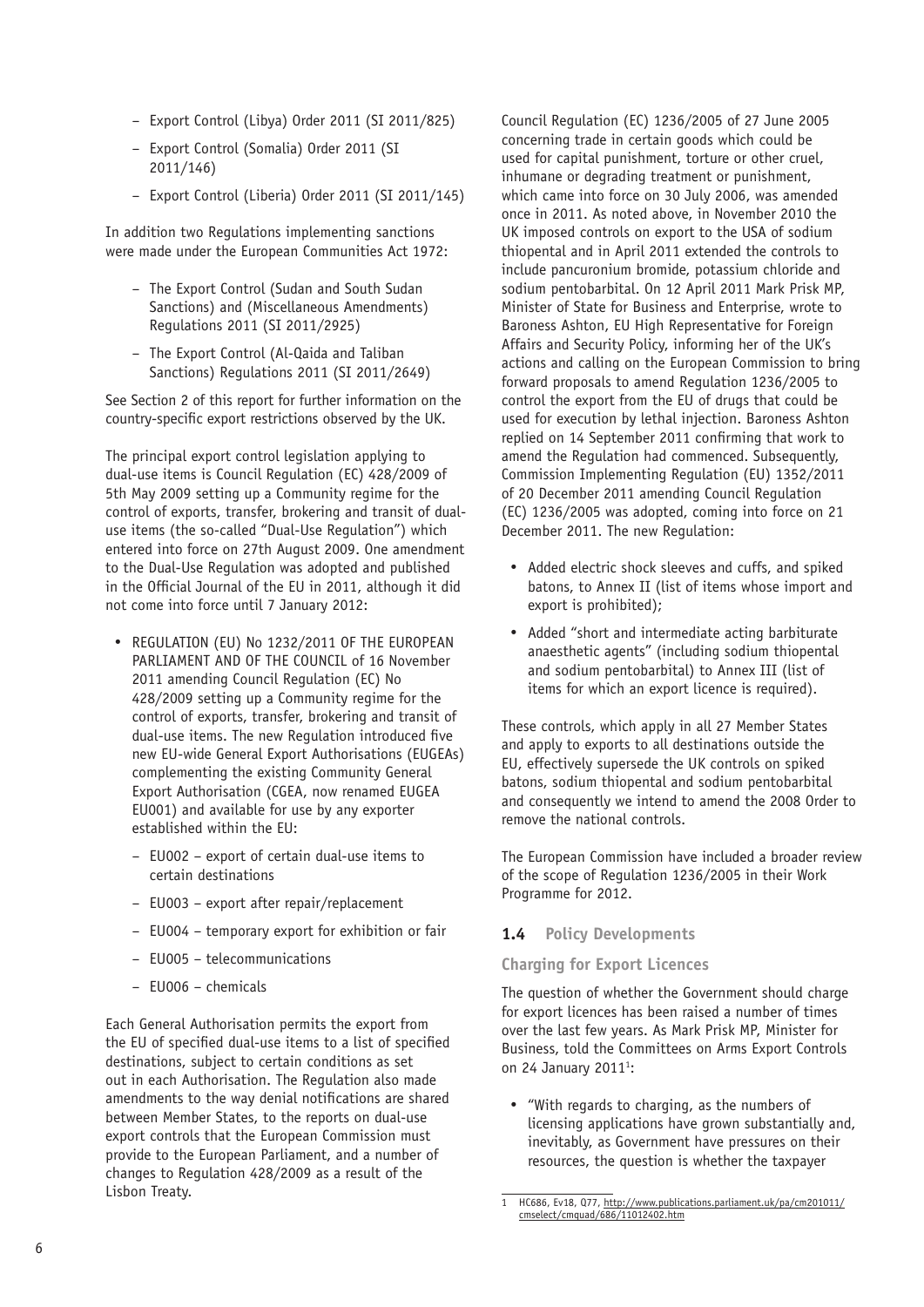- Export Control (Libya) Order 2011 (SI 2011/825)
- Export Control (Somalia) Order 2011 (SI 2011/146)
- Export Control (Liberia) Order 2011 (SI 2011/145)

In addition two Regulations implementing sanctions were made under the European Communities Act 1972:

- The Export Control (Sudan and South Sudan Sanctions) and (Miscellaneous Amendments) Regulations 2011 (SI 2011/2925)
- The Export Control (Al-Qaida and Taliban Sanctions) Regulations 2011 (SI 2011/2649)

See Section 2 of this report for further information on the country-specific export restrictions observed by the UK.

The principal export control legislation applying to dual-use items is Council Regulation (EC) 428/2009 of 5th May 2009 setting up a Community regime for the control of exports, transfer, brokering and transit of dual-use items (the so-called "Dual-Use Regulation") which entered into force on 27th August 2009. One amendment to the Dual-Use Regulation was adopted and published in the Official Journal of the EU in 2011, although it did not come into force until 7 January 2012:

- REGULATION (EU) No 1232/2011 OF THE EUROPEAN PARLIAMENT AND OF THE COUNCIL of 16 November 2011 amending Council Regulation (EC) No 428/2009 setting up a Community regime for the control of exports, transfer, brokering and transit of dual-use items. The new Regulation introduced five new EU-wide General Export Authorisations (EUGEAs) complementing the existing Community General Export Authorisation (CGEA, now renamed EUGEA EU001) and available for use by any exporter established within the EU:
  - EU002 – export of certain dual-use items to certain destinations
  - EU003 – export after repair/replacement
  - EU004 – temporary export for exhibition or fair
  - EU005 – telecommunications
  - EU006 – chemicals

Each General Authorisation permits the export from the EU of specified dual-use items to a list of specified destinations, subject to certain conditions as set out in each Authorisation. The Regulation also made amendments to the way denial notifications are shared between Member States, to the reports on dual-use export controls that the European Commission must provide to the European Parliament, and a number of changes to Regulation 428/2009 as a result of the Lisbon Treaty.

Council Regulation (EC) 1236/2005 of 27 June 2005 concerning trade in certain goods which could be used for capital punishment, torture or other cruel, inhumane or degrading treatment or punishment, which came into force on 30 July 2006, was amended once in 2011. As noted above, in November 2010 the UK imposed controls on export to the USA of sodium thiopental and in April 2011 extended the controls to include pancuronium bromide, potassium chloride and sodium pentobarbital. On 12 April 2011 Mark Prisk MP, Minister of State for Business and Enterprise, wrote to Baroness Ashton, EU High Representative for Foreign Affairs and Security Policy, informing her of the UK's actions and calling on the European Commission to bring forward proposals to amend Regulation 1236/2005 to control the export from the EU of drugs that could be used for execution by lethal injection. Baroness Ashton replied on 14 September 2011 confirming that work to amend the Regulation had commenced. Subsequently, Commission Implementing Regulation (EU) 1352/2011 of 20 December 2011 amending Council Regulation (EC) 1236/2005 was adopted, coming into force on 21 December 2011. The new Regulation:

- Added electric shock sleeves and cuffs, and spiked batons, to Annex II (list of items whose import and export is prohibited);
- Added "short and intermediate acting barbiturate anaesthetic agents" (including sodium thiopental and sodium pentobarbital) to Annex III (list of items for which an export licence is required).

These controls, which apply in all 27 Member States and apply to exports to all destinations outside the EU, effectively supersede the UK controls on spiked batons, sodium thiopental and sodium pentobarbital and consequently we intend to amend the 2008 Order to remove the national controls.

The European Commission have included a broader review of the scope of Regulation 1236/2005 in their Work Programme for 2012.

## 1.4 Policy Developments

### Charging for Export Licences

The question of whether the Government should charge for export licences has been raised a number of times over the last few years. As Mark Prisk MP, Minister for Business, told the Committees on Arms Export Controls on 24 January 2011[1]:

- "With regards to charging, as the numbers of licensing applications have grown substantially and, inevitably, as Government have pressures on their resources, the question is whether the taxpayer

1 HC686, Ev18, Q77, http://www.publications.parliament.uk/pa/cm201011/cmselect/cmquad/686/11012402.htm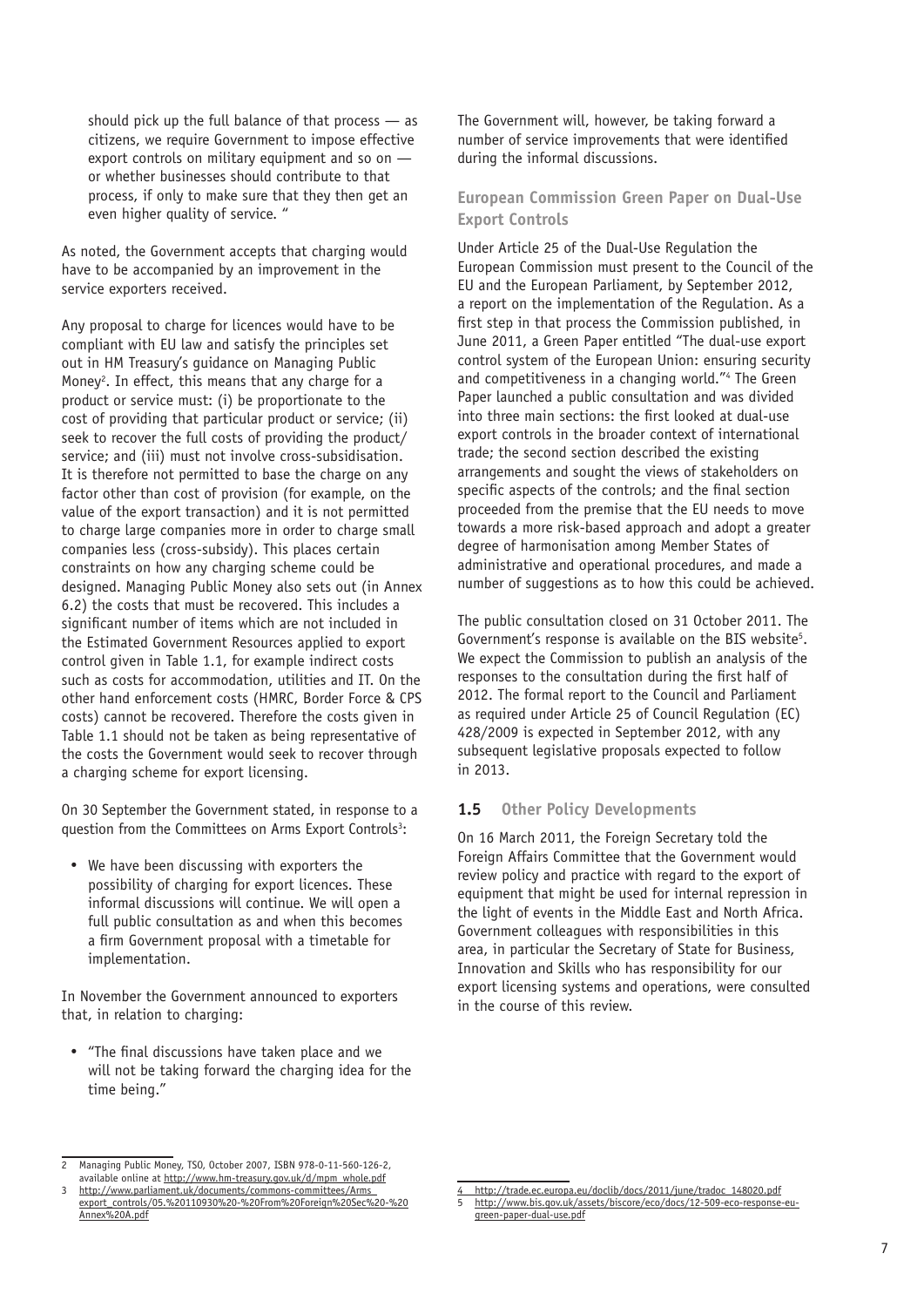should pick up the full balance of that process — as citizens, we require Government to impose effective export controls on military equipment and so on — or whether businesses should contribute to that process, if only to make sure that they then get an even higher quality of service. "

As noted, the Government accepts that charging would have to be accompanied by an improvement in the service exporters received.

Any proposal to charge for licences would have to be compliant with EU law and satisfy the principles set out in HM Treasury's guidance on Managing Public Money[2]. In effect, this means that any charge for a product or service must: (i) be proportionate to the cost of providing that particular product or service; (ii) seek to recover the full costs of providing the product/service; and (iii) must not involve cross-subsidisation. It is therefore not permitted to base the charge on any factor other than cost of provision (for example, on the value of the export transaction) and it is not permitted to charge large companies more in order to charge small companies less (cross-subsidy). This places certain constraints on how any charging scheme could be designed. Managing Public Money also sets out (in Annex 6.2) the costs that must be recovered. This includes a significant number of items which are not included in the Estimated Government Resources applied to export control given in Table 1.1, for example indirect costs such as costs for accommodation, utilities and IT. On the other hand enforcement costs (HMRC, Border Force & CPS costs) cannot be recovered. Therefore the costs given in Table 1.1 should not be taken as being representative of the costs the Government would seek to recover through a charging scheme for export licensing.

On 30 September the Government stated, in response to a question from the Committees on Arms Export Controls[3]:

- We have been discussing with exporters the possibility of charging for export licences. These informal discussions will continue. We will open a full public consultation as and when this becomes a firm Government proposal with a timetable for implementation.

In November the Government announced to exporters that, in relation to charging:

- "The final discussions have taken place and we will not be taking forward the charging idea for the time being."

The Government will, however, be taking forward a number of service improvements that were identified during the informal discussions.

### European Commission Green Paper on Dual-Use Export Controls

Under Article 25 of the Dual-Use Regulation the European Commission must present to the Council of the EU and the European Parliament, by September 2012, a report on the implementation of the Regulation. As a first step in that process the Commission published, in June 2011, a Green Paper entitled "The dual-use export control system of the European Union: ensuring security and competitiveness in a changing world."[4] The Green Paper launched a public consultation and was divided into three main sections: the first looked at dual-use export controls in the broader context of international trade; the second section described the existing arrangements and sought the views of stakeholders on specific aspects of the controls; and the final section proceeded from the premise that the EU needs to move towards a more risk-based approach and adopt a greater degree of harmonisation among Member States of administrative and operational procedures, and made a number of suggestions as to how this could be achieved.

The public consultation closed on 31 October 2011. The Government's response is available on the BIS website[5]. We expect the Commission to publish an analysis of the responses to the consultation during the first half of 2012. The formal report to the Council and Parliament as required under Article 25 of Council Regulation (EC) 428/2009 is expected in September 2012, with any subsequent legislative proposals expected to follow in 2013.

## 1.5 Other Policy Developments

On 16 March 2011, the Foreign Secretary told the Foreign Affairs Committee that the Government would review policy and practice with regard to the export of equipment that might be used for internal repression in the light of events in the Middle East and North Africa. Government colleagues with responsibilities in this area, in particular the Secretary of State for Business, Innovation and Skills who has responsibility for our export licensing systems and operations, were consulted in the course of this review.

---

2 Managing Public Money, TSO, October 2007, ISBN 978-0-11-560-126-2, available online at http://www.hm-treasury.gov.uk/d/mpm_whole.pdf

3 http://www.parliament.uk/documents/commons-committees/Arms_export_controls/05.%20110930%20-%20From%20Foreign%20Sec%20-%20Annex%20A.pdf

4 http://trade.ec.europa.eu/doclib/docs/2011/june/tradoc_148020.pdf

5 http://www.bis.gov.uk/assets/biscore/eco/docs/12-509-eco-response-eu-green-paper-dual-use.pdf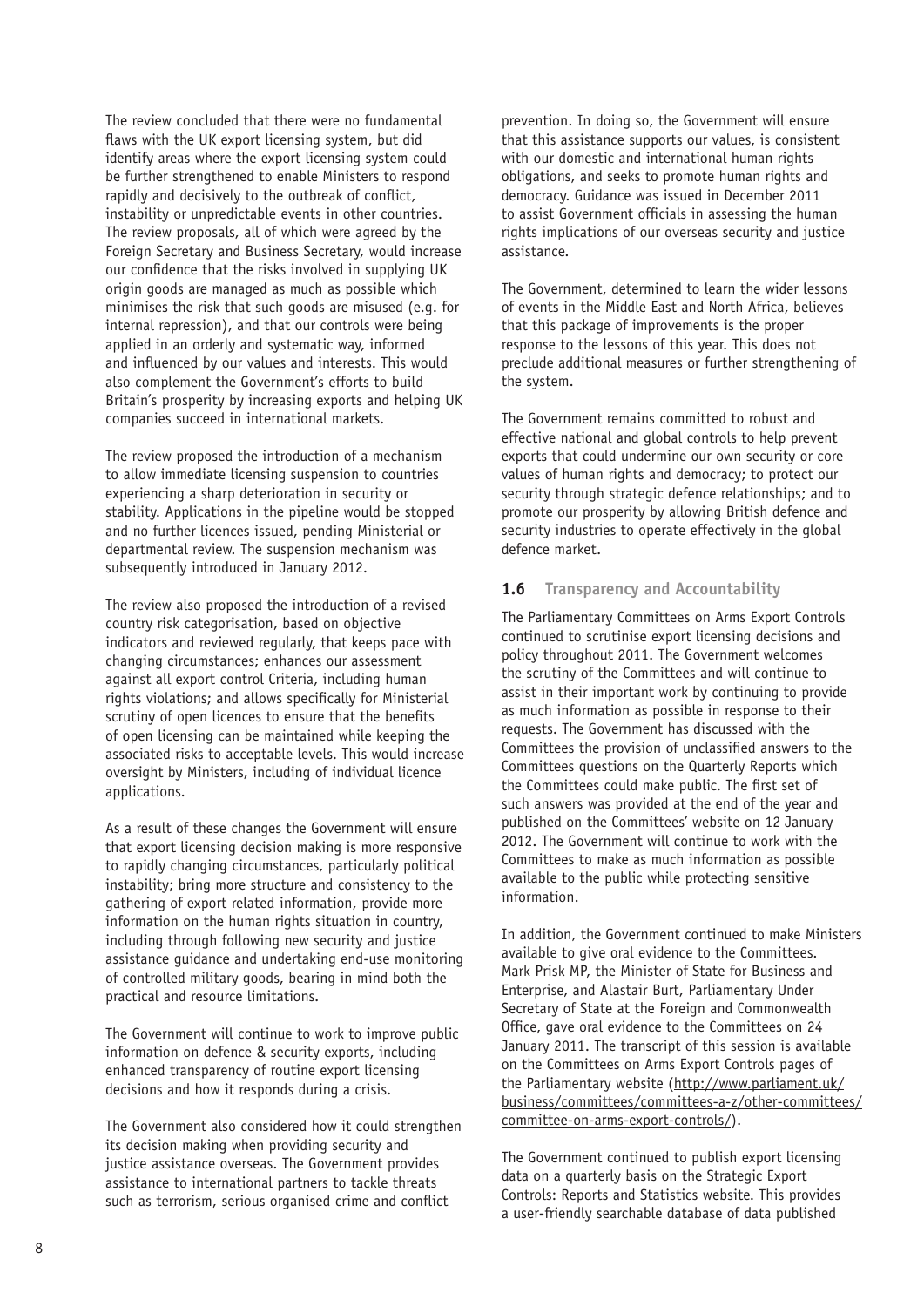The review concluded that there were no fundamental flaws with the UK export licensing system, but did identify areas where the export licensing system could be further strengthened to enable Ministers to respond rapidly and decisively to the outbreak of conflict, instability or unpredictable events in other countries. The review proposals, all of which were agreed by the Foreign Secretary and Business Secretary, would increase our confidence that the risks involved in supplying UK origin goods are managed as much as possible which minimises the risk that such goods are misused (e.g. for internal repression), and that our controls were being applied in an orderly and systematic way, informed and influenced by our values and interests. This would also complement the Government's efforts to build Britain's prosperity by increasing exports and helping UK companies succeed in international markets.

The review proposed the introduction of a mechanism to allow immediate licensing suspension to countries experiencing a sharp deterioration in security or stability. Applications in the pipeline would be stopped and no further licences issued, pending Ministerial or departmental review. The suspension mechanism was subsequently introduced in January 2012.

The review also proposed the introduction of a revised country risk categorisation, based on objective indicators and reviewed regularly, that keeps pace with changing circumstances; enhances our assessment against all export control Criteria, including human rights violations; and allows specifically for Ministerial scrutiny of open licences to ensure that the benefits of open licensing can be maintained while keeping the associated risks to acceptable levels. This would increase oversight by Ministers, including of individual licence applications.

As a result of these changes the Government will ensure that export licensing decision making is more responsive to rapidly changing circumstances, particularly political instability; bring more structure and consistency to the gathering of export related information, provide more information on the human rights situation in country, including through following new security and justice assistance guidance and undertaking end-use monitoring of controlled military goods, bearing in mind both the practical and resource limitations.

The Government will continue to work to improve public information on defence & security exports, including enhanced transparency of routine export licensing decisions and how it responds during a crisis.

The Government also considered how it could strengthen its decision making when providing security and justice assistance overseas. The Government provides assistance to international partners to tackle threats such as terrorism, serious organised crime and conflict prevention. In doing so, the Government will ensure that this assistance supports our values, is consistent with our domestic and international human rights obligations, and seeks to promote human rights and democracy. Guidance was issued in December 2011 to assist Government officials in assessing the human rights implications of our overseas security and justice assistance.

The Government, determined to learn the wider lessons of events in the Middle East and North Africa, believes that this package of improvements is the proper response to the lessons of this year. This does not preclude additional measures or further strengthening of the system.

The Government remains committed to robust and effective national and global controls to help prevent exports that could undermine our own security or core values of human rights and democracy; to protect our security through strategic defence relationships; and to promote our prosperity by allowing British defence and security industries to operate effectively in the global defence market.

## 1.6 Transparency and Accountability

The Parliamentary Committees on Arms Export Controls continued to scrutinise export licensing decisions and policy throughout 2011. The Government welcomes the scrutiny of the Committees and will continue to assist in their important work by continuing to provide as much information as possible in response to their requests. The Government has discussed with the Committees the provision of unclassified answers to the Committees questions on the Quarterly Reports which the Committees could make public. The first set of such answers was provided at the end of the year and published on the Committees' website on 12 January 2012. The Government will continue to work with the Committees to make as much information as possible available to the public while protecting sensitive information.

In addition, the Government continued to make Ministers available to give oral evidence to the Committees. Mark Prisk MP, the Minister of State for Business and Enterprise, and Alastair Burt, Parliamentary Under Secretary of State at the Foreign and Commonwealth Office, gave oral evidence to the Committees on 24 January 2011. The transcript of this session is available on the Committees on Arms Export Controls pages of the Parliamentary website (http://www.parliament.uk/business/committees/committees-a-z/other-committees/committee-on-arms-export-controls/).

The Government continued to publish export licensing data on a quarterly basis on the Strategic Export Controls: Reports and Statistics website. This provides a user-friendly searchable database of data published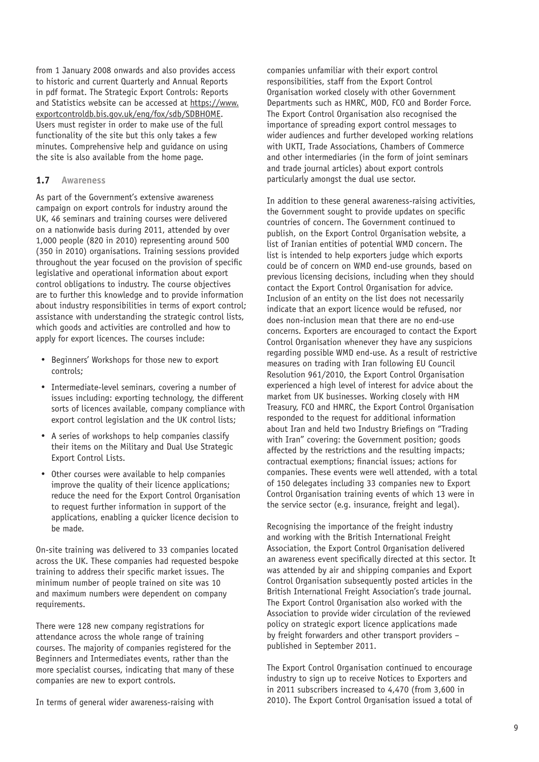from 1 January 2008 onwards and also provides access to historic and current Quarterly and Annual Reports in pdf format. The Strategic Export Controls: Reports and Statistics website can be accessed at https://www.exportcontroldb.bis.gov.uk/eng/fox/sdb/SDBHOME. Users must register in order to make use of the full functionality of the site but this only takes a few minutes. Comprehensive help and guidance on using the site is also available from the home page.

## 1.7 Awareness

As part of the Government's extensive awareness campaign on export controls for industry around the UK, 46 seminars and training courses were delivered on a nationwide basis during 2011, attended by over 1,000 people (820 in 2010) representing around 500 (350 in 2010) organisations. Training sessions provided throughout the year focused on the provision of specific legislative and operational information about export control obligations to industry. The course objectives are to further this knowledge and to provide information about industry responsibilities in terms of export control; assistance with understanding the strategic control lists, which goods and activities are controlled and how to apply for export licences. The courses include:

- Beginners' Workshops for those new to export controls;
- Intermediate-level seminars, covering a number of issues including: exporting technology, the different sorts of licences available, company compliance with export control legislation and the UK control lists;
- A series of workshops to help companies classify their items on the Military and Dual Use Strategic Export Control Lists.
- Other courses were available to help companies improve the quality of their licence applications; reduce the need for the Export Control Organisation to request further information in support of the applications, enabling a quicker licence decision to be made.

On-site training was delivered to 33 companies located across the UK. These companies had requested bespoke training to address their specific market issues. The minimum number of people trained on site was 10 and maximum numbers were dependent on company requirements.

There were 128 new company registrations for attendance across the whole range of training courses. The majority of companies registered for the Beginners and Intermediates events, rather than the more specialist courses, indicating that many of these companies are new to export controls.

In terms of general wider awareness-raising with companies unfamiliar with their export control responsibilities, staff from the Export Control Organisation worked closely with other Government Departments such as HMRC, MOD, FCO and Border Force. The Export Control Organisation also recognised the importance of spreading export control messages to wider audiences and further developed working relations with UKTI, Trade Associations, Chambers of Commerce and other intermediaries (in the form of joint seminars and trade journal articles) about export controls particularly amongst the dual use sector.

In addition to these general awareness-raising activities, the Government sought to provide updates on specific countries of concern. The Government continued to publish, on the Export Control Organisation website, a list of Iranian entities of potential WMD concern. The list is intended to help exporters judge which exports could be of concern on WMD end-use grounds, based on previous licensing decisions, including when they should contact the Export Control Organisation for advice. Inclusion of an entity on the list does not necessarily indicate that an export licence would be refused, nor does non-inclusion mean that there are no end-use concerns. Exporters are encouraged to contact the Export Control Organisation whenever they have any suspicions regarding possible WMD end-use. As a result of restrictive measures on trading with Iran following EU Council Resolution 961/2010, the Export Control Organisation experienced a high level of interest for advice about the market from UK businesses. Working closely with HM Treasury, FCO and HMRC, the Export Control Organisation responded to the request for additional information about Iran and held two Industry Briefings on "Trading with Iran" covering: the Government position; goods affected by the restrictions and the resulting impacts; contractual exemptions; financial issues; actions for companies. These events were well attended, with a total of 150 delegates including 33 companies new to Export Control Organisation training events of which 13 were in the service sector (e.g. insurance, freight and legal).

Recognising the importance of the freight industry and working with the British International Freight Association, the Export Control Organisation delivered an awareness event specifically directed at this sector. It was attended by air and shipping companies and Export Control Organisation subsequently posted articles in the British International Freight Association's trade journal. The Export Control Organisation also worked with the Association to provide wider circulation of the reviewed policy on strategic export licence applications made by freight forwarders and other transport providers – published in September 2011.

The Export Control Organisation continued to encourage industry to sign up to receive Notices to Exporters and in 2011 subscribers increased to 4,470 (from 3,600 in 2010). The Export Control Organisation issued a total of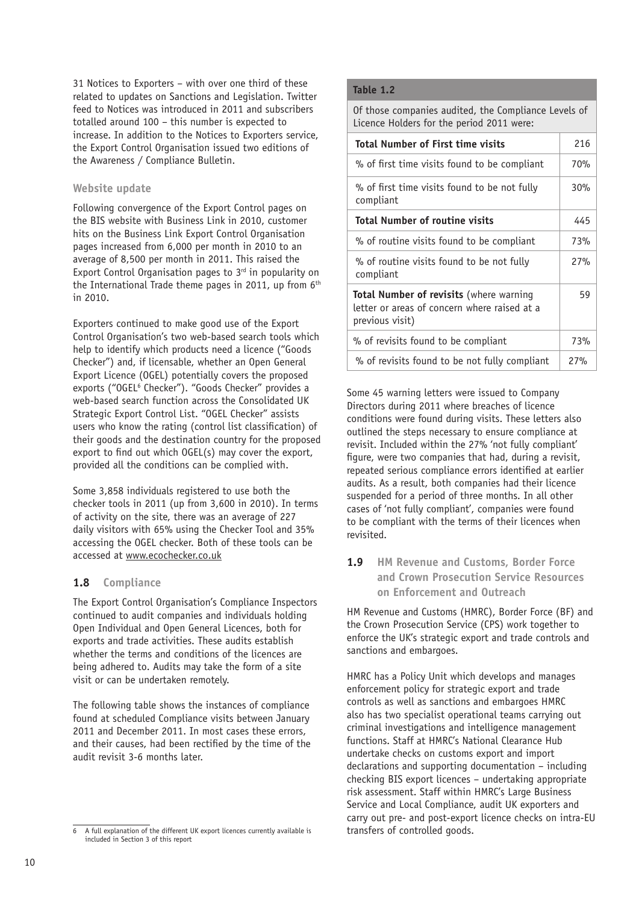31 Notices to Exporters – with over one third of these related to updates on Sanctions and Legislation. Twitter feed to Notices was introduced in 2011 and subscribers totalled around 100 – this number is expected to increase. In addition to the Notices to Exporters service, the Export Control Organisation issued two editions of the Awareness / Compliance Bulletin.

### Website update

Following convergence of the Export Control pages on the BIS website with Business Link in 2010, customer hits on the Business Link Export Control Organisation pages increased from 6,000 per month in 2010 to an average of 8,500 per month in 2011. This raised the Export Control Organisation pages to 3rd in popularity on the International Trade theme pages in 2011, up from 6th in 2010.

Exporters continued to make good use of the Export Control Organisation's two web-based search tools which help to identify which products need a licence ("Goods Checker") and, if licensable, whether an Open General Export Licence (OGEL) potentially covers the proposed exports ("OGEL[6] Checker"). "Goods Checker" provides a web-based search function across the Consolidated UK Strategic Export Control List. "OGEL Checker" assists users who know the rating (control list classification) of their goods and the destination country for the proposed export to find out which OGEL(s) may cover the export, provided all the conditions can be complied with.

Some 3,858 individuals registered to use both the checker tools in 2011 (up from 3,600 in 2010). In terms of activity on the site, there was an average of 227 daily visitors with 65% using the Checker Tool and 35% accessing the OGEL checker. Both of these tools can be accessed at www.ecochecker.co.uk

## 1.8 Compliance

The Export Control Organisation's Compliance Inspectors continued to audit companies and individuals holding Open Individual and Open General Licences, both for exports and trade activities. These audits establish whether the terms and conditions of the licences are being adhered to. Audits may take the form of a site visit or can be undertaken remotely.

The following table shows the instances of compliance found at scheduled Compliance visits between January 2011 and December 2011. In most cases these errors, and their causes, had been rectified by the time of the audit revisit 3-6 months later.

**Table 1.2**

Of those companies audited, the Compliance Levels of Licence Holders for the period 2011 were:

| | |
|---|---|
| **Total Number of First time visits** | 216 |
| % of first time visits found to be compliant | 70% |
| % of first time visits found to be not fully compliant | 30% |
| **Total Number of routine visits** | 445 |
| % of routine visits found to be compliant | 73% |
| % of routine visits found to be not fully compliant | 27% |
| **Total Number of revisits** (where warning letter or areas of concern where raised at a previous visit) | 59 |
| % of revisits found to be compliant | 73% |
| % of revisits found to be not fully compliant | 27% |

Some 45 warning letters were issued to Company Directors during 2011 where breaches of licence conditions were found during visits. These letters also outlined the steps necessary to ensure compliance at revisit. Included within the 27% 'not fully compliant' figure, were two companies that had, during a revisit, repeated serious compliance errors identified at earlier audits. As a result, both companies had their licence suspended for a period of three months. In all other cases of 'not fully compliant', companies were found to be compliant with the terms of their licences when revisited.

## 1.9 HM Revenue and Customs, Border Force and Crown Prosecution Service Resources on Enforcement and Outreach

HM Revenue and Customs (HMRC), Border Force (BF) and the Crown Prosecution Service (CPS) work together to enforce the UK's strategic export and trade controls and sanctions and embargoes.

HMRC has a Policy Unit which develops and manages enforcement policy for strategic export and trade controls as well as sanctions and embargoes HMRC also has two specialist operational teams carrying out criminal investigations and intelligence management functions. Staff at HMRC's National Clearance Hub undertake checks on customs export and import declarations and supporting documentation – including checking BIS export licences – undertaking appropriate risk assessment. Staff within HMRC's Large Business Service and Local Compliance, audit UK exporters and carry out pre- and post-export licence checks on intra-EU transfers of controlled goods.

---

[6] A full explanation of the different UK export licences currently available is included in Section 3 of this report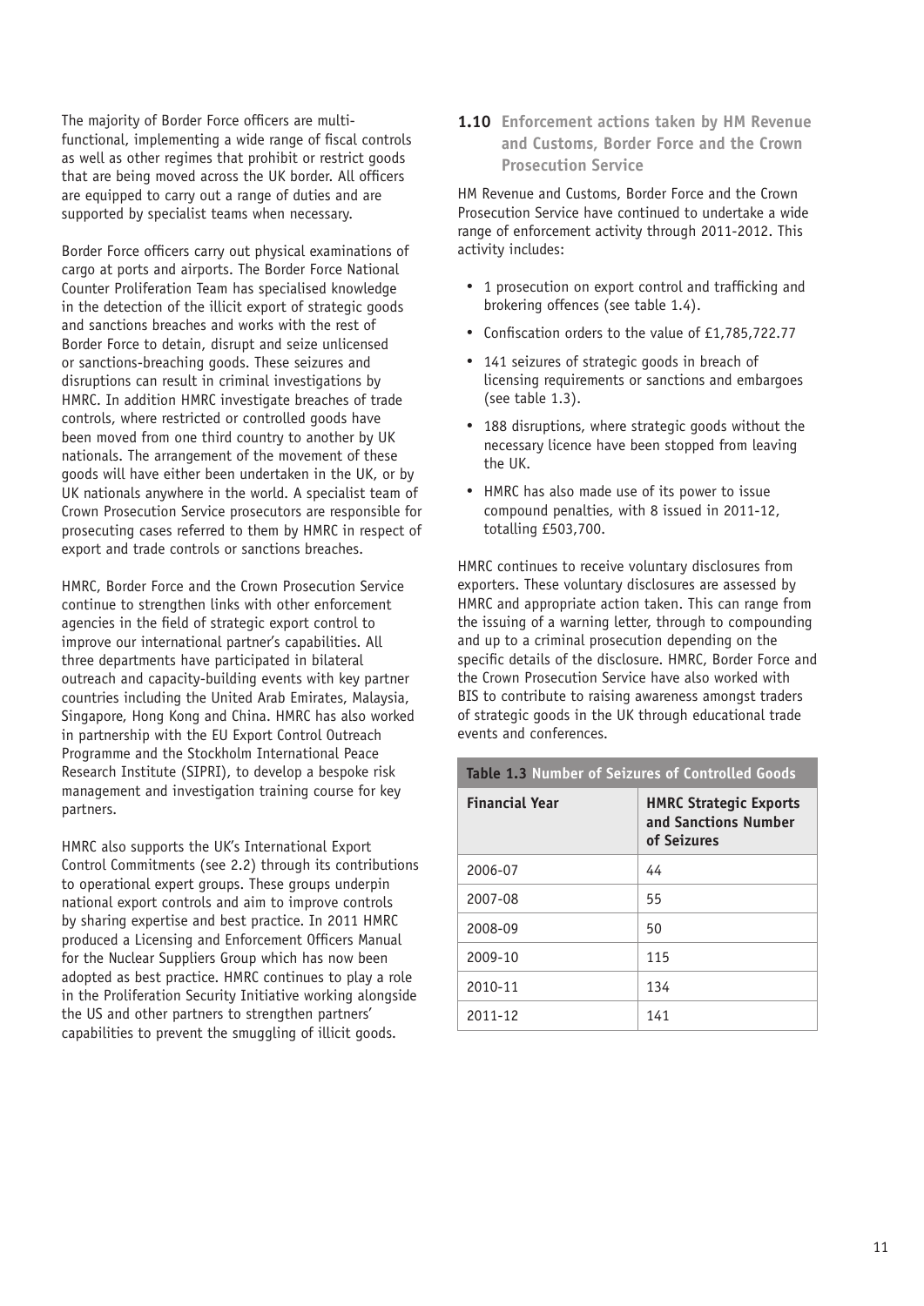The majority of Border Force officers are multi-functional, implementing a wide range of fiscal controls as well as other regimes that prohibit or restrict goods that are being moved across the UK border. All officers are equipped to carry out a range of duties and are supported by specialist teams when necessary.

Border Force officers carry out physical examinations of cargo at ports and airports. The Border Force National Counter Proliferation Team has specialised knowledge in the detection of the illicit export of strategic goods and sanctions breaches and works with the rest of Border Force to detain, disrupt and seize unlicensed or sanctions-breaching goods. These seizures and disruptions can result in criminal investigations by HMRC. In addition HMRC investigate breaches of trade controls, where restricted or controlled goods have been moved from one third country to another by UK nationals. The arrangement of the movement of these goods will have either been undertaken in the UK, or by UK nationals anywhere in the world. A specialist team of Crown Prosecution Service prosecutors are responsible for prosecuting cases referred to them by HMRC in respect of export and trade controls or sanctions breaches.

HMRC, Border Force and the Crown Prosecution Service continue to strengthen links with other enforcement agencies in the field of strategic export control to improve our international partner's capabilities. All three departments have participated in bilateral outreach and capacity-building events with key partner countries including the United Arab Emirates, Malaysia, Singapore, Hong Kong and China. HMRC has also worked in partnership with the EU Export Control Outreach Programme and the Stockholm International Peace Research Institute (SIPRI), to develop a bespoke risk management and investigation training course for key partners.

HMRC also supports the UK's International Export Control Commitments (see 2.2) through its contributions to operational expert groups. These groups underpin national export controls and aim to improve controls by sharing expertise and best practice. In 2011 HMRC produced a Licensing and Enforcement Officers Manual for the Nuclear Suppliers Group which has now been adopted as best practice. HMRC continues to play a role in the Proliferation Security Initiative working alongside the US and other partners to strengthen partners' capabilities to prevent the smuggling of illicit goods.

## 1.10 Enforcement actions taken by HM Revenue and Customs, Border Force and the Crown Prosecution Service

HM Revenue and Customs, Border Force and the Crown Prosecution Service have continued to undertake a wide range of enforcement activity through 2011-2012. This activity includes:

- 1 prosecution on export control and trafficking and brokering offences (see table 1.4).
- Confiscation orders to the value of £1,785,722.77
- 141 seizures of strategic goods in breach of licensing requirements or sanctions and embargoes (see table 1.3).
- 188 disruptions, where strategic goods without the necessary licence have been stopped from leaving the UK.
- HMRC has also made use of its power to issue compound penalties, with 8 issued in 2011-12, totalling £503,700.

HMRC continues to receive voluntary disclosures from exporters. These voluntary disclosures are assessed by HMRC and appropriate action taken. This can range from the issuing of a warning letter, through to compounding and up to a criminal prosecution depending on the specific details of the disclosure. HMRC, Border Force and the Crown Prosecution Service have also worked with BIS to contribute to raising awareness amongst traders of strategic goods in the UK through educational trade events and conferences.

**Table 1.3 Number of Seizures of Controlled Goods**

| Financial Year | HMRC Strategic Exports and Sanctions Number of Seizures |
|---|---|
| 2006-07 | 44 |
| 2007-08 | 55 |
| 2008-09 | 50 |
| 2009-10 | 115 |
| 2010-11 | 134 |
| 2011-12 | 141 |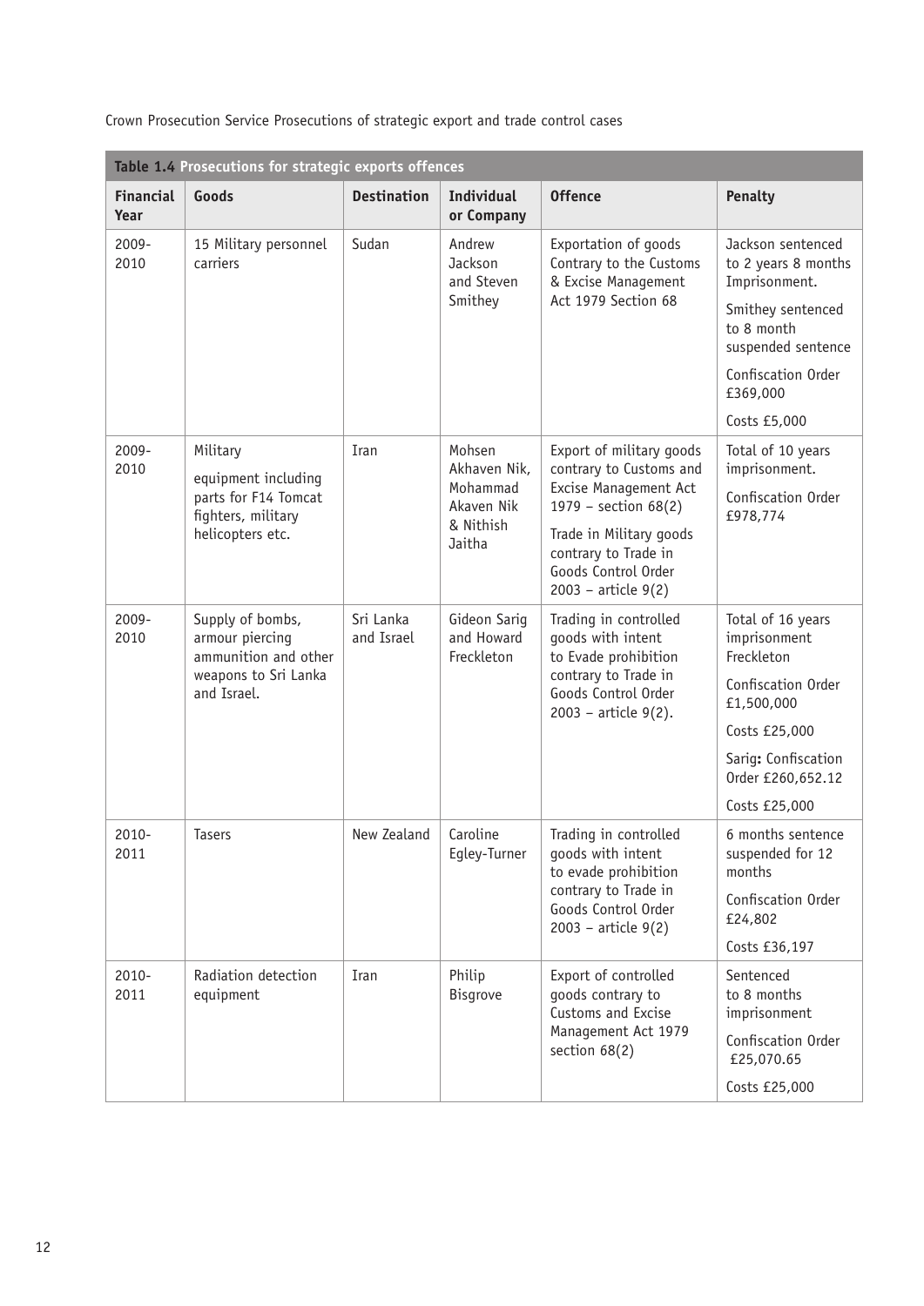Crown Prosecution Service Prosecutions of strategic export and trade control cases

**Table 1.4 Prosecutions for strategic exports offences**

| Financial Year | Goods | Destination | Individual or Company | Offence | Penalty |
|---|---|---|---|---|---|
| 2009-2010 | 15 Military personnel carriers | Sudan | Andrew Jackson and Steven Smithey | Exportation of goods Contrary to the Customs & Excise Management Act 1979 Section 68 | Jackson sentenced to 2 years 8 months Imprisonment.<br>Smithey sentenced to 8 month suspended sentence<br>Confiscation Order £369,000<br>Costs £5,000 |
| 2009-2010 | Military equipment including parts for F14 Tomcat fighters, military helicopters etc. | Iran | Mohsen Akhaven Nik, Mohammad Akaven Nik & Nithish Jaitha | Export of military goods contrary to Customs and Excise Management Act 1979 – section 68(2)<br>Trade in Military goods contrary to Trade in Goods Control Order 2003 – article 9(2) | Total of 10 years imprisonment.<br>Confiscation Order £978,774 |
| 2009-2010 | Supply of bombs, armour piercing ammunition and other weapons to Sri Lanka and Israel. | Sri Lanka and Israel | Gideon Sarig and Howard Freckleton | Trading in controlled goods with intent to Evade prohibition contrary to Trade in Goods Control Order 2003 – article 9(2). | Total of 16 years imprisonment Freckleton<br>Confiscation Order £1,500,000<br>Costs £25,000<br>Sarig**:** Confiscation Order £260,652.12<br>Costs £25,000 |
| 2010-2011 | Tasers | New Zealand | Caroline Egley-Turner | Trading in controlled goods with intent to evade prohibition contrary to Trade in Goods Control Order 2003 – article 9(2) | 6 months sentence suspended for 12 months<br>Confiscation Order £24,802<br>Costs £36,197 |
| 2010-2011 | Radiation detection equipment | Iran | Philip Bisgrove | Export of controlled goods contrary to Customs and Excise Management Act 1979 section 68(2) | Sentenced to 8 months imprisonment<br>Confiscation Order £25,070.65<br>Costs £25,000 |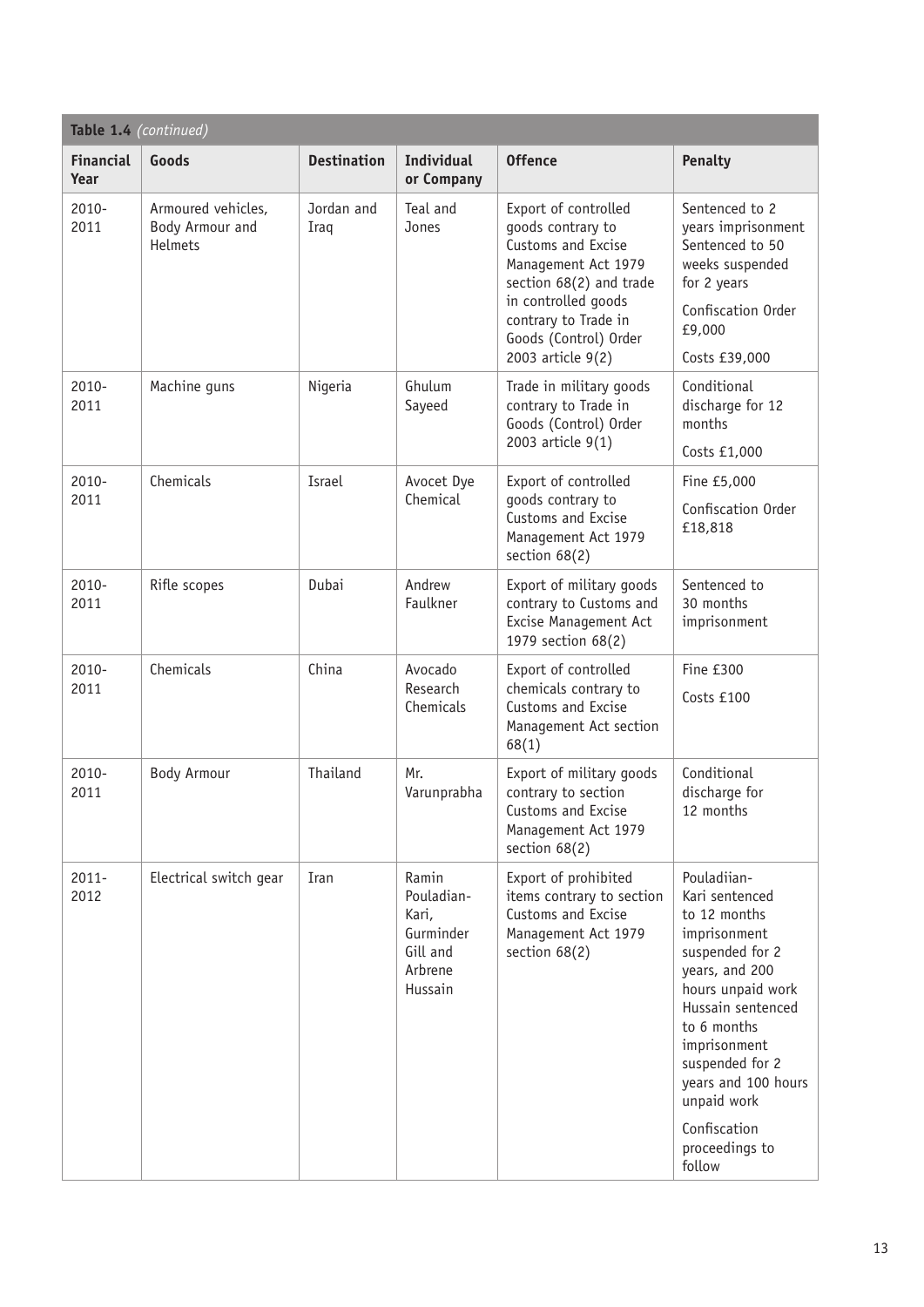**Table 1.4** *(continued)*

| Financial Year | Goods | Destination | Individual or Company | Offence | Penalty |
|---|---|---|---|---|---|
| 2010-2011 | Armoured vehicles, Body Armour and Helmets | Jordan and Iraq | Teal and Jones | Export of controlled goods contrary to Customs and Excise Management Act 1979 section 68(2) and trade in controlled goods contrary to Trade in Goods (Control) Order 2003 article 9(2) | Sentenced to 2 years imprisonment Sentenced to 50 weeks suspended for 2 years<br><br>Confiscation Order £9,000<br><br>Costs £39,000 |
| 2010-2011 | Machine guns | Nigeria | Ghulum Sayeed | Trade in military goods contrary to Trade in Goods (Control) Order 2003 article 9(1) | Conditional discharge for 12 months<br><br>Costs £1,000 |
| 2010-2011 | Chemicals | Israel | Avocet Dye Chemical | Export of controlled goods contrary to Customs and Excise Management Act 1979 section 68(2) | Fine £5,000<br><br>Confiscation Order £18,818 |
| 2010-2011 | Rifle scopes | Dubai | Andrew Faulkner | Export of military goods contrary to Customs and Excise Management Act 1979 section 68(2) | Sentenced to 30 months imprisonment |
| 2010-2011 | Chemicals | China | Avocado Research Chemicals | Export of controlled chemicals contrary to Customs and Excise Management Act section 68(1) | Fine £300<br><br>Costs £100 |
| 2010-2011 | Body Armour | Thailand | Mr. Varunprabha | Export of military goods contrary to section Customs and Excise Management Act 1979 section 68(2) | Conditional discharge for 12 months |
| 2011-2012 | Electrical switch gear | Iran | Ramin Pouladian-Kari, Gurminder Gill and Arbrene Hussain | Export of prohibited items contrary to section Customs and Excise Management Act 1979 section 68(2) | Pouladiian-Kari sentenced to 12 months imprisonment suspended for 2 years, and 200 hours unpaid work Hussain sentenced to 6 months imprisonment suspended for 2 years and 100 hours unpaid work<br><br>Confiscation proceedings to follow |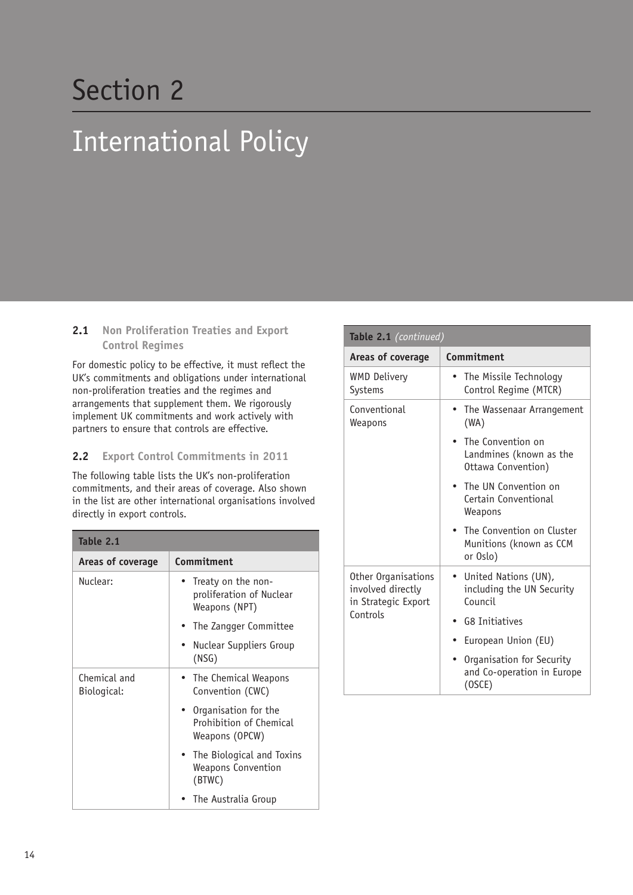# Section 2

# International Policy

### 2.1 Non Proliferation Treaties and Export Control Regimes

For domestic policy to be effective, it must reflect the UK's commitments and obligations under international non-proliferation treaties and the regimes and arrangements that supplement them. We rigorously implement UK commitments and work actively with partners to ensure that controls are effective.

### 2.2 Export Control Commitments in 2011

The following table lists the UK's non-proliferation commitments, and their areas of coverage. Also shown in the list are other international organisations involved directly in export controls.

**Table 2.1**

| Areas of coverage | Commitment |
|---|---|
| Nuclear: | • Treaty on the non-proliferation of Nuclear Weapons (NPT)<br>• The Zangger Committee<br>• Nuclear Suppliers Group (NSG) |
| Chemical and Biological: | • The Chemical Weapons Convention (CWC)<br>• Organisation for the Prohibition of Chemical Weapons (OPCW)<br>• The Biological and Toxins Weapons Convention (BTWC)<br>• The Australia Group |
| WMD Delivery Systems | • The Missile Technology Control Regime (MTCR) |
| Conventional Weapons | • The Wassenaar Arrangement (WA)<br>• The Convention on Landmines (known as the Ottawa Convention)<br>• The UN Convention on Certain Conventional Weapons<br>• The Convention on Cluster Munitions (known as CCM or Oslo) |
| Other Organisations involved directly in Strategic Export Controls | • United Nations (UN), including the UN Security Council<br>• G8 Initiatives<br>• European Union (EU)<br>• Organisation for Security and Co-operation in Europe (OSCE) |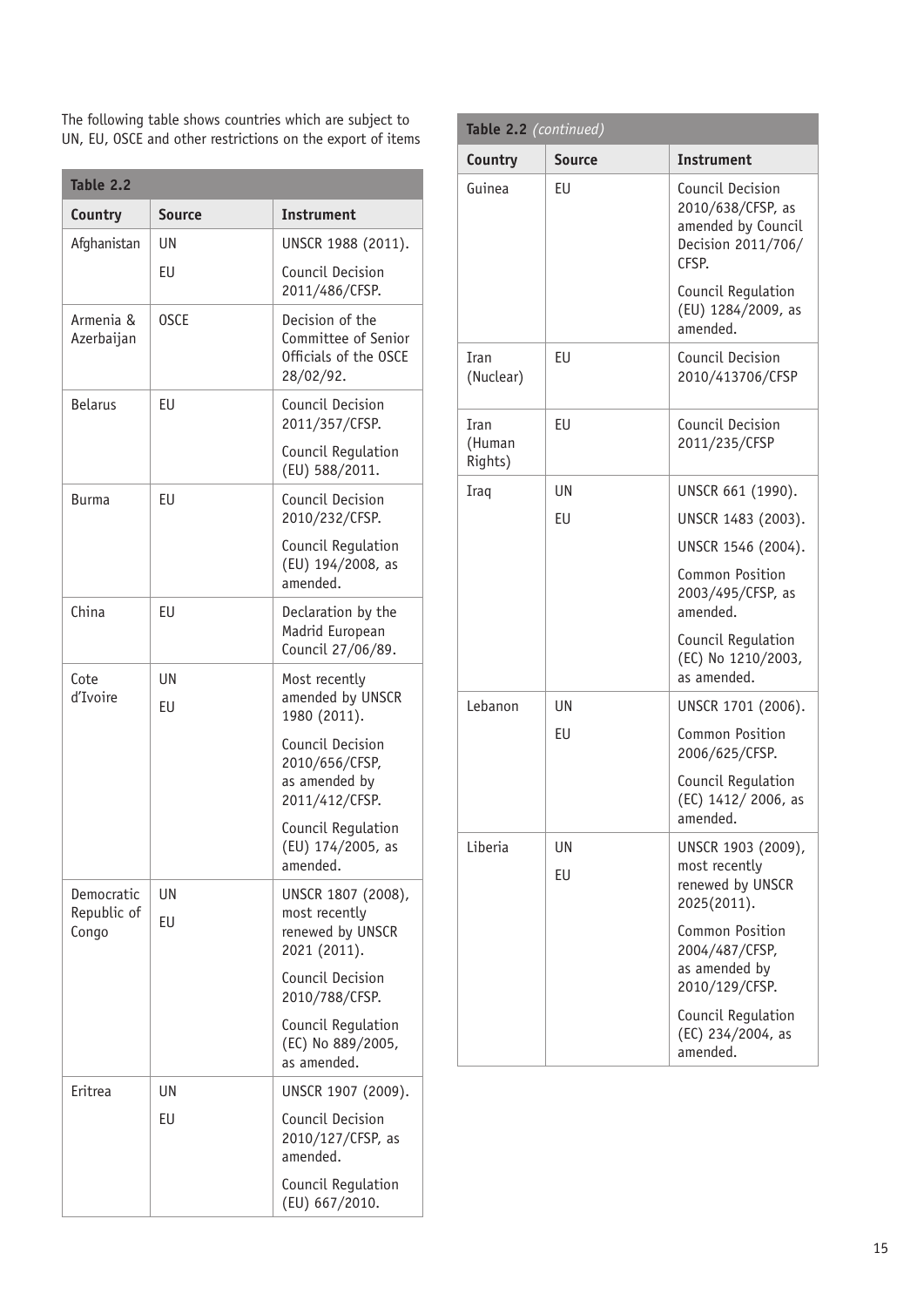The following table shows countries which are subject to UN, EU, OSCE and other restrictions on the export of items

**Table 2.2**

| Country | Source | Instrument |
|---|---|---|
| Afghanistan | UN<br>EU | UNSCR 1988 (2011).<br>Council Decision 2011/486/CFSP. |
| Armenia & Azerbaijan | OSCE | Decision of the Committee of Senior Officials of the OSCE 28/02/92. |
| Belarus | EU | Council Decision 2011/357/CFSP.<br>Council Regulation (EU) 588/2011. |
| Burma | EU | Council Decision 2010/232/CFSP.<br>Council Regulation (EU) 194/2008, as amended. |
| China | EU | Declaration by the Madrid European Council 27/06/89. |
| Cote d'Ivoire | UN<br>EU | Most recently amended by UNSCR 1980 (2011).<br>Council Decision 2010/656/CFSP, as amended by 2011/412/CFSP.<br>Council Regulation (EU) 174/2005, as amended. |
| Democratic Republic of Congo | UN<br>EU | UNSCR 1807 (2008), most recently renewed by UNSCR 2021 (2011).<br>Council Decision 2010/788/CFSP.<br>Council Regulation (EC) No 889/2005, as amended. |
| Eritrea | UN<br>EU | UNSCR 1907 (2009).<br>Council Decision 2010/127/CFSP, as amended.<br>Council Regulation (EU) 667/2010. |
| Guinea | EU | Council Decision 2010/638/CFSP, as amended by Council Decision 2011/706/CFSP.<br>Council Regulation (EU) 1284/2009, as amended. |
| Iran (Nuclear) | EU | Council Decision 2010/413706/CFSP |
| Iran (Human Rights) | EU | Council Decision 2011/235/CFSP |
| Iraq | UN<br>EU | UNSCR 661 (1990).<br>UNSCR 1483 (2003).<br>UNSCR 1546 (2004).<br>Common Position 2003/495/CFSP, as amended.<br>Council Regulation (EC) No 1210/2003, as amended. |
| Lebanon | UN<br>EU | UNSCR 1701 (2006).<br>Common Position 2006/625/CFSP.<br>Council Regulation (EC) 1412/ 2006, as amended. |
| Liberia | UN<br>EU | UNSCR 1903 (2009), most recently renewed by UNSCR 2025(2011).<br>Common Position 2004/487/CFSP, as amended by 2010/129/CFSP.<br>Council Regulation (EC) 234/2004, as amended. |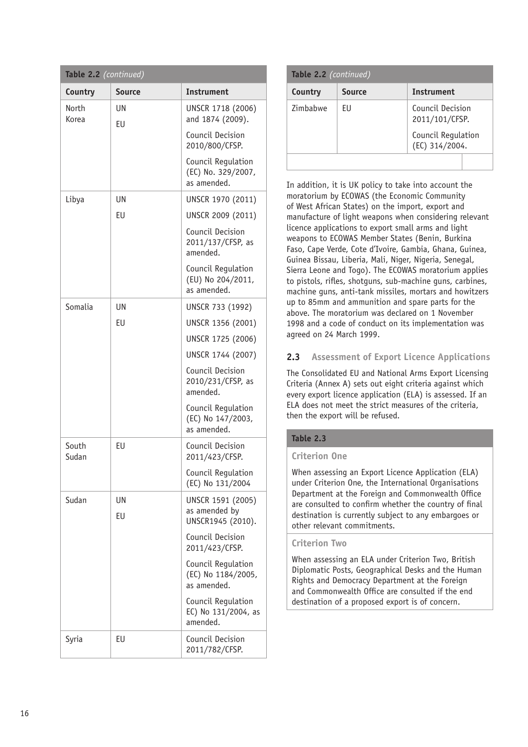**Table 2.2** *(continued)*

| Country | Source | Instrument |
|---|---|---|
| North Korea | UN<br>EU | UNSCR 1718 (2006) and 1874 (2009).<br>Council Decision 2010/800/CFSP.<br>Council Regulation (EC) No. 329/2007, as amended. |
| Libya | UN<br>EU | UNSCR 1970 (2011)<br>UNSCR 2009 (2011)<br>Council Decision 2011/137/CFSP, as amended.<br>Council Regulation (EU) No 204/2011, as amended. |
| Somalia | UN<br>EU | UNSCR 733 (1992)<br>UNSCR 1356 (2001)<br>UNSCR 1725 (2006)<br>UNSCR 1744 (2007)<br>Council Decision 2010/231/CFSP, as amended.<br>Council Regulation (EC) No 147/2003, as amended. |
| South Sudan | EU | Council Decision 2011/423/CFSP.<br>Council Regulation (EC) No 131/2004 |
| Sudan | UN<br>EU | UNSCR 1591 (2005) as amended by UNSCR1945 (2010).<br>Council Decision 2011/423/CFSP.<br>Council Regulation (EC) No 1184/2005, as amended.<br>Council Regulation EC) No 131/2004, as amended. |
| Syria | EU | Council Decision 2011/782/CFSP. |
| Zimbabwe | EU | Council Decision 2011/101/CFSP.<br>Council Regulation (EC) 314/2004. |

In addition, it is UK policy to take into account the moratorium by ECOWAS (the Economic Community of West African States) on the import, export and manufacture of light weapons when considering relevant licence applications to export small arms and light weapons to ECOWAS Member States (Benin, Burkina Faso, Cape Verde, Cote d'Ivoire, Gambia, Ghana, Guinea, Guinea Bissau, Liberia, Mali, Niger, Nigeria, Senegal, Sierra Leone and Togo). The ECOWAS moratorium applies to pistols, rifles, shotguns, sub-machine guns, carbines, machine guns, anti-tank missiles, mortars and howitzers up to 85mm and ammunition and spare parts for the above. The moratorium was declared on 1 November 1998 and a code of conduct on its implementation was agreed on 24 March 1999.

## 2.3 Assessment of Export Licence Applications

The Consolidated EU and National Arms Export Licensing Criteria (Annex A) sets out eight criteria against which every export licence application (ELA) is assessed. If an ELA does not meet the strict measures of the criteria, then the export will be refused.

**Table 2.3**

**Criterion One**

When assessing an Export Licence Application (ELA) under Criterion One, the International Organisations Department at the Foreign and Commonwealth Office are consulted to confirm whether the country of final destination is currently subject to any embargoes or other relevant commitments.

**Criterion Two**

When assessing an ELA under Criterion Two, British Diplomatic Posts, Geographical Desks and the Human Rights and Democracy Department at the Foreign and Commonwealth Office are consulted if the end destination of a proposed export is of concern.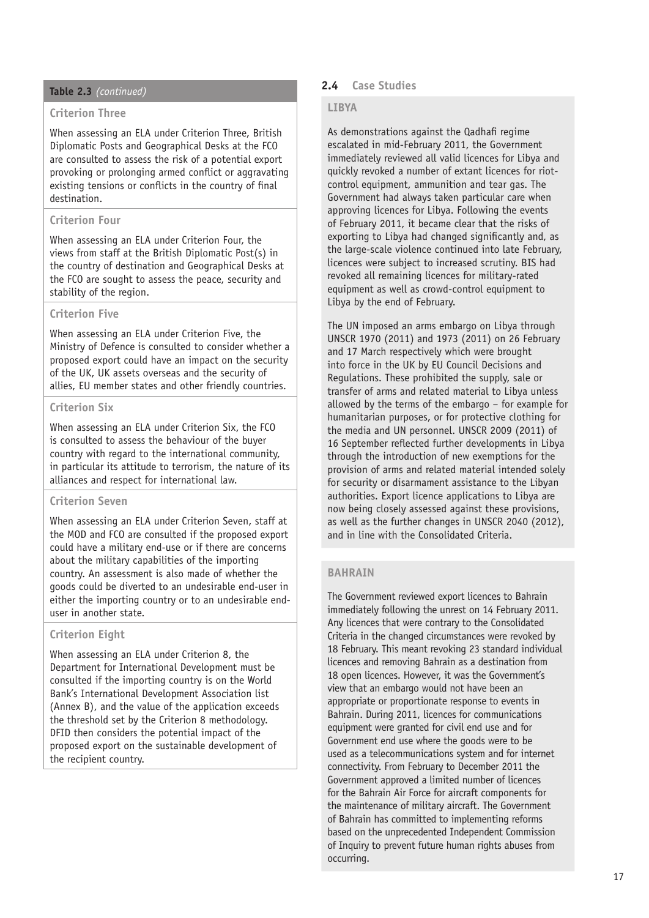**Table 2.3** *(continued)*

### Criterion Three

When assessing an ELA under Criterion Three, British Diplomatic Posts and Geographical Desks at the FCO are consulted to assess the risk of a potential export provoking or prolonging armed conflict or aggravating existing tensions or conflicts in the country of final destination.

### Criterion Four

When assessing an ELA under Criterion Four, the views from staff at the British Diplomatic Post(s) in the country of destination and Geographical Desks at the FCO are sought to assess the peace, security and stability of the region.

### Criterion Five

When assessing an ELA under Criterion Five, the Ministry of Defence is consulted to consider whether a proposed export could have an impact on the security of the UK, UK assets overseas and the security of allies, EU member states and other friendly countries.

### Criterion Six

When assessing an ELA under Criterion Six, the FCO is consulted to assess the behaviour of the buyer country with regard to the international community, in particular its attitude to terrorism, the nature of its alliances and respect for international law.

### Criterion Seven

When assessing an ELA under Criterion Seven, staff at the MOD and FCO are consulted if the proposed export could have a military end-use or if there are concerns about the military capabilities of the importing country. An assessment is also made of whether the goods could be diverted to an undesirable end-user in either the importing country or to an undesirable end-user in another state.

### Criterion Eight

When assessing an ELA under Criterion 8, the Department for International Development must be consulted if the importing country is on the World Bank's International Development Association list (Annex B), and the value of the application exceeds the threshold set by the Criterion 8 methodology. DFID then considers the potential impact of the proposed export on the sustainable development of the recipient country.

## 2.4 Case Studies

### LIBYA

As demonstrations against the Qadhafi regime escalated in mid-February 2011, the Government immediately reviewed all valid licences for Libya and quickly revoked a number of extant licences for riot-control equipment, ammunition and tear gas. The Government had always taken particular care when approving licences for Libya. Following the events of February 2011, it became clear that the risks of exporting to Libya had changed significantly and, as the large-scale violence continued into late February, licences were subject to increased scrutiny. BIS had revoked all remaining licences for military-rated equipment as well as crowd-control equipment to Libya by the end of February.

The UN imposed an arms embargo on Libya through UNSCR 1970 (2011) and 1973 (2011) on 26 February and 17 March respectively which were brought into force in the UK by EU Council Decisions and Regulations. These prohibited the supply, sale or transfer of arms and related material to Libya unless allowed by the terms of the embargo – for example for humanitarian purposes, or for protective clothing for the media and UN personnel. UNSCR 2009 (2011) of 16 September reflected further developments in Libya through the introduction of new exemptions for the provision of arms and related material intended solely for security or disarmament assistance to the Libyan authorities. Export licence applications to Libya are now being closely assessed against these provisions, as well as the further changes in UNSCR 2040 (2012), and in line with the Consolidated Criteria.

### BAHRAIN

The Government reviewed export licences to Bahrain immediately following the unrest on 14 February 2011. Any licences that were contrary to the Consolidated Criteria in the changed circumstances were revoked by 18 February. This meant revoking 23 standard individual licences and removing Bahrain as a destination from 18 open licences. However, it was the Government's view that an embargo would not have been an appropriate or proportionate response to events in Bahrain. During 2011, licences for communications equipment were granted for civil end use and for Government end use where the goods were to be used as a telecommunications system and for internet connectivity. From February to December 2011 the Government approved a limited number of licences for the Bahrain Air Force for aircraft components for the maintenance of military aircraft. The Government of Bahrain has committed to implementing reforms based on the unprecedented Independent Commission of Inquiry to prevent future human rights abuses from occurring.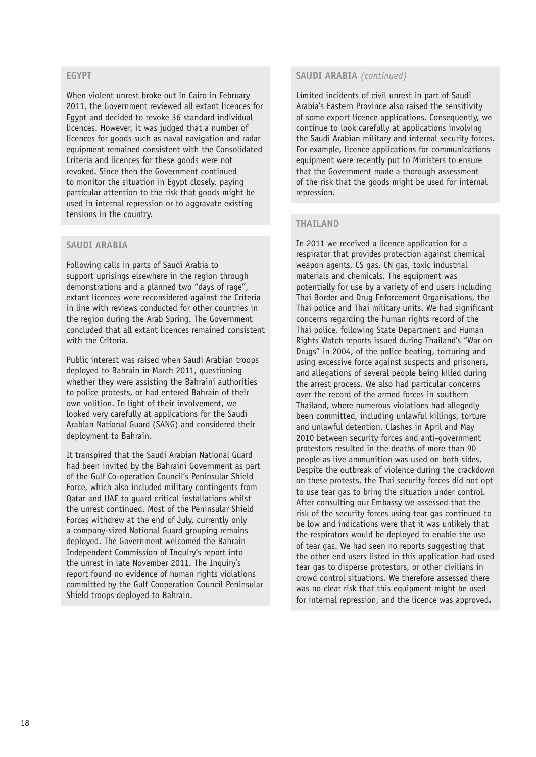## EGYPT

When violent unrest broke out in Cairo in February 2011, the Government reviewed all extant licences for Egypt and decided to revoke 36 standard individual licences. However, it was judged that a number of licences for goods such as naval navigation and radar equipment remained consistent with the Consolidated Criteria and licences for these goods were not revoked. Since then the Government continued to monitor the situation in Egypt closely, paying particular attention to the risk that goods might be used in internal repression or to aggravate existing tensions in the country.

## SAUDI ARABIA

Following calls in parts of Saudi Arabia to support uprisings elsewhere in the region through demonstrations and a planned two "days of rage", extant licences were reconsidered against the Criteria in line with reviews conducted for other countries in the region during the Arab Spring. The Government concluded that all extant licences remained consistent with the Criteria.

Public interest was raised when Saudi Arabian troops deployed to Bahrain in March 2011, questioning whether they were assisting the Bahraini authorities to police protests, or had entered Bahrain of their own volition. In light of their involvement, we looked very carefully at applications for the Saudi Arabian National Guard (SANG) and considered their deployment to Bahrain.

It transpired that the Saudi Arabian National Guard had been invited by the Bahraini Government as part of the Gulf Co-operation Council's Peninsular Shield Force, which also included military contingents from Qatar and UAE to guard critical installations whilst the unrest continued. Most of the Peninsular Shield Forces withdrew at the end of July, currently only a company-sized National Guard grouping remains deployed. The Government welcomed the Bahrain Independent Commission of Inquiry's report into the unrest in late November 2011. The Inquiry's report found no evidence of human rights violations committed by the Gulf Cooperation Council Peninsular Shield troops deployed to Bahrain.

## SAUDI ARABIA *(continued)*

Limited incidents of civil unrest in part of Saudi Arabia's Eastern Province also raised the sensitivity of some export licence applications. Consequently, we continue to look carefully at applications involving the Saudi Arabian military and internal security forces. For example, licence applications for communications equipment were recently put to Ministers to ensure that the Government made a thorough assessment of the risk that the goods might be used for internal repression.

## THAILAND

In 2011 we received a licence application for a respirator that provides protection against chemical weapon agents, CS gas, CN gas, toxic industrial materials and chemicals. The equipment was potentially for use by a variety of end users including Thai Border and Drug Enforcement Organisations, the Thai police and Thai military units. We had significant concerns regarding the human rights record of the Thai police, following State Department and Human Rights Watch reports issued during Thailand's "War on Drugs" in 2004, of the police beating, torturing and using excessive force against suspects and prisoners, and allegations of several people being killed during the arrest process. We also had particular concerns over the record of the armed forces in southern Thailand, where numerous violations had allegedly been committed, including unlawful killings, torture and unlawful detention. Clashes in April and May 2010 between security forces and anti-government protestors resulted in the deaths of more than 90 people as live ammunition was used on both sides. Despite the outbreak of violence during the crackdown on these protests, the Thai security forces did not opt to use tear gas to bring the situation under control. After consulting our Embassy we assessed that the risk of the security forces using tear gas continued to be low and indications were that it was unlikely that the respirators would be deployed to enable the use of tear gas. We had seen no reports suggesting that the other end users listed in this application had used tear gas to disperse protestors, or other civilians in crowd control situations. We therefore assessed there was no clear risk that this equipment might be used for internal repression, and the licence was approved.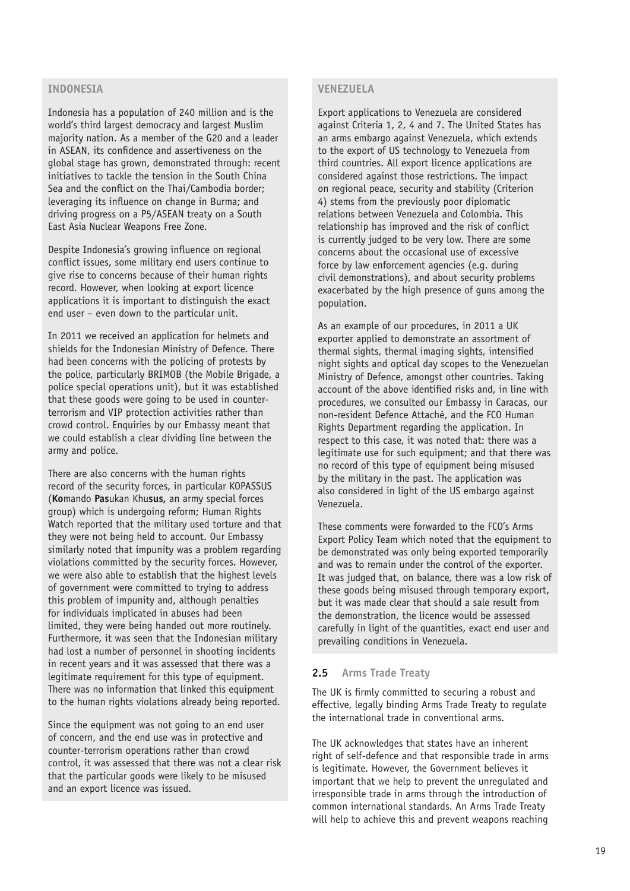### INDONESIA

Indonesia has a population of 240 million and is the world's third largest democracy and largest Muslim majority nation. As a member of the G20 and a leader in ASEAN, its confidence and assertiveness on the global stage has grown, demonstrated through: recent initiatives to tackle the tension in the South China Sea and the conflict on the Thai/Cambodia border; leveraging its influence on change in Burma; and driving progress on a P5/ASEAN treaty on a South East Asia Nuclear Weapons Free Zone.

Despite Indonesia's growing influence on regional conflict issues, some military end users continue to give rise to concerns because of their human rights record. However, when looking at export licence applications it is important to distinguish the exact end user – even down to the particular unit.

In 2011 we received an application for helmets and shields for the Indonesian Ministry of Defence. There had been concerns with the policing of protests by the police, particularly BRIMOB (the Mobile Brigade, a police special operations unit), but it was established that these goods were going to be used in counter-terrorism and VIP protection activities rather than crowd control. Enquiries by our Embassy meant that we could establish a clear dividing line between the army and police.

There are also concerns with the human rights record of the security forces, in particular KOPASSUS (**Ko**mando **Pas**ukan Khu**sus,** an army special forces group) which is undergoing reform; Human Rights Watch reported that the military used torture and that they were not being held to account. Our Embassy similarly noted that impunity was a problem regarding violations committed by the security forces. However, we were also able to establish that the highest levels of government were committed to trying to address this problem of impunity and, although penalties for individuals implicated in abuses had been limited, they were being handed out more routinely. Furthermore, it was seen that the Indonesian military had lost a number of personnel in shooting incidents in recent years and it was assessed that there was a legitimate requirement for this type of equipment. There was no information that linked this equipment to the human rights violations already being reported.

Since the equipment was not going to an end user of concern, and the end use was in protective and counter-terrorism operations rather than crowd control, it was assessed that there was not a clear risk that the particular goods were likely to be misused and an export licence was issued.

### VENEZUELA

Export applications to Venezuela are considered against Criteria 1, 2, 4 and 7. The United States has an arms embargo against Venezuela, which extends to the export of US technology to Venezuela from third countries. All export licence applications are considered against those restrictions. The impact on regional peace, security and stability (Criterion 4) stems from the previously poor diplomatic relations between Venezuela and Colombia. This relationship has improved and the risk of conflict is currently judged to be very low. There are some concerns about the occasional use of excessive force by law enforcement agencies (e.g. during civil demonstrations), and about security problems exacerbated by the high presence of guns among the population.

As an example of our procedures, in 2011 a UK exporter applied to demonstrate an assortment of thermal sights, thermal imaging sights, intensified night sights and optical day scopes to the Venezuelan Ministry of Defence, amongst other countries. Taking account of the above identified risks and, in line with procedures, we consulted our Embassy in Caracas, our non-resident Defence Attaché, and the FCO Human Rights Department regarding the application. In respect to this case, it was noted that: there was a legitimate use for such equipment; and that there was no record of this type of equipment being misused by the military in the past. The application was also considered in light of the US embargo against Venezuela.

These comments were forwarded to the FCO's Arms Export Policy Team which noted that the equipment to be demonstrated was only being exported temporarily and was to remain under the control of the exporter. It was judged that, on balance, there was a low risk of these goods being misused through temporary export, but it was made clear that should a sale result from the demonstration, the licence would be assessed carefully in light of the quantities, exact end user and prevailing conditions in Venezuela.

## 2.5 Arms Trade Treaty

The UK is firmly committed to securing a robust and effective, legally binding Arms Trade Treaty to regulate the international trade in conventional arms.

The UK acknowledges that states have an inherent right of self-defence and that responsible trade in arms is legitimate. However, the Government believes it important that we help to prevent the unregulated and irresponsible trade in arms through the introduction of common international standards. An Arms Trade Treaty will help to achieve this and prevent weapons reaching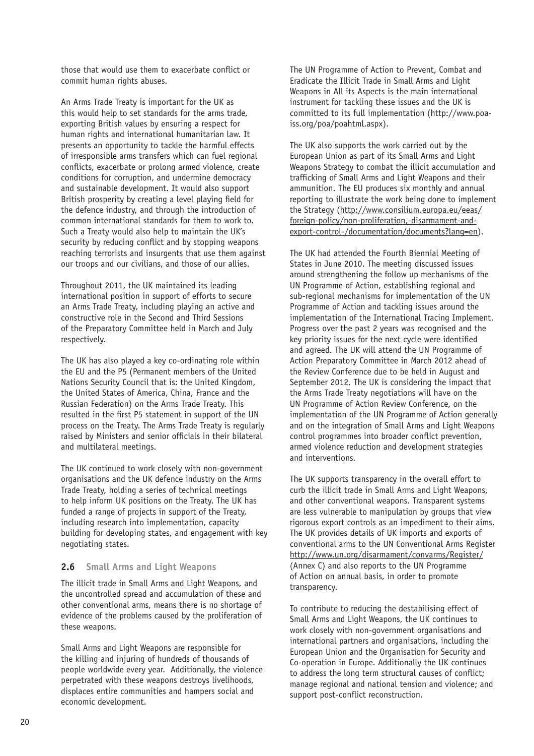those that would use them to exacerbate conflict or commit human rights abuses.

An Arms Trade Treaty is important for the UK as this would help to set standards for the arms trade, exporting British values by ensuring a respect for human rights and international humanitarian law. It presents an opportunity to tackle the harmful effects of irresponsible arms transfers which can fuel regional conflicts, exacerbate or prolong armed violence, create conditions for corruption, and undermine democracy and sustainable development. It would also support British prosperity by creating a level playing field for the defence industry, and through the introduction of common international standards for them to work to. Such a Treaty would also help to maintain the UK's security by reducing conflict and by stopping weapons reaching terrorists and insurgents that use them against our troops and our civilians, and those of our allies.

Throughout 2011, the UK maintained its leading international position in support of efforts to secure an Arms Trade Treaty, including playing an active and constructive role in the Second and Third Sessions of the Preparatory Committee held in March and July respectively.

The UK has also played a key co-ordinating role within the EU and the P5 (Permanent members of the United Nations Security Council that is: the United Kingdom, the United States of America, China, France and the Russian Federation) on the Arms Trade Treaty. This resulted in the first P5 statement in support of the UN process on the Treaty. The Arms Trade Treaty is regularly raised by Ministers and senior officials in their bilateral and multilateral meetings.

The UK continued to work closely with non-government organisations and the UK defence industry on the Arms Trade Treaty, holding a series of technical meetings to help inform UK positions on the Treaty. The UK has funded a range of projects in support of the Treaty, including research into implementation, capacity building for developing states, and engagement with key negotiating states.

## 2.6 Small Arms and Light Weapons

The illicit trade in Small Arms and Light Weapons, and the uncontrolled spread and accumulation of these and other conventional arms, means there is no shortage of evidence of the problems caused by the proliferation of these weapons.

Small Arms and Light Weapons are responsible for the killing and injuring of hundreds of thousands of people worldwide every year. Additionally, the violence perpetrated with these weapons destroys livelihoods, displaces entire communities and hampers social and economic development.

The UN Programme of Action to Prevent, Combat and Eradicate the Illicit Trade in Small Arms and Light Weapons in All its Aspects is the main international instrument for tackling these issues and the UK is committed to its full implementation (http://www.poa-iss.org/poa/poahtml.aspx).

The UK also supports the work carried out by the European Union as part of its Small Arms and Light Weapons Strategy to combat the illicit accumulation and trafficking of Small Arms and Light Weapons and their ammunition. The EU produces six monthly and annual reporting to illustrate the work being done to implement the Strategy (http://www.consilium.europa.eu/eeas/foreign-policy/non-proliferation,-disarmament-and-export-control-/documentation/documents?lang=en).

The UK had attended the Fourth Biennial Meeting of States in June 2010. The meeting discussed issues around strengthening the follow up mechanisms of the UN Programme of Action, establishing regional and sub-regional mechanisms for implementation of the UN Programme of Action and tackling issues around the implementation of the International Tracing Implement. Progress over the past 2 years was recognised and the key priority issues for the next cycle were identified and agreed. The UK will attend the UN Programme of Action Preparatory Committee in March 2012 ahead of the Review Conference due to be held in August and September 2012. The UK is considering the impact that the Arms Trade Treaty negotiations will have on the UN Programme of Action Review Conference, on the implementation of the UN Programme of Action generally and on the integration of Small Arms and Light Weapons control programmes into broader conflict prevention, armed violence reduction and development strategies and interventions.

The UK supports transparency in the overall effort to curb the illicit trade in Small Arms and Light Weapons, and other conventional weapons. Transparent systems are less vulnerable to manipulation by groups that view rigorous export controls as an impediment to their aims. The UK provides details of UK imports and exports of conventional arms to the UN Conventional Arms Register http://www.un.org/disarmament/convarms/Register/ (Annex C) and also reports to the UN Programme of Action on annual basis, in order to promote transparency.

To contribute to reducing the destabilising effect of Small Arms and Light Weapons, the UK continues to work closely with non-government organisations and international partners and organisations, including the European Union and the Organisation for Security and Co-operation in Europe. Additionally the UK continues to address the long term structural causes of conflict; manage regional and national tension and violence; and support post-conflict reconstruction.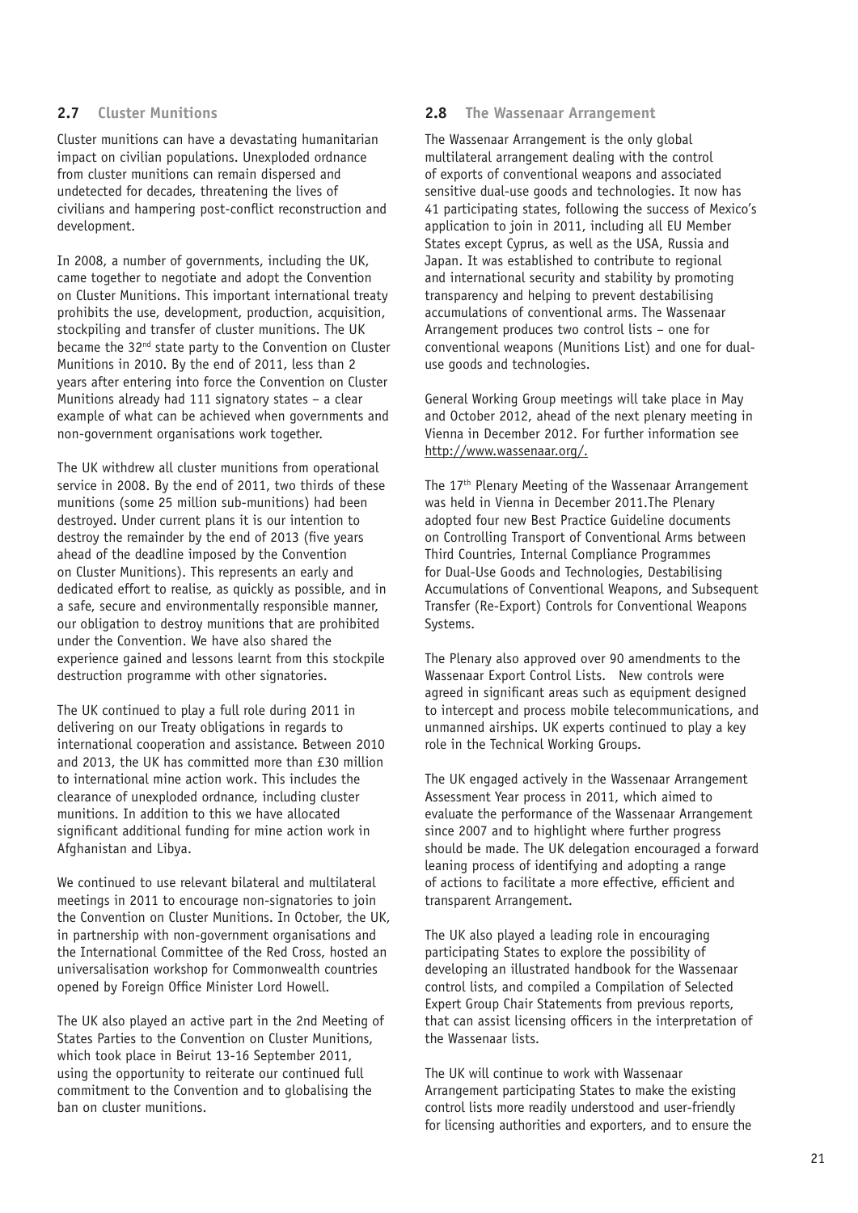### 2.7 Cluster Munitions

Cluster munitions can have a devastating humanitarian impact on civilian populations. Unexploded ordnance from cluster munitions can remain dispersed and undetected for decades, threatening the lives of civilians and hampering post-conflict reconstruction and development.

In 2008, a number of governments, including the UK, came together to negotiate and adopt the Convention on Cluster Munitions. This important international treaty prohibits the use, development, production, acquisition, stockpiling and transfer of cluster munitions. The UK became the 32nd state party to the Convention on Cluster Munitions in 2010. By the end of 2011, less than 2 years after entering into force the Convention on Cluster Munitions already had 111 signatory states – a clear example of what can be achieved when governments and non-government organisations work together.

The UK withdrew all cluster munitions from operational service in 2008. By the end of 2011, two thirds of these munitions (some 25 million sub-munitions) had been destroyed. Under current plans it is our intention to destroy the remainder by the end of 2013 (five years ahead of the deadline imposed by the Convention on Cluster Munitions). This represents an early and dedicated effort to realise, as quickly as possible, and in a safe, secure and environmentally responsible manner, our obligation to destroy munitions that are prohibited under the Convention. We have also shared the experience gained and lessons learnt from this stockpile destruction programme with other signatories.

The UK continued to play a full role during 2011 in delivering on our Treaty obligations in regards to international cooperation and assistance. Between 2010 and 2013, the UK has committed more than £30 million to international mine action work. This includes the clearance of unexploded ordnance, including cluster munitions. In addition to this we have allocated significant additional funding for mine action work in Afghanistan and Libya.

We continued to use relevant bilateral and multilateral meetings in 2011 to encourage non-signatories to join the Convention on Cluster Munitions. In October, the UK, in partnership with non-government organisations and the International Committee of the Red Cross, hosted an universalisation workshop for Commonwealth countries opened by Foreign Office Minister Lord Howell.

The UK also played an active part in the 2nd Meeting of States Parties to the Convention on Cluster Munitions, which took place in Beirut 13-16 September 2011, using the opportunity to reiterate our continued full commitment to the Convention and to globalising the ban on cluster munitions.

### 2.8 The Wassenaar Arrangement

The Wassenaar Arrangement is the only global multilateral arrangement dealing with the control of exports of conventional weapons and associated sensitive dual-use goods and technologies. It now has 41 participating states, following the success of Mexico's application to join in 2011, including all EU Member States except Cyprus, as well as the USA, Russia and Japan. It was established to contribute to regional and international security and stability by promoting transparency and helping to prevent destabilising accumulations of conventional arms. The Wassenaar Arrangement produces two control lists – one for conventional weapons (Munitions List) and one for dual-use goods and technologies.

General Working Group meetings will take place in May and October 2012, ahead of the next plenary meeting in Vienna in December 2012. For further information see http://www.wassenaar.org/.

The 17th Plenary Meeting of the Wassenaar Arrangement was held in Vienna in December 2011.The Plenary adopted four new Best Practice Guideline documents on Controlling Transport of Conventional Arms between Third Countries, Internal Compliance Programmes for Dual-Use Goods and Technologies, Destabilising Accumulations of Conventional Weapons, and Subsequent Transfer (Re-Export) Controls for Conventional Weapons Systems.

The Plenary also approved over 90 amendments to the Wassenaar Export Control Lists. New controls were agreed in significant areas such as equipment designed to intercept and process mobile telecommunications, and unmanned airships. UK experts continued to play a key role in the Technical Working Groups.

The UK engaged actively in the Wassenaar Arrangement Assessment Year process in 2011, which aimed to evaluate the performance of the Wassenaar Arrangement since 2007 and to highlight where further progress should be made. The UK delegation encouraged a forward leaning process of identifying and adopting a range of actions to facilitate a more effective, efficient and transparent Arrangement.

The UK also played a leading role in encouraging participating States to explore the possibility of developing an illustrated handbook for the Wassenaar control lists, and compiled a Compilation of Selected Expert Group Chair Statements from previous reports, that can assist licensing officers in the interpretation of the Wassenaar lists.

The UK will continue to work with Wassenaar Arrangement participating States to make the existing control lists more readily understood and user-friendly for licensing authorities and exporters, and to ensure the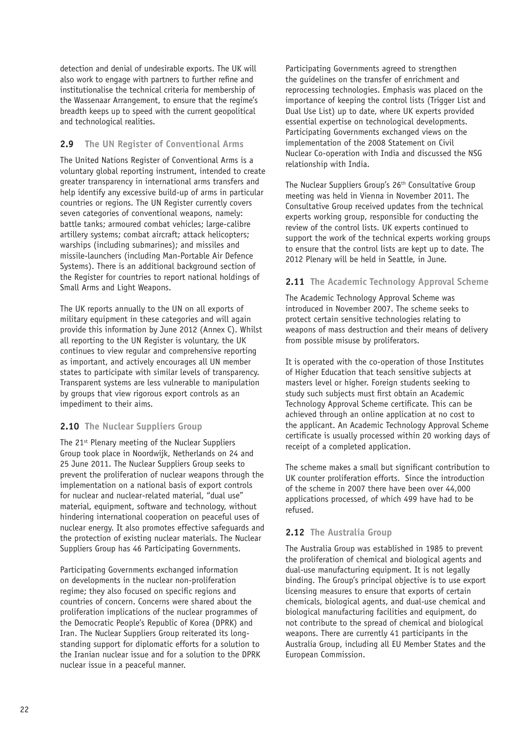detection and denial of undesirable exports. The UK will also work to engage with partners to further refine and institutionalise the technical criteria for membership of the Wassenaar Arrangement, to ensure that the regime's breadth keeps up to speed with the current geopolitical and technological realities.

## 2.9 The UN Register of Conventional Arms

The United Nations Register of Conventional Arms is a voluntary global reporting instrument, intended to create greater transparency in international arms transfers and help identify any excessive build-up of arms in particular countries or regions. The UN Register currently covers seven categories of conventional weapons, namely: battle tanks; armoured combat vehicles; large-calibre artillery systems; combat aircraft; attack helicopters; warships (including submarines); and missiles and missile-launchers (including Man-Portable Air Defence Systems). There is an additional background section of the Register for countries to report national holdings of Small Arms and Light Weapons.

The UK reports annually to the UN on all exports of military equipment in these categories and will again provide this information by June 2012 (Annex C). Whilst all reporting to the UN Register is voluntary, the UK continues to view regular and comprehensive reporting as important, and actively encourages all UN member states to participate with similar levels of transparency. Transparent systems are less vulnerable to manipulation by groups that view rigorous export controls as an impediment to their aims.

## 2.10 The Nuclear Suppliers Group

The 21st Plenary meeting of the Nuclear Suppliers Group took place in Noordwijk, Netherlands on 24 and 25 June 2011. The Nuclear Suppliers Group seeks to prevent the proliferation of nuclear weapons through the implementation on a national basis of export controls for nuclear and nuclear-related material, "dual use" material, equipment, software and technology, without hindering international cooperation on peaceful uses of nuclear energy. It also promotes effective safeguards and the protection of existing nuclear materials. The Nuclear Suppliers Group has 46 Participating Governments.

Participating Governments exchanged information on developments in the nuclear non-proliferation regime; they also focused on specific regions and countries of concern. Concerns were shared about the proliferation implications of the nuclear programmes of the Democratic People's Republic of Korea (DPRK) and Iran. The Nuclear Suppliers Group reiterated its long-standing support for diplomatic efforts for a solution to the Iranian nuclear issue and for a solution to the DPRK nuclear issue in a peaceful manner.

Participating Governments agreed to strengthen the guidelines on the transfer of enrichment and reprocessing technologies. Emphasis was placed on the importance of keeping the control lists (Trigger List and Dual Use List) up to date, where UK experts provided essential expertise on technological developments. Participating Governments exchanged views on the implementation of the 2008 Statement on Civil Nuclear Co-operation with India and discussed the NSG relationship with India.

The Nuclear Suppliers Group's 26th Consultative Group meeting was held in Vienna in November 2011. The Consultative Group received updates from the technical experts working group, responsible for conducting the review of the control lists. UK experts continued to support the work of the technical experts working groups to ensure that the control lists are kept up to date. The 2012 Plenary will be held in Seattle, in June.

## 2.11 The Academic Technology Approval Scheme

The Academic Technology Approval Scheme was introduced in November 2007. The scheme seeks to protect certain sensitive technologies relating to weapons of mass destruction and their means of delivery from possible misuse by proliferators.

It is operated with the co-operation of those Institutes of Higher Education that teach sensitive subjects at masters level or higher. Foreign students seeking to study such subjects must first obtain an Academic Technology Approval Scheme certificate. This can be achieved through an online application at no cost to the applicant. An Academic Technology Approval Scheme certificate is usually processed within 20 working days of receipt of a completed application.

The scheme makes a small but significant contribution to UK counter proliferation efforts. Since the introduction of the scheme in 2007 there have been over 44,000 applications processed, of which 499 have had to be refused.

## 2.12 The Australia Group

The Australia Group was established in 1985 to prevent the proliferation of chemical and biological agents and dual-use manufacturing equipment. It is not legally binding. The Group's principal objective is to use export licensing measures to ensure that exports of certain chemicals, biological agents, and dual-use chemical and biological manufacturing facilities and equipment, do not contribute to the spread of chemical and biological weapons. There are currently 41 participants in the Australia Group, including all EU Member States and the European Commission.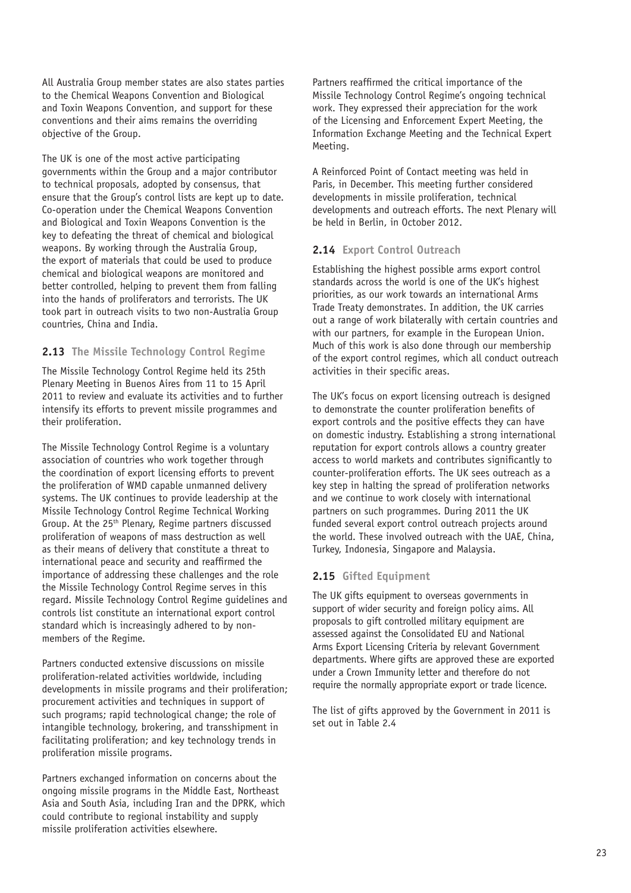All Australia Group member states are also states parties to the Chemical Weapons Convention and Biological and Toxin Weapons Convention, and support for these conventions and their aims remains the overriding objective of the Group.

The UK is one of the most active participating governments within the Group and a major contributor to technical proposals, adopted by consensus, that ensure that the Group's control lists are kept up to date. Co-operation under the Chemical Weapons Convention and Biological and Toxin Weapons Convention is the key to defeating the threat of chemical and biological weapons. By working through the Australia Group, the export of materials that could be used to produce chemical and biological weapons are monitored and better controlled, helping to prevent them from falling into the hands of proliferators and terrorists. The UK took part in outreach visits to two non-Australia Group countries, China and India.

## 2.13 The Missile Technology Control Regime

The Missile Technology Control Regime held its 25th Plenary Meeting in Buenos Aires from 11 to 15 April 2011 to review and evaluate its activities and to further intensify its efforts to prevent missile programmes and their proliferation.

The Missile Technology Control Regime is a voluntary association of countries who work together through the coordination of export licensing efforts to prevent the proliferation of WMD capable unmanned delivery systems. The UK continues to provide leadership at the Missile Technology Control Regime Technical Working Group. At the 25th Plenary, Regime partners discussed proliferation of weapons of mass destruction as well as their means of delivery that constitute a threat to international peace and security and reaffirmed the importance of addressing these challenges and the role the Missile Technology Control Regime serves in this regard. Missile Technology Control Regime guidelines and controls list constitute an international export control standard which is increasingly adhered to by non-members of the Regime.

Partners conducted extensive discussions on missile proliferation-related activities worldwide, including developments in missile programs and their proliferation; procurement activities and techniques in support of such programs; rapid technological change; the role of intangible technology, brokering, and transshipment in facilitating proliferation; and key technology trends in proliferation missile programs.

Partners exchanged information on concerns about the ongoing missile programs in the Middle East, Northeast Asia and South Asia, including Iran and the DPRK, which could contribute to regional instability and supply missile proliferation activities elsewhere.

Partners reaffirmed the critical importance of the Missile Technology Control Regime's ongoing technical work. They expressed their appreciation for the work of the Licensing and Enforcement Expert Meeting, the Information Exchange Meeting and the Technical Expert Meeting.

A Reinforced Point of Contact meeting was held in Paris, in December. This meeting further considered developments in missile proliferation, technical developments and outreach efforts. The next Plenary will be held in Berlin, in October 2012.

## 2.14 Export Control Outreach

Establishing the highest possible arms export control standards across the world is one of the UK's highest priorities, as our work towards an international Arms Trade Treaty demonstrates. In addition, the UK carries out a range of work bilaterally with certain countries and with our partners, for example in the European Union. Much of this work is also done through our membership of the export control regimes, which all conduct outreach activities in their specific areas.

The UK's focus on export licensing outreach is designed to demonstrate the counter proliferation benefits of export controls and the positive effects they can have on domestic industry. Establishing a strong international reputation for export controls allows a country greater access to world markets and contributes significantly to counter-proliferation efforts. The UK sees outreach as a key step in halting the spread of proliferation networks and we continue to work closely with international partners on such programmes. During 2011 the UK funded several export control outreach projects around the world. These involved outreach with the UAE, China, Turkey, Indonesia, Singapore and Malaysia.

## 2.15 Gifted Equipment

The UK gifts equipment to overseas governments in support of wider security and foreign policy aims. All proposals to gift controlled military equipment are assessed against the Consolidated EU and National Arms Export Licensing Criteria by relevant Government departments. Where gifts are approved these are exported under a Crown Immunity letter and therefore do not require the normally appropriate export or trade licence.

The list of gifts approved by the Government in 2011 is set out in Table 2.4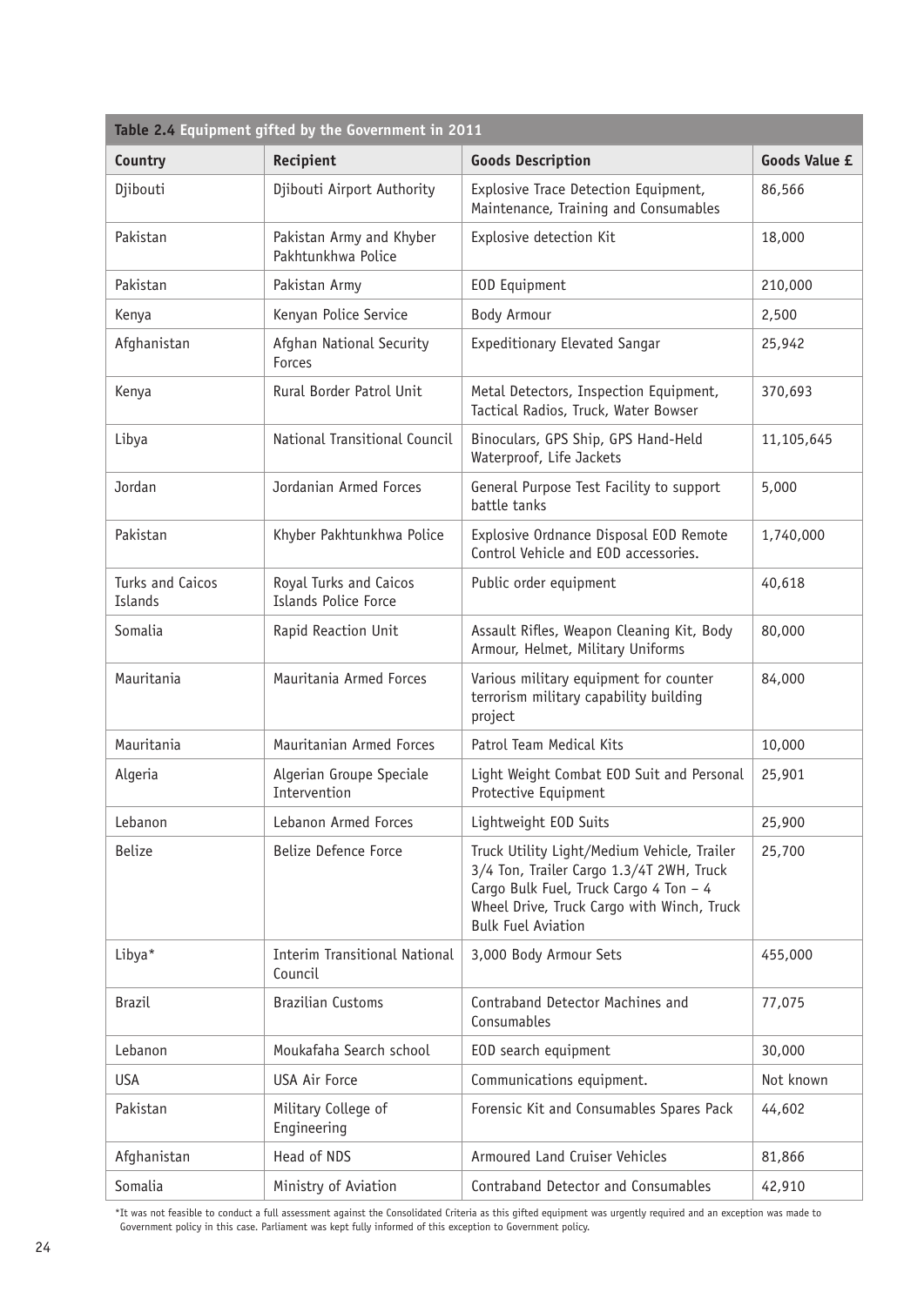**Table 2.4 Equipment gifted by the Government in 2011**

| Country | Recipient | Goods Description | Goods Value £ |
|---|---|---|---|
| Djibouti | Djibouti Airport Authority | Explosive Trace Detection Equipment, Maintenance, Training and Consumables | 86,566 |
| Pakistan | Pakistan Army and Khyber Pakhtunkhwa Police | Explosive detection Kit | 18,000 |
| Pakistan | Pakistan Army | EOD Equipment | 210,000 |
| Kenya | Kenyan Police Service | Body Armour | 2,500 |
| Afghanistan | Afghan National Security Forces | Expeditionary Elevated Sangar | 25,942 |
| Kenya | Rural Border Patrol Unit | Metal Detectors, Inspection Equipment, Tactical Radios, Truck, Water Bowser | 370,693 |
| Libya | National Transitional Council | Binoculars, GPS Ship, GPS Hand-Held Waterproof, Life Jackets | 11,105,645 |
| Jordan | Jordanian Armed Forces | General Purpose Test Facility to support battle tanks | 5,000 |
| Pakistan | Khyber Pakhtunkhwa Police | Explosive Ordnance Disposal EOD Remote Control Vehicle and EOD accessories. | 1,740,000 |
| Turks and Caicos Islands | Royal Turks and Caicos Islands Police Force | Public order equipment | 40,618 |
| Somalia | Rapid Reaction Unit | Assault Rifles, Weapon Cleaning Kit, Body Armour, Helmet, Military Uniforms | 80,000 |
| Mauritania | Mauritania Armed Forces | Various military equipment for counter terrorism military capability building project | 84,000 |
| Mauritania | Mauritanian Armed Forces | Patrol Team Medical Kits | 10,000 |
| Algeria | Algerian Groupe Speciale Intervention | Light Weight Combat EOD Suit and Personal Protective Equipment | 25,901 |
| Lebanon | Lebanon Armed Forces | Lightweight EOD Suits | 25,900 |
| Belize | Belize Defence Force | Truck Utility Light/Medium Vehicle, Trailer 3/4 Ton, Trailer Cargo 1.3/4T 2WH, Truck Cargo Bulk Fuel, Truck Cargo 4 Ton – 4 Wheel Drive, Truck Cargo with Winch, Truck Bulk Fuel Aviation | 25,700 |
| Libya* | Interim Transitional National Council | 3,000 Body Armour Sets | 455,000 |
| Brazil | Brazilian Customs | Contraband Detector Machines and Consumables | 77,075 |
| Lebanon | Moukafaha Search school | EOD search equipment | 30,000 |
| USA | USA Air Force | Communications equipment. | Not known |
| Pakistan | Military College of Engineering | Forensic Kit and Consumables Spares Pack | 44,602 |
| Afghanistan | Head of NDS | Armoured Land Cruiser Vehicles | 81,866 |
| Somalia | Ministry of Aviation | Contraband Detector and Consumables | 42,910 |

*It was not feasible to conduct a full assessment against the Consolidated Criteria as this gifted equipment was urgently required and an exception was made to Government policy in this case. Parliament was kept fully informed of this exception to Government policy.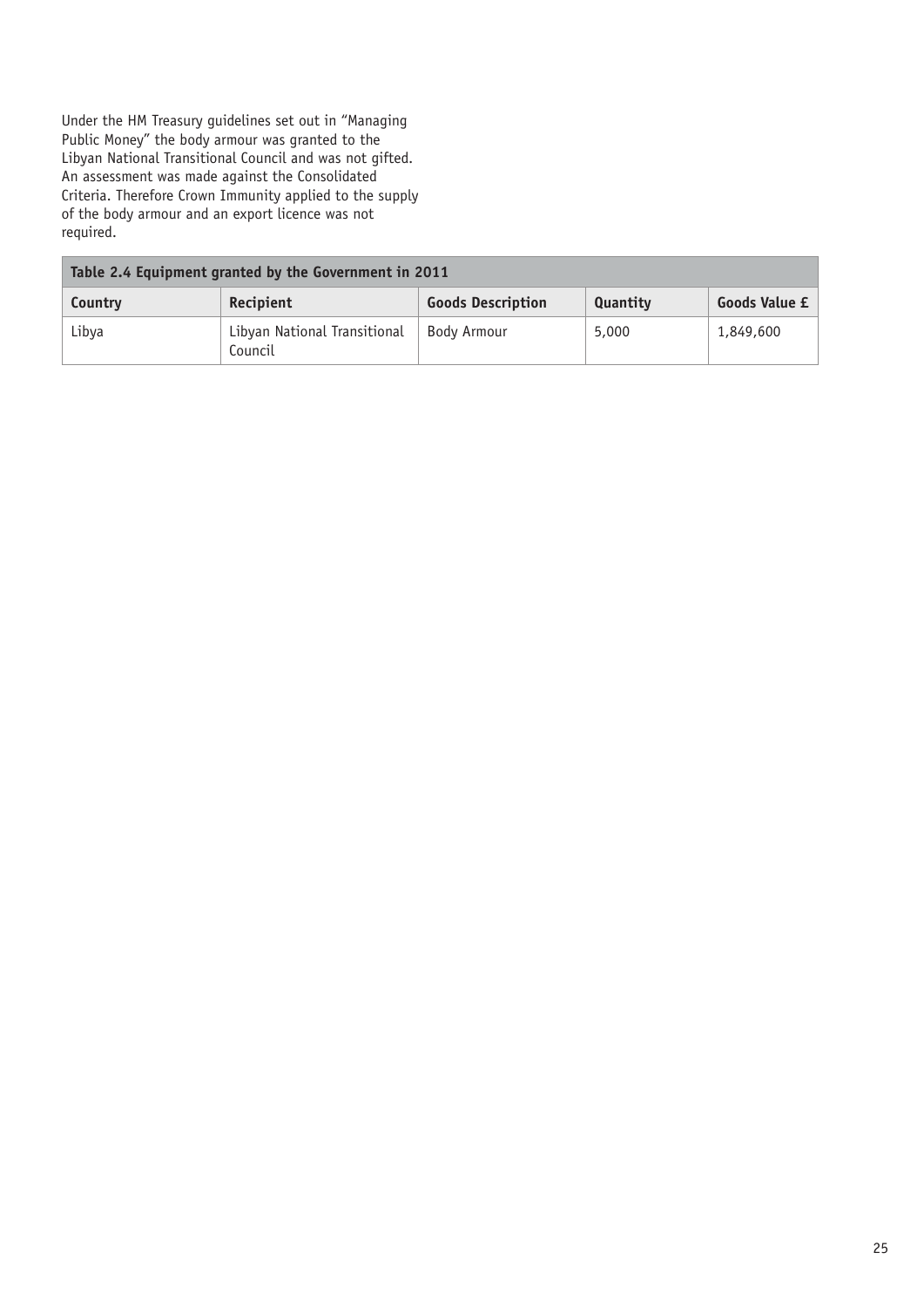Under the HM Treasury guidelines set out in "Managing Public Money" the body armour was granted to the Libyan National Transitional Council and was not gifted. An assessment was made against the Consolidated Criteria. Therefore Crown Immunity applied to the supply of the body armour and an export licence was not required.

**Table 2.4 Equipment granted by the Government in 2011**

| Country | Recipient | Goods Description | Quantity | Goods Value £ |
|---|---|---|---|---|
| Libya | Libyan National Transitional Council | Body Armour | 5,000 | 1,849,600 |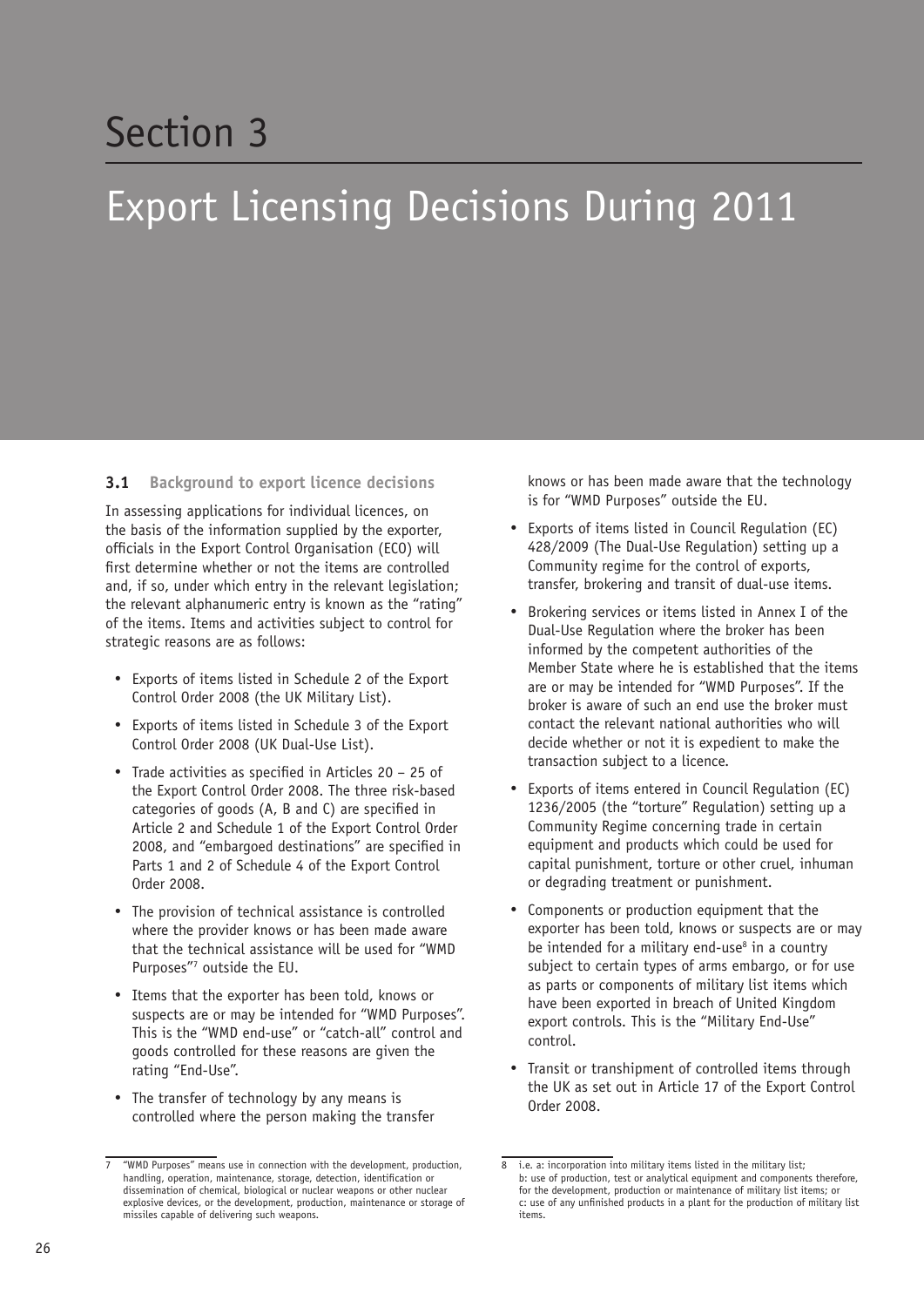# Section 3

# Export Licensing Decisions During 2011

## 3.1 Background to export licence decisions

In assessing applications for individual licences, on the basis of the information supplied by the exporter, officials in the Export Control Organisation (ECO) will first determine whether or not the items are controlled and, if so, under which entry in the relevant legislation; the relevant alphanumeric entry is known as the "rating" of the items. Items and activities subject to control for strategic reasons are as follows:

- Exports of items listed in Schedule 2 of the Export Control Order 2008 (the UK Military List).
- Exports of items listed in Schedule 3 of the Export Control Order 2008 (UK Dual-Use List).
- Trade activities as specified in Articles 20 – 25 of the Export Control Order 2008. The three risk-based categories of goods (A, B and C) are specified in Article 2 and Schedule 1 of the Export Control Order 2008, and "embargoed destinations" are specified in Parts 1 and 2 of Schedule 4 of the Export Control Order 2008.
- The provision of technical assistance is controlled where the provider knows or has been made aware that the technical assistance will be used for "WMD Purposes"[7] outside the EU.
- Items that the exporter has been told, knows or suspects are or may be intended for "WMD Purposes". This is the "WMD end-use" or "catch-all" control and goods controlled for these reasons are given the rating "End-Use".
- The transfer of technology by any means is controlled where the person making the transfer knows or has been made aware that the technology is for "WMD Purposes" outside the EU.
- Exports of items listed in Council Regulation (EC) 428/2009 (The Dual-Use Regulation) setting up a Community regime for the control of exports, transfer, brokering and transit of dual-use items.
- Brokering services or items listed in Annex I of the Dual-Use Regulation where the broker has been informed by the competent authorities of the Member State where he is established that the items are or may be intended for "WMD Purposes". If the broker is aware of such an end use the broker must contact the relevant national authorities who will decide whether or not it is expedient to make the transaction subject to a licence.
- Exports of items entered in Council Regulation (EC) 1236/2005 (the "torture" Regulation) setting up a Community Regime concerning trade in certain equipment and products which could be used for capital punishment, torture or other cruel, inhuman or degrading treatment or punishment.
- Components or production equipment that the exporter has been told, knows or suspects are or may be intended for a military end-use[8] in a country subject to certain types of arms embargo, or for use as parts or components of military list items which have been exported in breach of United Kingdom export controls. This is the "Military End-Use" control.
- Transit or transhipment of controlled items through the UK as set out in Article 17 of the Export Control Order 2008.

---

[7] "WMD Purposes" means use in connection with the development, production, handling, operation, maintenance, storage, detection, identification or dissemination of chemical, biological or nuclear weapons or other nuclear explosive devices, or the development, production, maintenance or storage of missiles capable of delivering such weapons.

[8] i.e. a: incorporation into military items listed in the military list;
b: use of production, test or analytical equipment and components therefore, for the development, production or maintenance of military list items; or
c: use of any unfinished products in a plant for the production of military list items.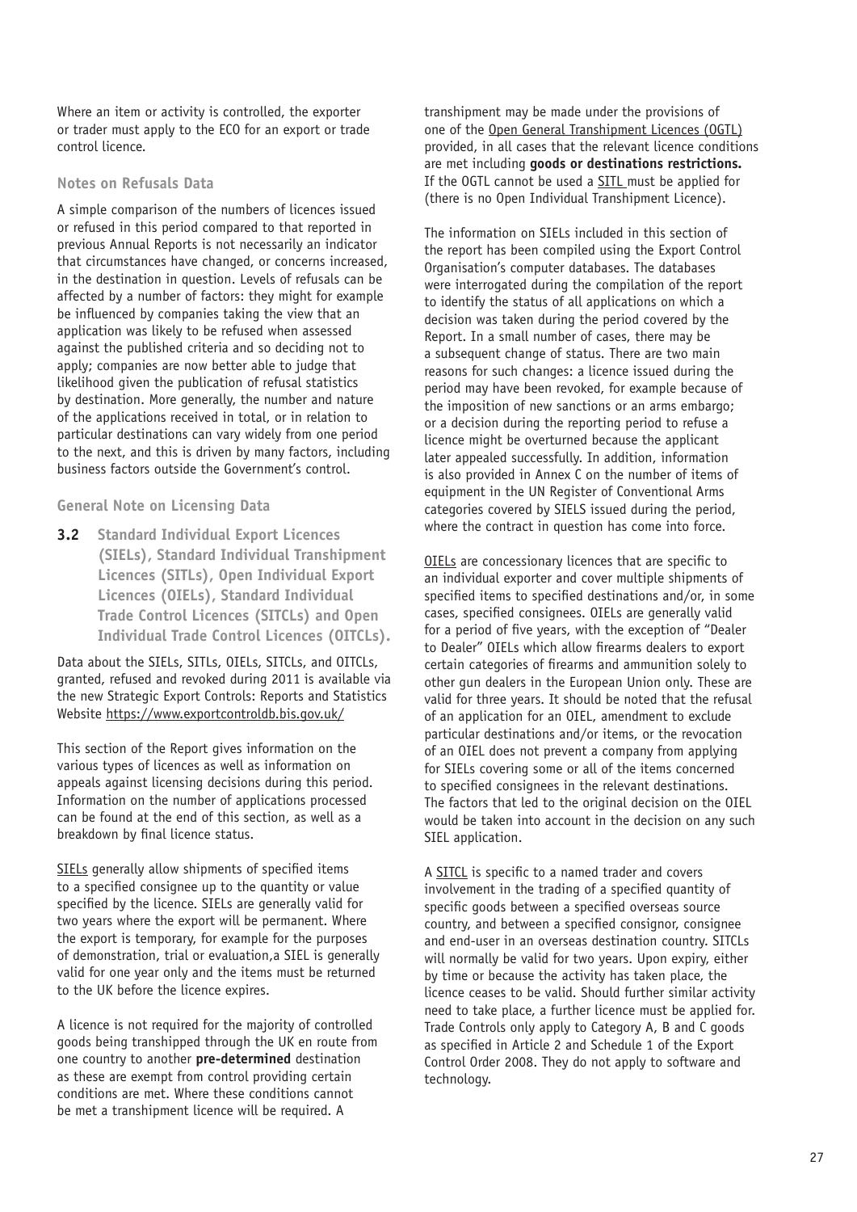Where an item or activity is controlled, the exporter or trader must apply to the ECO for an export or trade control licence.

### Notes on Refusals Data

A simple comparison of the numbers of licences issued or refused in this period compared to that reported in previous Annual Reports is not necessarily an indicator that circumstances have changed, or concerns increased, in the destination in question. Levels of refusals can be affected by a number of factors: they might for example be influenced by companies taking the view that an application was likely to be refused when assessed against the published criteria and so deciding not to apply; companies are now better able to judge that likelihood given the publication of refusal statistics by destination. More generally, the number and nature of the applications received in total, or in relation to particular destinations can vary widely from one period to the next, and this is driven by many factors, including business factors outside the Government's control.

### General Note on Licensing Data

## 3.2 Standard Individual Export Licences (SIELs), Standard Individual Transhipment Licences (SITLs), Open Individual Export Licences (OIELs), Standard Individual Trade Control Licences (SITCLs) and Open Individual Trade Control Licences (OITCLs).

Data about the SIELs, SITLs, OIELs, SITCLs, and OITCLs, granted, refused and revoked during 2011 is available via the new Strategic Export Controls: Reports and Statistics Website https://www.exportcontroldb.bis.gov.uk/

This section of the Report gives information on the various types of licences as well as information on appeals against licensing decisions during this period. Information on the number of applications processed can be found at the end of this section, as well as a breakdown by final licence status.

SIELs generally allow shipments of specified items to a specified consignee up to the quantity or value specified by the licence. SIELs are generally valid for two years where the export will be permanent. Where the export is temporary, for example for the purposes of demonstration, trial or evaluation,a SIEL is generally valid for one year only and the items must be returned to the UK before the licence expires.

A licence is not required for the majority of controlled goods being transhipped through the UK en route from one country to another **pre-determined** destination as these are exempt from control providing certain conditions are met. Where these conditions cannot be met a transhipment licence will be required. A transhipment may be made under the provisions of one of the Open General Transhipment Licences (OGTL) provided, in all cases that the relevant licence conditions are met including **goods or destinations restrictions.** If the OGTL cannot be used a SITL must be applied for (there is no Open Individual Transhipment Licence).

The information on SIELs included in this section of the report has been compiled using the Export Control Organisation's computer databases. The databases were interrogated during the compilation of the report to identify the status of all applications on which a decision was taken during the period covered by the Report. In a small number of cases, there may be a subsequent change of status. There are two main reasons for such changes: a licence issued during the period may have been revoked, for example because of the imposition of new sanctions or an arms embargo; or a decision during the reporting period to refuse a licence might be overturned because the applicant later appealed successfully. In addition, information is also provided in Annex C on the number of items of equipment in the UN Register of Conventional Arms categories covered by SIELS issued during the period, where the contract in question has come into force.

OIELs are concessionary licences that are specific to an individual exporter and cover multiple shipments of specified items to specified destinations and/or, in some cases, specified consignees. OIELs are generally valid for a period of five years, with the exception of "Dealer to Dealer" OIELs which allow firearms dealers to export certain categories of firearms and ammunition solely to other gun dealers in the European Union only. These are valid for three years. It should be noted that the refusal of an application for an OIEL, amendment to exclude particular destinations and/or items, or the revocation of an OIEL does not prevent a company from applying for SIELs covering some or all of the items concerned to specified consignees in the relevant destinations. The factors that led to the original decision on the OIEL would be taken into account in the decision on any such SIEL application.

A SITCL is specific to a named trader and covers involvement in the trading of a specified quantity of specific goods between a specified overseas source country, and between a specified consignor, consignee and end-user in an overseas destination country. SITCLs will normally be valid for two years. Upon expiry, either by time or because the activity has taken place, the licence ceases to be valid. Should further similar activity need to take place, a further licence must be applied for. Trade Controls only apply to Category A, B and C goods as specified in Article 2 and Schedule 1 of the Export Control Order 2008. They do not apply to software and technology.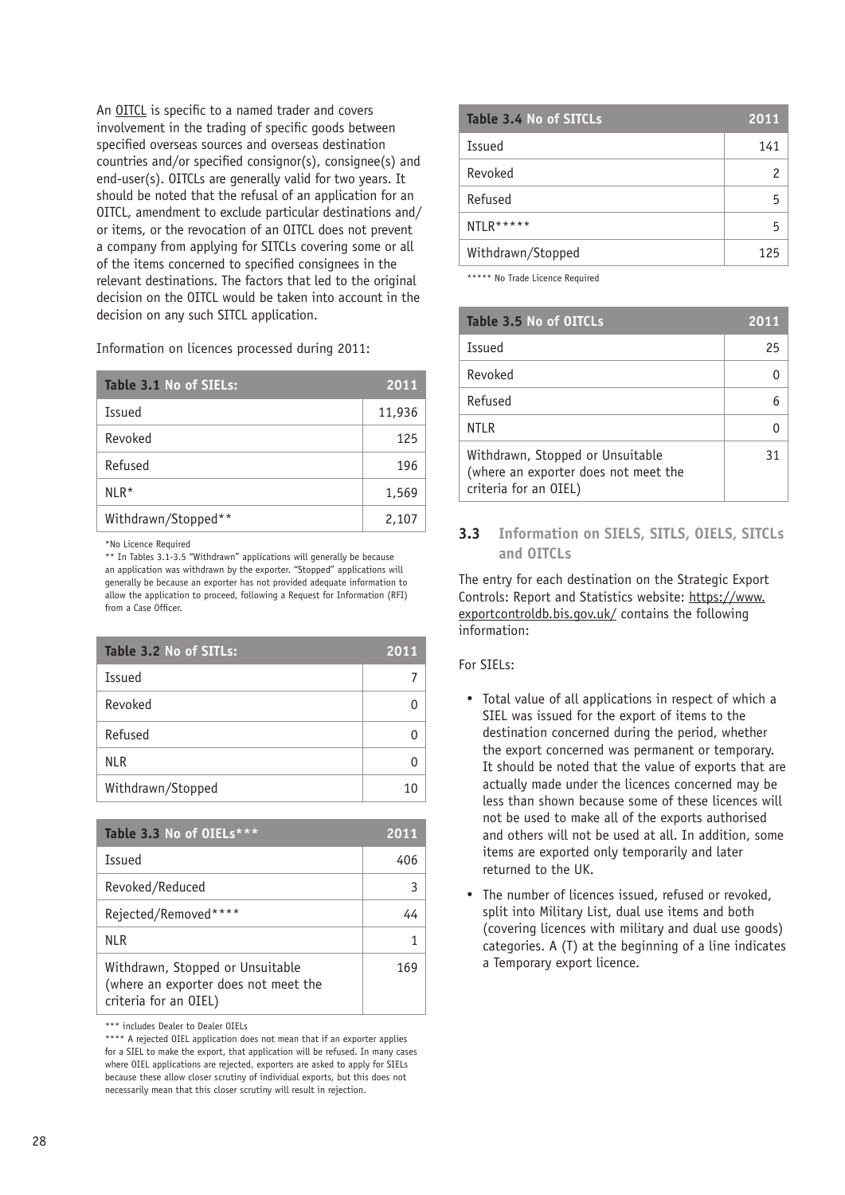An OITCL is specific to a named trader and covers involvement in the trading of specific goods between specified overseas sources and overseas destination countries and/or specified consignor(s), consignee(s) and end-user(s). OITCLs are generally valid for two years. It should be noted that the refusal of an application for an OITCL, amendment to exclude particular destinations and/or items, or the revocation of an OITCL does not prevent a company from applying for SITCLs covering some or all of the items concerned to specified consignees in the relevant destinations. The factors that led to the original decision on the OITCL would be taken into account in the decision on any such SITCL application.

Information on licences processed during 2011:

| Table 3.1 No of SIELs: | 2011 |
|---|---|
| Issued | 11,936 |
| Revoked | 125 |
| Refused | 196 |
| NLR* | 1,569 |
| Withdrawn/Stopped** | 2,107 |

*No Licence Required

** In Tables 3.1-3.5 "Withdrawn" applications will generally be because an application was withdrawn by the exporter. "Stopped" applications will generally be because an exporter has not provided adequate information to allow the application to proceed, following a Request for Information (RFI) from a Case Officer.

| Table 3.2 No of SITLs: | 2011 |
|---|---|
| Issued | 7 |
| Revoked | 0 |
| Refused | 0 |
| NLR | 0 |
| Withdrawn/Stopped | 10 |

| Table 3.3 No of OIELs*** | 2011 |
|---|---|
| Issued | 406 |
| Revoked/Reduced | 3 |
| Rejected/Removed**** | 44 |
| NLR | 1 |
| Withdrawn, Stopped or Unsuitable (where an exporter does not meet the criteria for an OIEL) | 169 |

*** includes Dealer to Dealer OIELs

**** A rejected OIEL application does not mean that if an exporter applies for a SIEL to make the export, that application will be refused. In many cases where OIEL applications are rejected, exporters are asked to apply for SIELs because these allow closer scrutiny of individual exports, but this does not necessarily mean that this closer scrutiny will result in rejection.

| Table 3.4 No of SITCLs | 2011 |
|---|---|
| Issued | 141 |
| Revoked | 2 |
| Refused | 5 |
| NTLR***** | 5 |
| Withdrawn/Stopped | 125 |

***** No Trade Licence Required

| Table 3.5 No of OITCLs | 2011 |
|---|---|
| Issued | 25 |
| Revoked | 0 |
| Refused | 6 |
| NTLR | 0 |
| Withdrawn, Stopped or Unsuitable (where an exporter does not meet the criteria for an OIEL) | 31 |

## 3.3 Information on SIELS, SITLS, OIELS, SITCLs and OITCLs

The entry for each destination on the Strategic Export Controls: Report and Statistics website: https://www.exportcontroldb.bis.gov.uk/ contains the following information:

For SIELs:

- Total value of all applications in respect of which a SIEL was issued for the export of items to the destination concerned during the period, whether the export concerned was permanent or temporary. It should be noted that the value of exports that are actually made under the licences concerned may be less than shown because some of these licences will not be used to make all of the exports authorised and others will not be used at all. In addition, some items are exported only temporarily and later returned to the UK.
- The number of licences issued, refused or revoked, split into Military List, dual use items and both (covering licences with military and dual use goods) categories. A (T) at the beginning of a line indicates a Temporary export licence.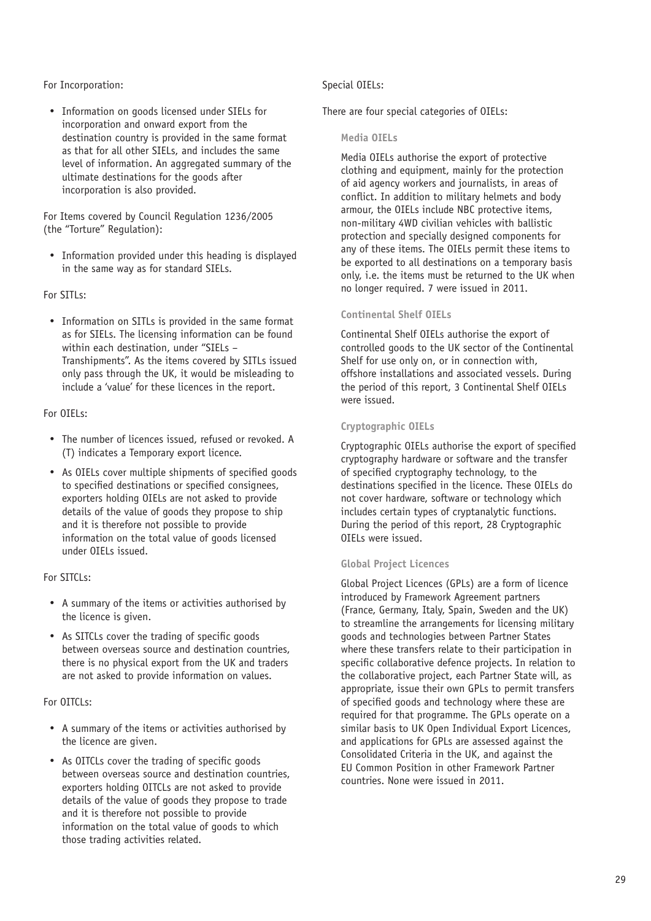For Incorporation:

- Information on goods licensed under SIELs for incorporation and onward export from the destination country is provided in the same format as that for all other SIELs, and includes the same level of information. An aggregated summary of the ultimate destinations for the goods after incorporation is also provided.

For Items covered by Council Regulation 1236/2005 (the "Torture" Regulation):

- Information provided under this heading is displayed in the same way as for standard SIELs.

For SITLs:

- Information on SITLs is provided in the same format as for SIELs. The licensing information can be found within each destination, under "SIELs – Transhipments". As the items covered by SITLs issued only pass through the UK, it would be misleading to include a 'value' for these licences in the report.

For OIELs:

- The number of licences issued, refused or revoked. A (T) indicates a Temporary export licence.
- As OIELs cover multiple shipments of specified goods to specified destinations or specified consignees, exporters holding OIELs are not asked to provide details of the value of goods they propose to ship and it is therefore not possible to provide information on the total value of goods licensed under OIELs issued.

For SITCLs:

- A summary of the items or activities authorised by the licence is given.
- As SITCLs cover the trading of specific goods between overseas source and destination countries, there is no physical export from the UK and traders are not asked to provide information on values.

For OITCLs:

- A summary of the items or activities authorised by the licence are given.
- As OITCLs cover the trading of specific goods between overseas source and destination countries, exporters holding OITCLs are not asked to provide details of the value of goods they propose to trade and it is therefore not possible to provide information on the total value of goods to which those trading activities related.

Special OIELs:

There are four special categories of OIELs:

### Media OIELs

Media OIELs authorise the export of protective clothing and equipment, mainly for the protection of aid agency workers and journalists, in areas of conflict. In addition to military helmets and body armour, the OIELs include NBC protective items, non-military 4WD civilian vehicles with ballistic protection and specially designed components for any of these items. The OIELs permit these items to be exported to all destinations on a temporary basis only, i.e. the items must be returned to the UK when no longer required. 7 were issued in 2011.

### Continental Shelf OIELs

Continental Shelf OIELs authorise the export of controlled goods to the UK sector of the Continental Shelf for use only on, or in connection with, offshore installations and associated vessels. During the period of this report, 3 Continental Shelf OIELs were issued.

### Cryptographic OIELs

Cryptographic OIELs authorise the export of specified cryptography hardware or software and the transfer of specified cryptography technology, to the destinations specified in the licence. These OIELs do not cover hardware, software or technology which includes certain types of cryptanalytic functions. During the period of this report, 28 Cryptographic OIELs were issued.

### Global Project Licences

Global Project Licences (GPLs) are a form of licence introduced by Framework Agreement partners (France, Germany, Italy, Spain, Sweden and the UK) to streamline the arrangements for licensing military goods and technologies between Partner States where these transfers relate to their participation in specific collaborative defence projects. In relation to the collaborative project, each Partner State will, as appropriate, issue their own GPLs to permit transfers of specified goods and technology where these are required for that programme. The GPLs operate on a similar basis to UK Open Individual Export Licences, and applications for GPLs are assessed against the Consolidated Criteria in the UK, and against the EU Common Position in other Framework Partner countries. None were issued in 2011.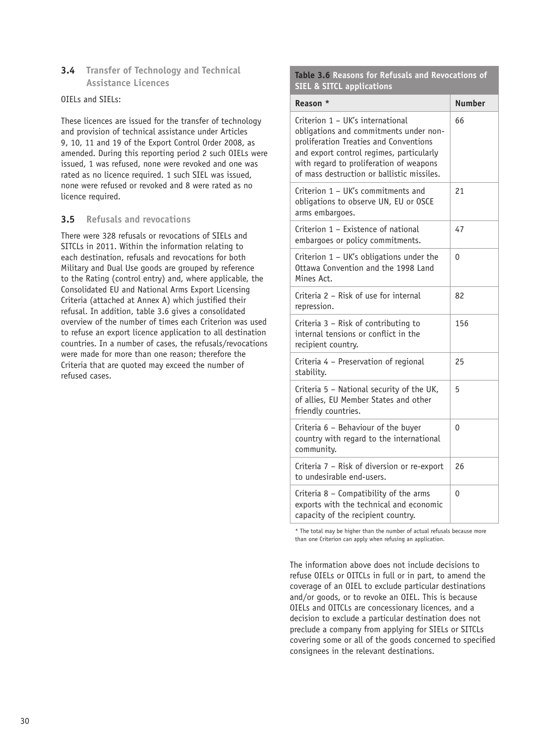## 3.4 Transfer of Technology and Technical Assistance Licences

OIELs and SIELs:

These licences are issued for the transfer of technology and provision of technical assistance under Articles 9, 10, 11 and 19 of the Export Control Order 2008, as amended. During this reporting period 2 such OIELs were issued, 1 was refused, none were revoked and one was rated as no licence required. 1 such SIEL was issued, none were refused or revoked and 8 were rated as no licence required.

## 3.5 Refusals and revocations

There were 328 refusals or revocations of SIELs and SITCLs in 2011. Within the information relating to each destination, refusals and revocations for both Military and Dual Use goods are grouped by reference to the Rating (control entry) and, where applicable, the Consolidated EU and National Arms Export Licensing Criteria (attached at Annex A) which justified their refusal. In addition, table 3.6 gives a consolidated overview of the number of times each Criterion was used to refuse an export licence application to all destination countries. In a number of cases, the refusals/revocations were made for more than one reason; therefore the Criteria that are quoted may exceed the number of refused cases.

**Table 3.6 Reasons for Refusals and Revocations of SIEL & SITCL applications**

| Reason * | Number |
|---|---|
| Criterion 1 – UK's international obligations and commitments under non-proliferation Treaties and Conventions and export control regimes, particularly with regard to proliferation of weapons of mass destruction or ballistic missiles. | 66 |
| Criterion 1 – UK's commitments and obligations to observe UN, EU or OSCE arms embargoes. | 21 |
| Criterion 1 – Existence of national embargoes or policy commitments. | 47 |
| Criterion 1 – UK's obligations under the Ottawa Convention and the 1998 Land Mines Act. | 0 |
| Criteria 2 – Risk of use for internal repression. | 82 |
| Criteria 3 – Risk of contributing to internal tensions or conflict in the recipient country. | 156 |
| Criteria 4 – Preservation of regional stability. | 25 |
| Criteria 5 – National security of the UK, of allies, EU Member States and other friendly countries. | 5 |
| Criteria 6 – Behaviour of the buyer country with regard to the international community. | 0 |
| Criteria 7 – Risk of diversion or re-export to undesirable end-users. | 26 |
| Criteria 8 – Compatibility of the arms exports with the technical and economic capacity of the recipient country. | 0 |

\* The total may be higher than the number of actual refusals because more than one Criterion can apply when refusing an application.

The information above does not include decisions to refuse OIELs or OITCLs in full or in part, to amend the coverage of an OIEL to exclude particular destinations and/or goods, or to revoke an OIEL. This is because OIELs and OITCLs are concessionary licences, and a decision to exclude a particular destination does not preclude a company from applying for SIELs or SITCLs covering some or all of the goods concerned to specified consignees in the relevant destinations.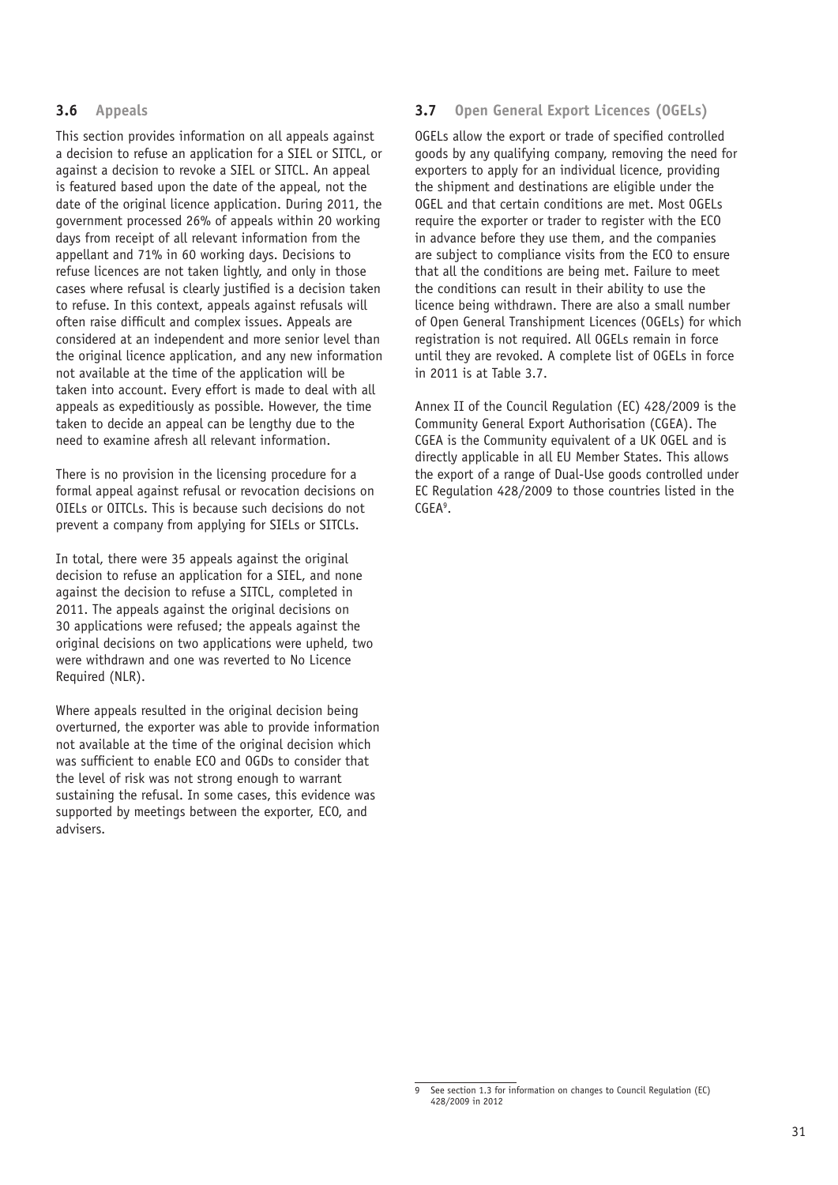### 3.6 Appeals

This section provides information on all appeals against a decision to refuse an application for a SIEL or SITCL, or against a decision to revoke a SIEL or SITCL. An appeal is featured based upon the date of the appeal, not the date of the original licence application. During 2011, the government processed 26% of appeals within 20 working days from receipt of all relevant information from the appellant and 71% in 60 working days. Decisions to refuse licences are not taken lightly, and only in those cases where refusal is clearly justified is a decision taken to refuse. In this context, appeals against refusals will often raise difficult and complex issues. Appeals are considered at an independent and more senior level than the original licence application, and any new information not available at the time of the application will be taken into account. Every effort is made to deal with all appeals as expeditiously as possible. However, the time taken to decide an appeal can be lengthy due to the need to examine afresh all relevant information.

There is no provision in the licensing procedure for a formal appeal against refusal or revocation decisions on OIELs or OITCLs. This is because such decisions do not prevent a company from applying for SIELs or SITCLs.

In total, there were 35 appeals against the original decision to refuse an application for a SIEL, and none against the decision to refuse a SITCL, completed in 2011. The appeals against the original decisions on 30 applications were refused; the appeals against the original decisions on two applications were upheld, two were withdrawn and one was reverted to No Licence Required (NLR).

Where appeals resulted in the original decision being overturned, the exporter was able to provide information not available at the time of the original decision which was sufficient to enable ECO and OGDs to consider that the level of risk was not strong enough to warrant sustaining the refusal. In some cases, this evidence was supported by meetings between the exporter, ECO, and advisers.

### 3.7 Open General Export Licences (OGELs)

OGELs allow the export or trade of specified controlled goods by any qualifying company, removing the need for exporters to apply for an individual licence, providing the shipment and destinations are eligible under the OGEL and that certain conditions are met. Most OGELs require the exporter or trader to register with the ECO in advance before they use them, and the companies are subject to compliance visits from the ECO to ensure that all the conditions are being met. Failure to meet the conditions can result in their ability to use the licence being withdrawn. There are also a small number of Open General Transhipment Licences (OGELs) for which registration is not required. All OGELs remain in force until they are revoked. A complete list of OGELs in force in 2011 is at Table 3.7.

Annex II of the Council Regulation (EC) 428/2009 is the Community General Export Authorisation (CGEA). The CGEA is the Community equivalent of a UK OGEL and is directly applicable in all EU Member States. This allows the export of a range of Dual-Use goods controlled under EC Regulation 428/2009 to those countries listed in the CGEA[9].

---

9 See section 1.3 for information on changes to Council Regulation (EC) 428/2009 in 2012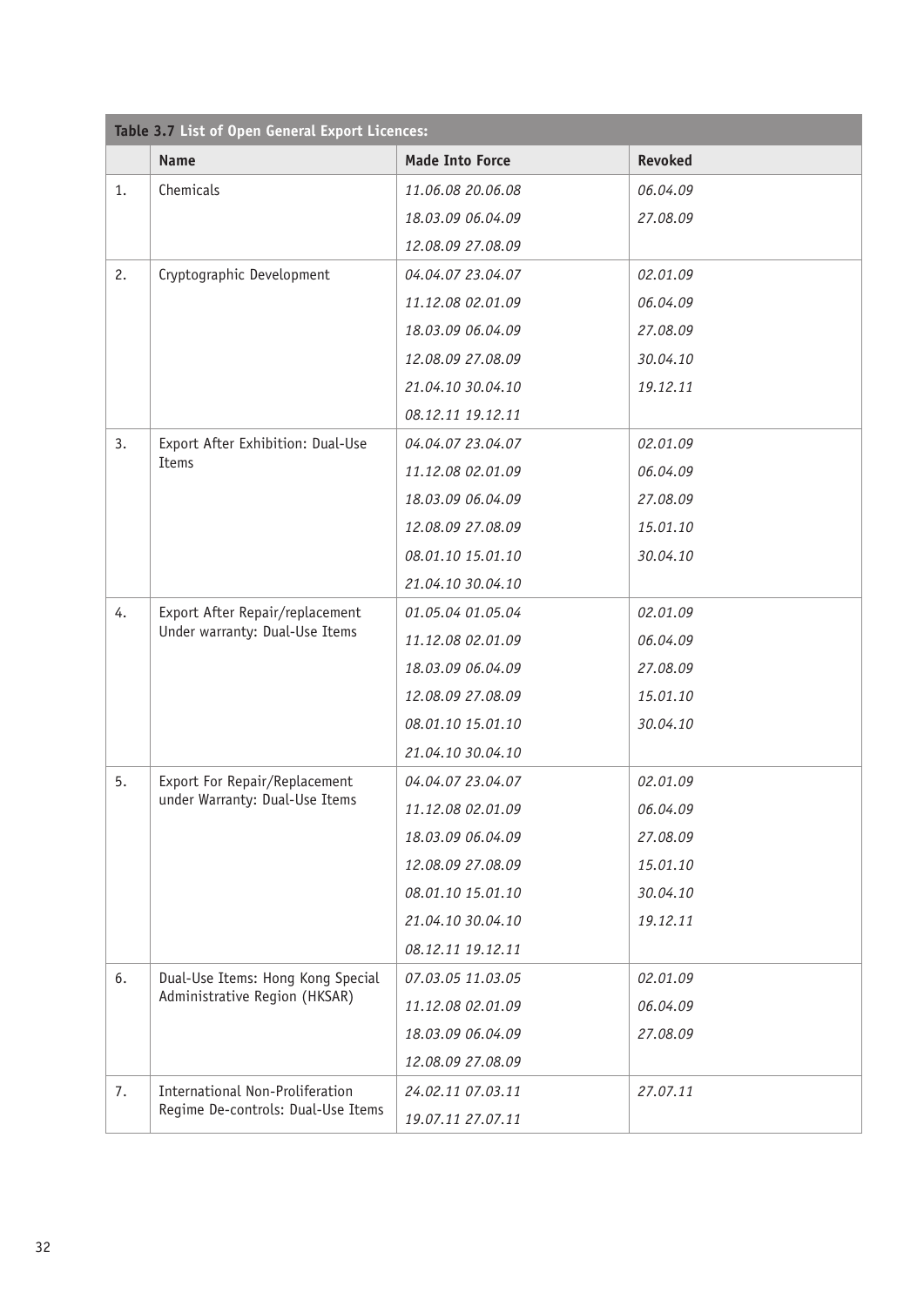**Table 3.7 List of Open General Export Licences:**

| | Name | Made Into Force | Revoked |
|---|---|---|---|
| 1. | Chemicals | *11.06.08 20.06.08* | *06.04.09* |
| | | *18.03.09 06.04.09* | *27.08.09* |
| | | *12.08.09 27.08.09* | |
| 2. | Cryptographic Development | *04.04.07 23.04.07* | *02.01.09* |
| | | *11.12.08 02.01.09* | *06.04.09* |
| | | *18.03.09 06.04.09* | *27.08.09* |
| | | *12.08.09 27.08.09* | *30.04.10* |
| | | *21.04.10 30.04.10* | *19.12.11* |
| | | *08.12.11 19.12.11* | |
| 3. | Export After Exhibition: Dual-Use Items | *04.04.07 23.04.07* | *02.01.09* |
| | | *11.12.08 02.01.09* | *06.04.09* |
| | | *18.03.09 06.04.09* | *27.08.09* |
| | | *12.08.09 27.08.09* | *15.01.10* |
| | | *08.01.10 15.01.10* | *30.04.10* |
| | | *21.04.10 30.04.10* | |
| 4. | Export After Repair/replacement Under warranty: Dual-Use Items | *01.05.04 01.05.04* | *02.01.09* |
| | | *11.12.08 02.01.09* | *06.04.09* |
| | | *18.03.09 06.04.09* | *27.08.09* |
| | | *12.08.09 27.08.09* | *15.01.10* |
| | | *08.01.10 15.01.10* | *30.04.10* |
| | | *21.04.10 30.04.10* | |
| 5. | Export For Repair/Replacement under Warranty: Dual-Use Items | *04.04.07 23.04.07* | *02.01.09* |
| | | *11.12.08 02.01.09* | *06.04.09* |
| | | *18.03.09 06.04.09* | *27.08.09* |
| | | *12.08.09 27.08.09* | *15.01.10* |
| | | *08.01.10 15.01.10* | *30.04.10* |
| | | *21.04.10 30.04.10* | *19.12.11* |
| | | *08.12.11 19.12.11* | |
| 6. | Dual-Use Items: Hong Kong Special Administrative Region (HKSAR) | *07.03.05 11.03.05* | *02.01.09* |
| | | *11.12.08 02.01.09* | *06.04.09* |
| | | *18.03.09 06.04.09* | *27.08.09* |
| | | *12.08.09 27.08.09* | |
| 7. | International Non-Proliferation Regime De-controls: Dual-Use Items | *24.02.11 07.03.11* | *27.07.11* |
| | | *19.07.11 27.07.11* | |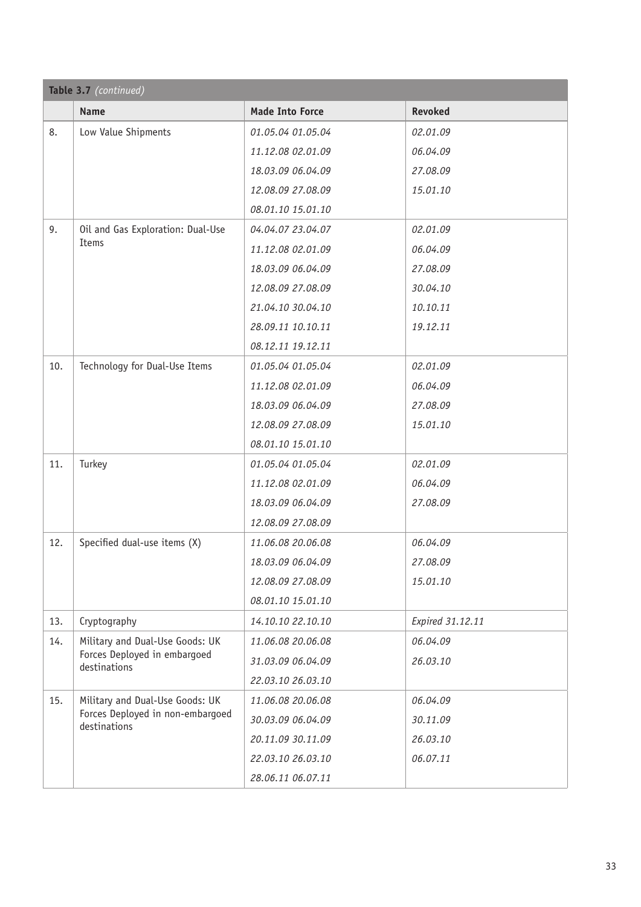**Table 3.7** *(continued)*

| | Name | Made Into Force | Revoked |
|---|---|---|---|
| 8. | Low Value Shipments | *01.05.04 01.05.04* | *02.01.09* |
| | | *11.12.08 02.01.09* | *06.04.09* |
| | | *18.03.09 06.04.09* | *27.08.09* |
| | | *12.08.09 27.08.09* | *15.01.10* |
| | | *08.01.10 15.01.10* | |
| 9. | Oil and Gas Exploration: Dual-Use Items | *04.04.07 23.04.07* | *02.01.09* |
| | | *11.12.08 02.01.09* | *06.04.09* |
| | | *18.03.09 06.04.09* | *27.08.09* |
| | | *12.08.09 27.08.09* | *30.04.10* |
| | | *21.04.10 30.04.10* | *10.10.11* |
| | | *28.09.11 10.10.11* | *19.12.11* |
| | | *08.12.11 19.12.11* | |
| 10. | Technology for Dual-Use Items | *01.05.04 01.05.04* | *02.01.09* |
| | | *11.12.08 02.01.09* | *06.04.09* |
| | | *18.03.09 06.04.09* | *27.08.09* |
| | | *12.08.09 27.08.09* | *15.01.10* |
| | | *08.01.10 15.01.10* | |
| 11. | Turkey | *01.05.04 01.05.04* | *02.01.09* |
| | | *11.12.08 02.01.09* | *06.04.09* |
| | | *18.03.09 06.04.09* | *27.08.09* |
| | | *12.08.09 27.08.09* | |
| 12. | Specified dual-use items (X) | *11.06.08 20.06.08* | *06.04.09* |
| | | *18.03.09 06.04.09* | *27.08.09* |
| | | *12.08.09 27.08.09* | *15.01.10* |
| | | *08.01.10 15.01.10* | |
| 13. | Cryptography | *14.10.10 22.10.10* | *Expired 31.12.11* |
| 14. | Military and Dual-Use Goods: UK Forces Deployed in embargoed destinations | *11.06.08 20.06.08* | *06.04.09* |
| | | *31.03.09 06.04.09* | *26.03.10* |
| | | *22.03.10 26.03.10* | |
| 15. | Military and Dual-Use Goods: UK Forces Deployed in non-embargoed destinations | *11.06.08 20.06.08* | *06.04.09* |
| | | *30.03.09 06.04.09* | *30.11.09* |
| | | *20.11.09 30.11.09* | *26.03.10* |
| | | *22.03.10 26.03.10* | *06.07.11* |
| | | *28.06.11 06.07.11* | |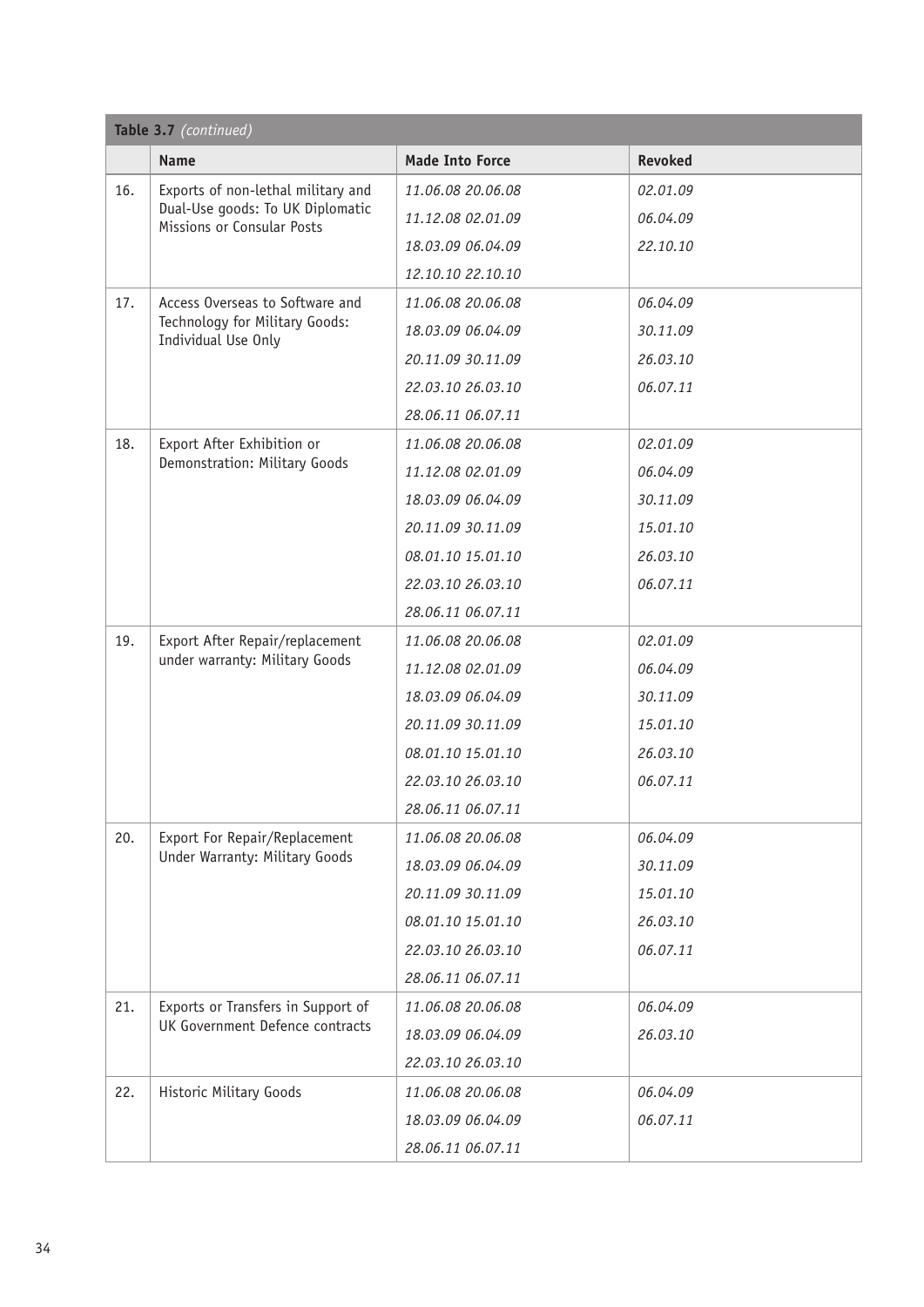| Table 3.7 *(continued)* | | | |
|---|---|---|---|
| | **Name** | **Made Into Force** | **Revoked** |
| 16. | Exports of non-lethal military and Dual-Use goods: To UK Diplomatic Missions or Consular Posts | *11.06.08 20.06.08* | *02.01.09* |
| | | *11.12.08 02.01.09* | *06.04.09* |
| | | *18.03.09 06.04.09* | *22.10.10* |
| | | *12.10.10 22.10.10* | |
| 17. | Access Overseas to Software and Technology for Military Goods: Individual Use Only | *11.06.08 20.06.08* | *06.04.09* |
| | | *18.03.09 06.04.09* | *30.11.09* |
| | | *20.11.09 30.11.09* | *26.03.10* |
| | | *22.03.10 26.03.10* | *06.07.11* |
| | | *28.06.11 06.07.11* | |
| 18. | Export After Exhibition or Demonstration: Military Goods | *11.06.08 20.06.08* | *02.01.09* |
| | | *11.12.08 02.01.09* | *06.04.09* |
| | | *18.03.09 06.04.09* | *30.11.09* |
| | | *20.11.09 30.11.09* | *15.01.10* |
| | | *08.01.10 15.01.10* | *26.03.10* |
| | | *22.03.10 26.03.10* | *06.07.11* |
| | | *28.06.11 06.07.11* | |
| 19. | Export After Repair/replacement under warranty: Military Goods | *11.06.08 20.06.08* | *02.01.09* |
| | | *11.12.08 02.01.09* | *06.04.09* |
| | | *18.03.09 06.04.09* | *30.11.09* |
| | | *20.11.09 30.11.09* | *15.01.10* |
| | | *08.01.10 15.01.10* | *26.03.10* |
| | | *22.03.10 26.03.10* | *06.07.11* |
| | | *28.06.11 06.07.11* | |
| 20. | Export For Repair/Replacement Under Warranty: Military Goods | *11.06.08 20.06.08* | *06.04.09* |
| | | *18.03.09 06.04.09* | *30.11.09* |
| | | *20.11.09 30.11.09* | *15.01.10* |
| | | *08.01.10 15.01.10* | *26.03.10* |
| | | *22.03.10 26.03.10* | *06.07.11* |
| | | *28.06.11 06.07.11* | |
| 21. | Exports or Transfers in Support of UK Government Defence contracts | *11.06.08 20.06.08* | *06.04.09* |
| | | *18.03.09 06.04.09* | *26.03.10* |
| | | *22.03.10 26.03.10* | |
| 22. | Historic Military Goods | *11.06.08 20.06.08* | *06.04.09* |
| | | *18.03.09 06.04.09* | *06.07.11* |
| | | *28.06.11 06.07.11* | |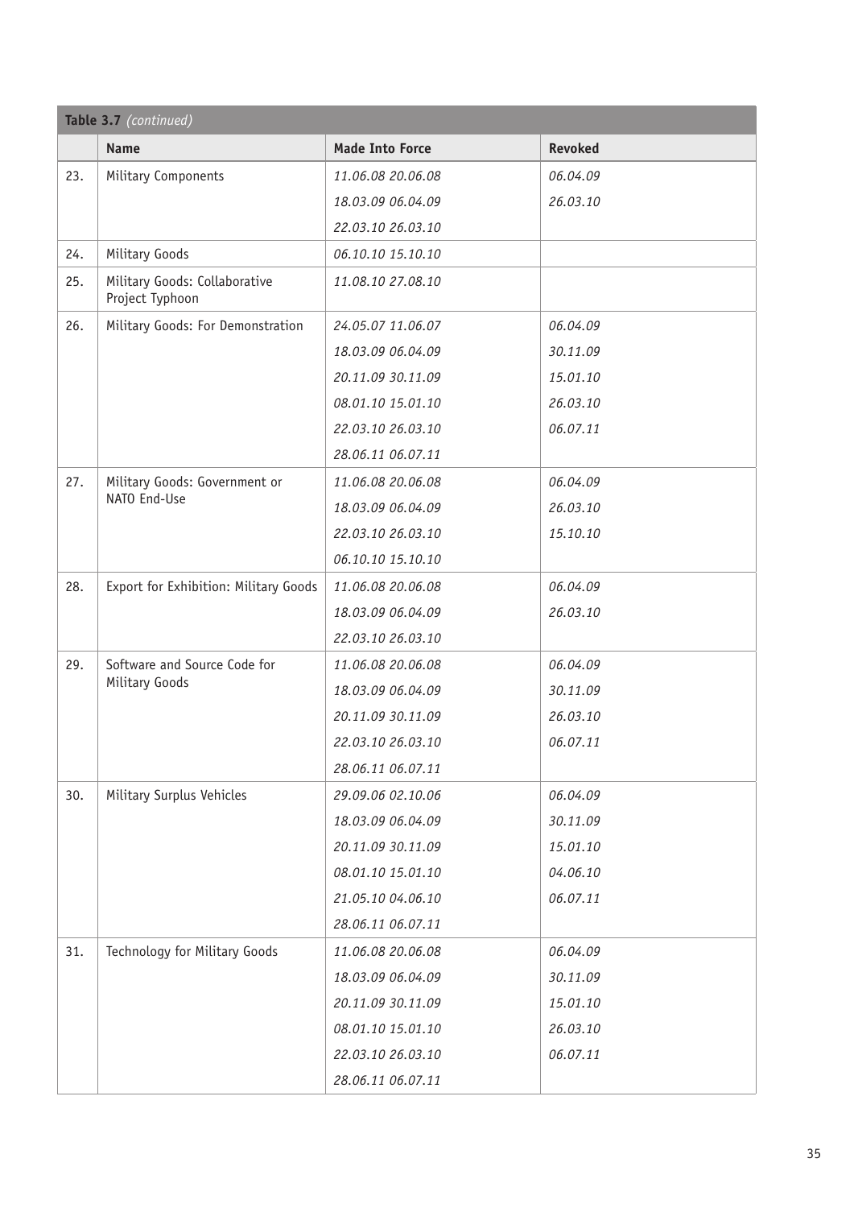**Table 3.7** *(continued)*

| | Name | Made Into Force | Revoked |
|---|---|---|---|
| 23. | Military Components | *11.06.08 20.06.08* | *06.04.09* |
| | | *18.03.09 06.04.09* | *26.03.10* |
| | | *22.03.10 26.03.10* | |
| 24. | Military Goods | *06.10.10 15.10.10* | |
| 25. | Military Goods: Collaborative Project Typhoon | *11.08.10 27.08.10* | |
| 26. | Military Goods: For Demonstration | *24.05.07 11.06.07* | *06.04.09* |
| | | *18.03.09 06.04.09* | *30.11.09* |
| | | *20.11.09 30.11.09* | *15.01.10* |
| | | *08.01.10 15.01.10* | *26.03.10* |
| | | *22.03.10 26.03.10* | *06.07.11* |
| | | *28.06.11 06.07.11* | |
| 27. | Military Goods: Government or NATO End-Use | *11.06.08 20.06.08* | *06.04.09* |
| | | *18.03.09 06.04.09* | *26.03.10* |
| | | *22.03.10 26.03.10* | *15.10.10* |
| | | *06.10.10 15.10.10* | |
| 28. | Export for Exhibition: Military Goods | *11.06.08 20.06.08* | *06.04.09* |
| | | *18.03.09 06.04.09* | *26.03.10* |
| | | *22.03.10 26.03.10* | |
| 29. | Software and Source Code for Military Goods | *11.06.08 20.06.08* | *06.04.09* |
| | | *18.03.09 06.04.09* | *30.11.09* |
| | | *20.11.09 30.11.09* | *26.03.10* |
| | | *22.03.10 26.03.10* | *06.07.11* |
| | | *28.06.11 06.07.11* | |
| 30. | Military Surplus Vehicles | *29.09.06 02.10.06* | *06.04.09* |
| | | *18.03.09 06.04.09* | *30.11.09* |
| | | *20.11.09 30.11.09* | *15.01.10* |
| | | *08.01.10 15.01.10* | *04.06.10* |
| | | *21.05.10 04.06.10* | *06.07.11* |
| | | *28.06.11 06.07.11* | |
| 31. | Technology for Military Goods | *11.06.08 20.06.08* | *06.04.09* |
| | | *18.03.09 06.04.09* | *30.11.09* |
| | | *20.11.09 30.11.09* | *15.01.10* |
| | | *08.01.10 15.01.10* | *26.03.10* |
| | | *22.03.10 26.03.10* | *06.07.11* |
| | | *28.06.11 06.07.11* | |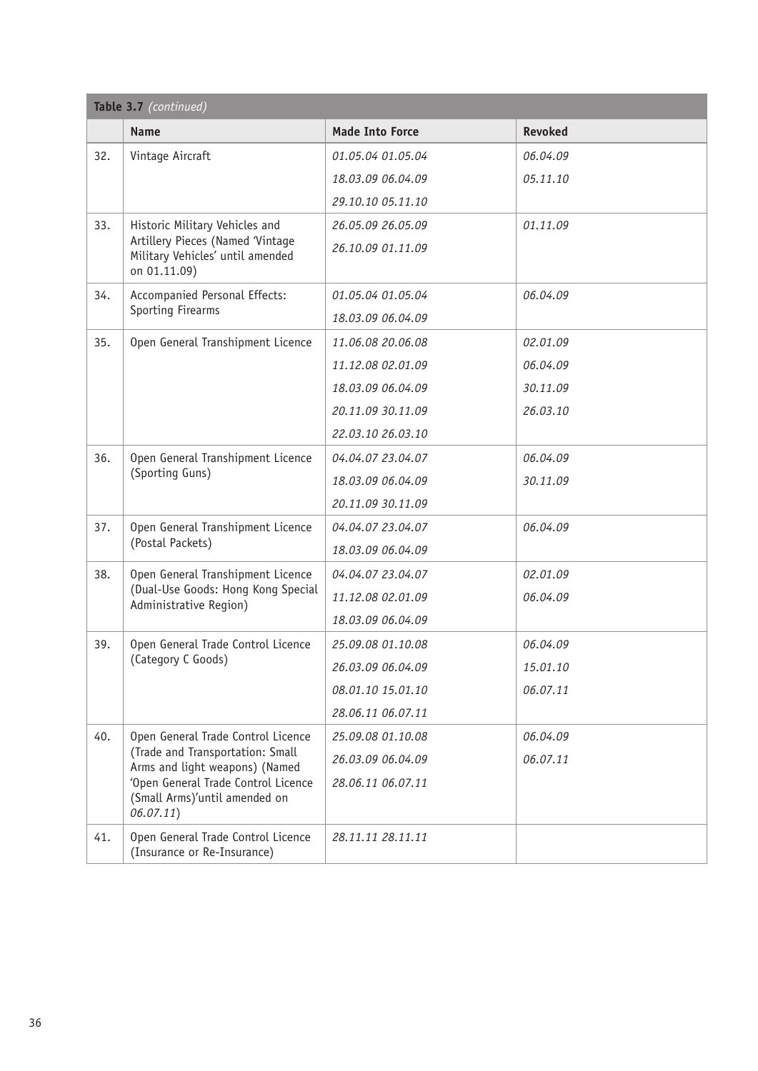**Table 3.7** *(continued)*

| | Name | Made Into Force | Revoked |
|---|---|---|---|
| 32. | Vintage Aircraft | *01.05.04 01.05.04* | *06.04.09* |
| | | *18.03.09 06.04.09* | *05.11.10* |
| | | *29.10.10 05.11.10* | |
| 33. | Historic Military Vehicles and Artillery Pieces (Named 'Vintage Military Vehicles' until amended on 01.11.09) | *26.05.09 26.05.09* | *01.11.09* |
| | | *26.10.09 01.11.09* | |
| 34. | Accompanied Personal Effects: Sporting Firearms | *01.05.04 01.05.04* | *06.04.09* |
| | | *18.03.09 06.04.09* | |
| 35. | Open General Transhipment Licence | *11.06.08 20.06.08* | *02.01.09* |
| | | *11.12.08 02.01.09* | *06.04.09* |
| | | *18.03.09 06.04.09* | *30.11.09* |
| | | *20.11.09 30.11.09* | *26.03.10* |
| | | *22.03.10 26.03.10* | |
| 36. | Open General Transhipment Licence (Sporting Guns) | *04.04.07 23.04.07* | *06.04.09* |
| | | *18.03.09 06.04.09* | *30.11.09* |
| | | *20.11.09 30.11.09* | |
| 37. | Open General Transhipment Licence (Postal Packets) | *04.04.07 23.04.07* | *06.04.09* |
| | | *18.03.09 06.04.09* | |
| 38. | Open General Transhipment Licence (Dual-Use Goods: Hong Kong Special Administrative Region) | *04.04.07 23.04.07* | *02.01.09* |
| | | *11.12.08 02.01.09* | *06.04.09* |
| | | *18.03.09 06.04.09* | |
| 39. | Open General Trade Control Licence (Category C Goods) | *25.09.08 01.10.08* | *06.04.09* |
| | | *26.03.09 06.04.09* | *15.01.10* |
| | | *08.01.10 15.01.10* | *06.07.11* |
| | | *28.06.11 06.07.11* | |
| 40. | Open General Trade Control Licence (Trade and Transportation: Small Arms and light weapons) (Named 'Open General Trade Control Licence (Small Arms)'until amended on *06.07.11*) | *25.09.08 01.10.08* | *06.04.09* |
| | | *26.03.09 06.04.09* | *06.07.11* |
| | | *28.06.11 06.07.11* | |
| 41. | Open General Trade Control Licence (Insurance or Re-Insurance) | *28.11.11 28.11.11* | |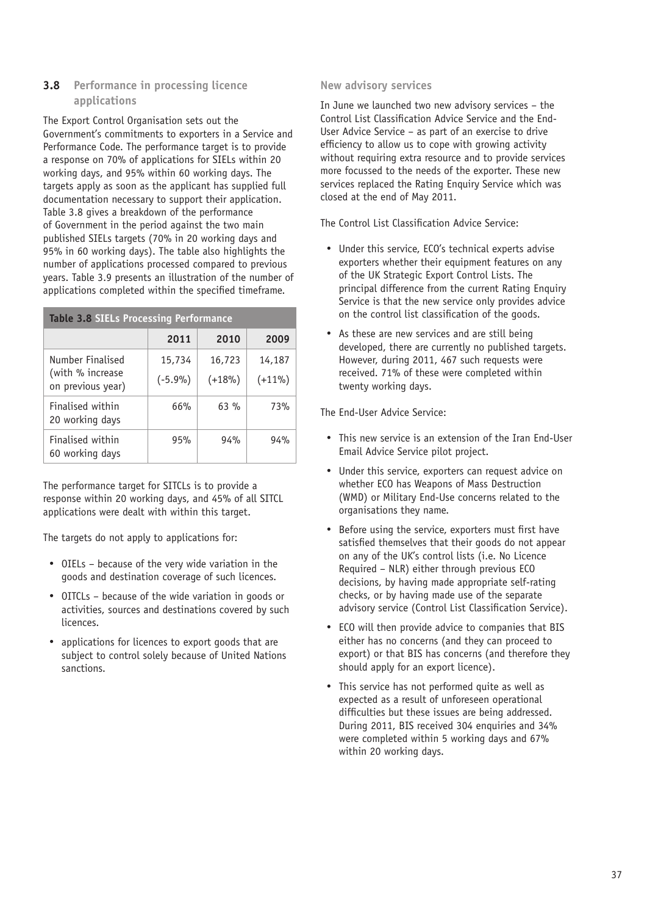## 3.8 Performance in processing licence applications

The Export Control Organisation sets out the Government's commitments to exporters in a Service and Performance Code. The performance target is to provide a response on 70% of applications for SIELs within 20 working days, and 95% within 60 working days. The targets apply as soon as the applicant has supplied full documentation necessary to support their application. Table 3.8 gives a breakdown of the performance of Government in the period against the two main published SIELs targets (70% in 20 working days and 95% in 60 working days). The table also highlights the number of applications processed compared to previous years. Table 3.9 presents an illustration of the number of applications completed within the specified timeframe.

**Table 3.8 SIELs Processing Performance**

| | 2011 | 2010 | 2009 |
|---|---|---|---|
| Number Finalised (with % increase on previous year) | 15,734 (-5.9%) | 16,723 (+18%) | 14,187 (+11%) |
| Finalised within 20 working days | 66% | 63 % | 73% |
| Finalised within 60 working days | 95% | 94% | 94% |

The performance target for SITCLs is to provide a response within 20 working days, and 45% of all SITCL applications were dealt with within this target.

The targets do not apply to applications for:

- OIELs – because of the very wide variation in the goods and destination coverage of such licences.
- OITCLs – because of the wide variation in goods or activities, sources and destinations covered by such licences.
- applications for licences to export goods that are subject to control solely because of United Nations sanctions.

### New advisory services

In June we launched two new advisory services – the Control List Classification Advice Service and the End-User Advice Service – as part of an exercise to drive efficiency to allow us to cope with growing activity without requiring extra resource and to provide services more focussed to the needs of the exporter. These new services replaced the Rating Enquiry Service which was closed at the end of May 2011.

The Control List Classification Advice Service:

- Under this service, ECO's technical experts advise exporters whether their equipment features on any of the UK Strategic Export Control Lists. The principal difference from the current Rating Enquiry Service is that the new service only provides advice on the control list classification of the goods.
- As these are new services and are still being developed, there are currently no published targets. However, during 2011, 467 such requests were received. 71% of these were completed within twenty working days.

The End-User Advice Service:

- This new service is an extension of the Iran End-User Email Advice Service pilot project.
- Under this service, exporters can request advice on whether ECO has Weapons of Mass Destruction (WMD) or Military End-Use concerns related to the organisations they name.
- Before using the service, exporters must first have satisfied themselves that their goods do not appear on any of the UK's control lists (i.e. No Licence Required – NLR) either through previous ECO decisions, by having made appropriate self-rating checks, or by having made use of the separate advisory service (Control List Classification Service).
- ECO will then provide advice to companies that BIS either has no concerns (and they can proceed to export) or that BIS has concerns (and therefore they should apply for an export licence).
- This service has not performed quite as well as expected as a result of unforeseen operational difficulties but these issues are being addressed. During 2011, BIS received 304 enquiries and 34% were completed within 5 working days and 67% within 20 working days.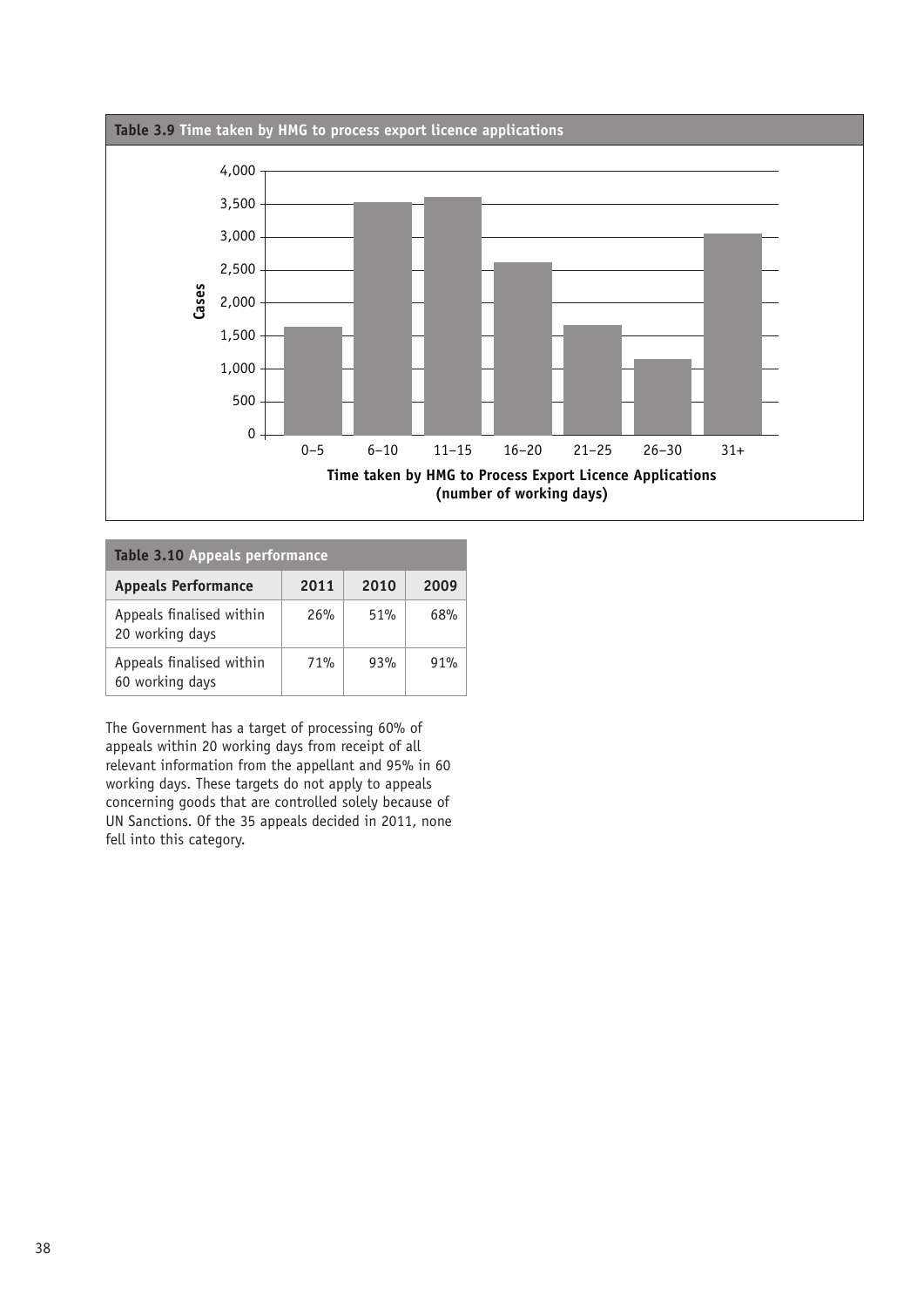**Table 3.9 Time taken by HMG to process export licence applications**

**Table 3.10 Appeals performance**

| Appeals Performance | 2011 | 2010 | 2009 |
|---|---|---|---|
| Appeals finalised within 20 working days | 26% | 51% | 68% |
| Appeals finalised within 60 working days | 71% | 93% | 91% |

The Government has a target of processing 60% of appeals within 20 working days from receipt of all relevant information from the appellant and 95% in 60 working days. These targets do not apply to appeals concerning goods that are controlled solely because of UN Sanctions. Of the 35 appeals decided in 2011, none fell into this category.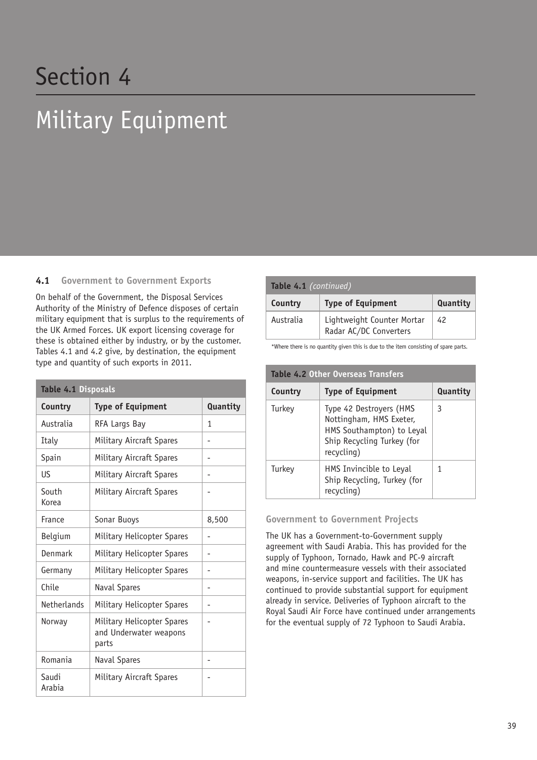# Section 4

# Military Equipment

## 4.1 Government to Government Exports

On behalf of the Government, the Disposal Services Authority of the Ministry of Defence disposes of certain military equipment that is surplus to the requirements of the UK Armed Forces. UK export licensing coverage for these is obtained either by industry, or by the customer. Tables 4.1 and 4.2 give, by destination, the equipment type and quantity of such exports in 2011.

**Table 4.1 Disposals**

| Country | Type of Equipment | Quantity |
|---|---|---|
| Australia | RFA Largs Bay | 1 |
| Italy | Military Aircraft Spares | - |
| Spain | Military Aircraft Spares | - |
| US | Military Aircraft Spares | - |
| South Korea | Military Aircraft Spares | - |
| France | Sonar Buoys | 8,500 |
| Belgium | Military Helicopter Spares | - |
| Denmark | Military Helicopter Spares | - |
| Germany | Military Helicopter Spares | - |
| Chile | Naval Spares | - |
| Netherlands | Military Helicopter Spares | - |
| Norway | Military Helicopter Spares and Underwater weapons parts | - |
| Romania | Naval Spares | - |
| Saudi Arabia | Military Aircraft Spares | - |
| Australia | Lightweight Counter Mortar Radar AC/DC Converters | 42 |

*Where there is no quantity given this is due to the item consisting of spare parts.

**Table 4.2 Other Overseas Transfers**

| Country | Type of Equipment | Quantity |
|---|---|---|
| Turkey | Type 42 Destroyers (HMS Nottingham, HMS Exeter, HMS Southampton) to Leyal Ship Recycling Turkey (for recycling) | 3 |
| Turkey | HMS Invincible to Leyal Ship Recycling, Turkey (for recycling) | 1 |

### Government to Government Projects

The UK has a Government-to-Government supply agreement with Saudi Arabia. This has provided for the supply of Typhoon, Tornado, Hawk and PC-9 aircraft and mine countermeasure vessels with their associated weapons, in-service support and facilities. The UK has continued to provide substantial support for equipment already in service. Deliveries of Typhoon aircraft to the Royal Saudi Air Force have continued under arrangements for the eventual supply of 72 Typhoon to Saudi Arabia.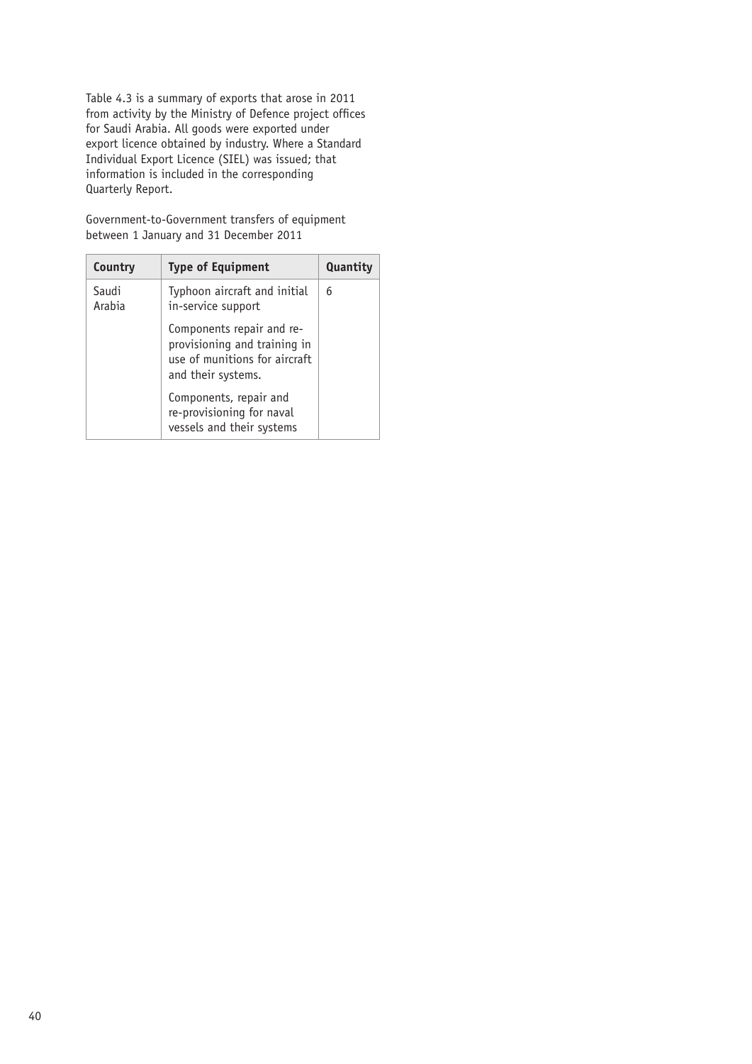Table 4.3 is a summary of exports that arose in 2011 from activity by the Ministry of Defence project offices for Saudi Arabia. All goods were exported under export licence obtained by industry. Where a Standard Individual Export Licence (SIEL) was issued; that information is included in the corresponding Quarterly Report.

Government-to-Government transfers of equipment between 1 January and 31 December 2011

| Country | Type of Equipment | Quantity |
|---|---|---|
| Saudi Arabia | Typhoon aircraft and initial in-service support | 6 |
| | Components repair and re-provisioning and training in use of munitions for aircraft and their systems. | |
| | Components, repair and re-provisioning for naval vessels and their systems | |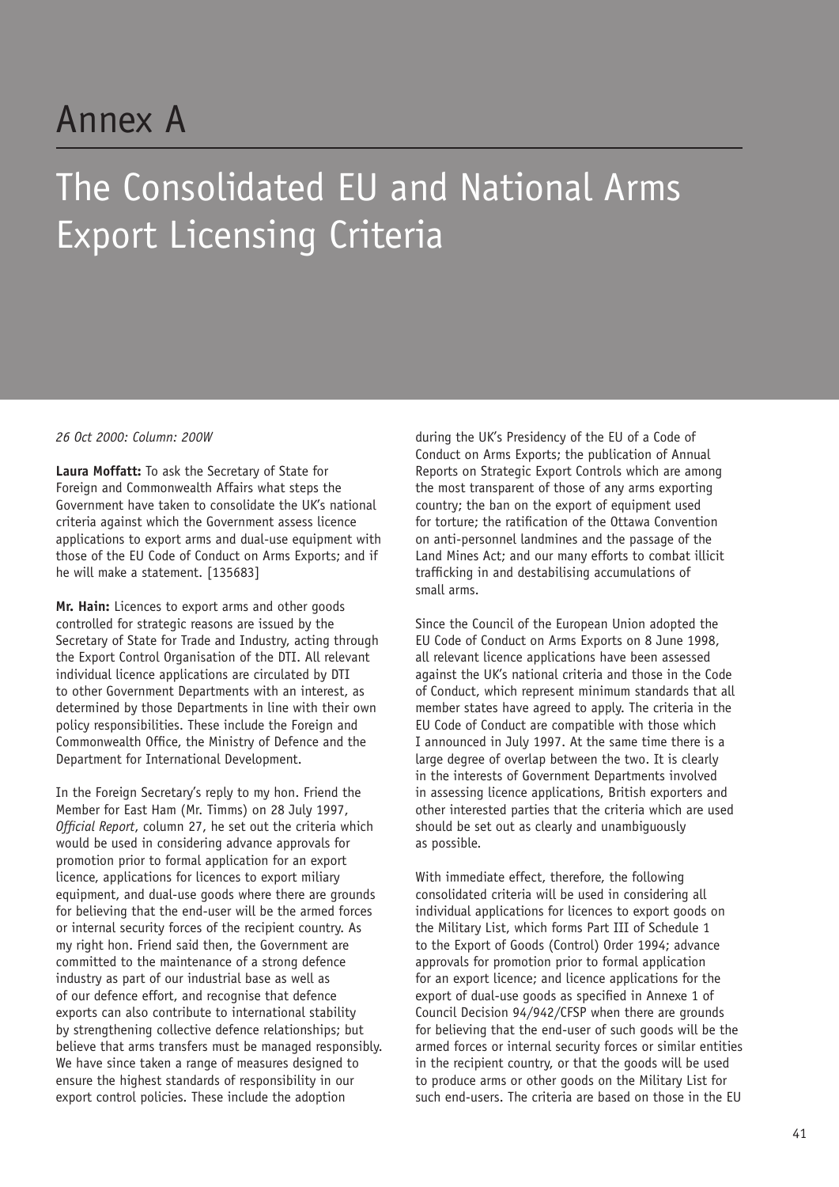# Annex A

# The Consolidated EU and National Arms Export Licensing Criteria

*26 Oct 2000: Column: 200W*

**Laura Moffatt:** To ask the Secretary of State for Foreign and Commonwealth Affairs what steps the Government have taken to consolidate the UK's national criteria against which the Government assess licence applications to export arms and dual-use equipment with those of the EU Code of Conduct on Arms Exports; and if he will make a statement. [135683]

**Mr. Hain:** Licences to export arms and other goods controlled for strategic reasons are issued by the Secretary of State for Trade and Industry, acting through the Export Control Organisation of the DTI. All relevant individual licence applications are circulated by DTI to other Government Departments with an interest, as determined by those Departments in line with their own policy responsibilities. These include the Foreign and Commonwealth Office, the Ministry of Defence and the Department for International Development.

In the Foreign Secretary's reply to my hon. Friend the Member for East Ham (Mr. Timms) on 28 July 1997, *Official Report*, column 27, he set out the criteria which would be used in considering advance approvals for promotion prior to formal application for an export licence, applications for licences to export miliary equipment, and dual-use goods where there are grounds for believing that the end-user will be the armed forces or internal security forces of the recipient country. As my right hon. Friend said then, the Government are committed to the maintenance of a strong defence industry as part of our industrial base as well as of our defence effort, and recognise that defence exports can also contribute to international stability by strengthening collective defence relationships; but believe that arms transfers must be managed responsibly. We have since taken a range of measures designed to ensure the highest standards of responsibility in our export control policies. These include the adoption during the UK's Presidency of the EU of a Code of Conduct on Arms Exports; the publication of Annual Reports on Strategic Export Controls which are among the most transparent of those of any arms exporting country; the ban on the export of equipment used for torture; the ratification of the Ottawa Convention on anti-personnel landmines and the passage of the Land Mines Act; and our many efforts to combat illicit trafficking in and destabilising accumulations of small arms.

Since the Council of the European Union adopted the EU Code of Conduct on Arms Exports on 8 June 1998, all relevant licence applications have been assessed against the UK's national criteria and those in the Code of Conduct, which represent minimum standards that all member states have agreed to apply. The criteria in the EU Code of Conduct are compatible with those which I announced in July 1997. At the same time there is a large degree of overlap between the two. It is clearly in the interests of Government Departments involved in assessing licence applications, British exporters and other interested parties that the criteria which are used should be set out as clearly and unambiguously as possible.

With immediate effect, therefore, the following consolidated criteria will be used in considering all individual applications for licences to export goods on the Military List, which forms Part III of Schedule 1 to the Export of Goods (Control) Order 1994; advance approvals for promotion prior to formal application for an export licence; and licence applications for the export of dual-use goods as specified in Annexe 1 of Council Decision 94/942/CFSP when there are grounds for believing that the end-user of such goods will be the armed forces or internal security forces or similar entities in the recipient country, or that the goods will be used to produce arms or other goods on the Military List for such end-users. The criteria are based on those in the EU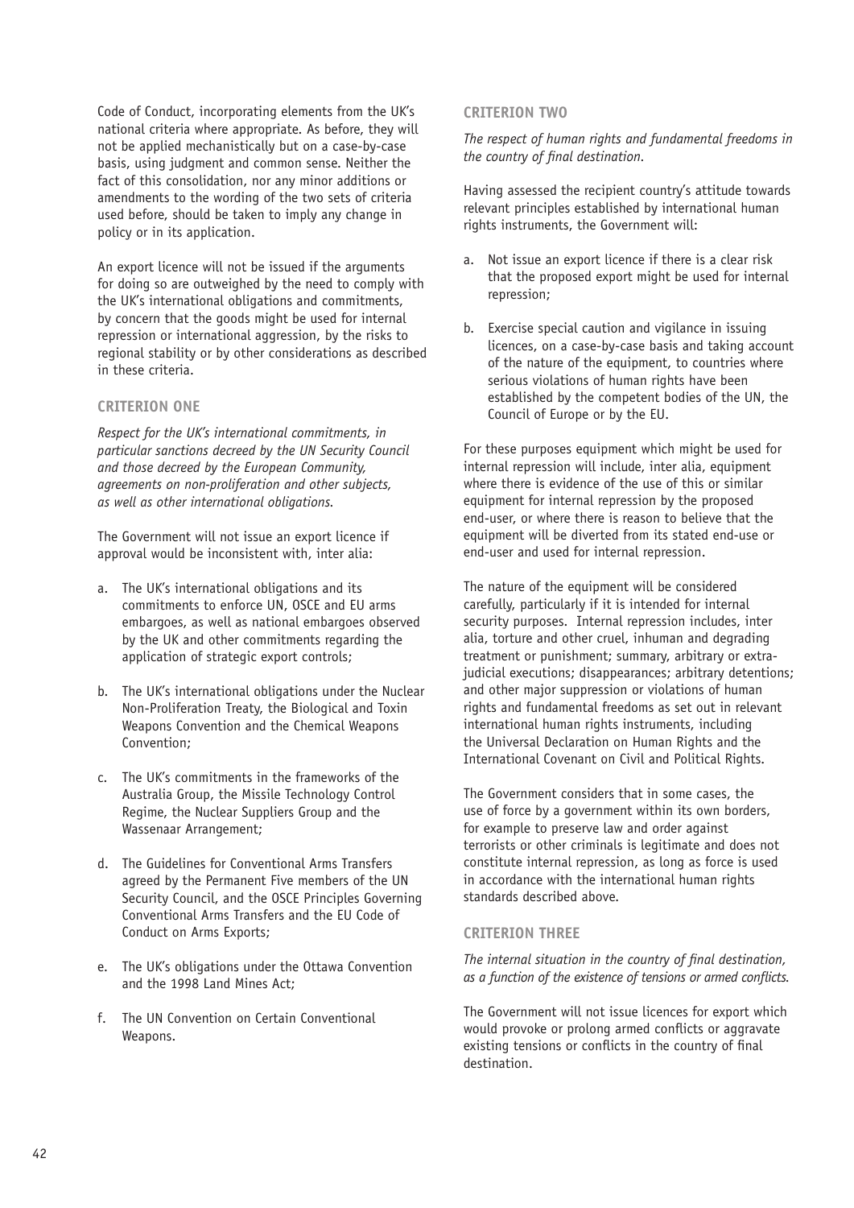Code of Conduct, incorporating elements from the UK's national criteria where appropriate. As before, they will not be applied mechanistically but on a case-by-case basis, using judgment and common sense. Neither the fact of this consolidation, nor any minor additions or amendments to the wording of the two sets of criteria used before, should be taken to imply any change in policy or in its application.

An export licence will not be issued if the arguments for doing so are outweighed by the need to comply with the UK's international obligations and commitments, by concern that the goods might be used for internal repression or international aggression, by the risks to regional stability or by other considerations as described in these criteria.

### CRITERION ONE

*Respect for the UK's international commitments, in particular sanctions decreed by the UN Security Council and those decreed by the European Community, agreements on non-proliferation and other subjects, as well as other international obligations.*

The Government will not issue an export licence if approval would be inconsistent with, inter alia:

a. The UK's international obligations and its commitments to enforce UN, OSCE and EU arms embargoes, as well as national embargoes observed by the UK and other commitments regarding the application of strategic export controls;

b. The UK's international obligations under the Nuclear Non-Proliferation Treaty, the Biological and Toxin Weapons Convention and the Chemical Weapons Convention;

c. The UK's commitments in the frameworks of the Australia Group, the Missile Technology Control Regime, the Nuclear Suppliers Group and the Wassenaar Arrangement;

d. The Guidelines for Conventional Arms Transfers agreed by the Permanent Five members of the UN Security Council, and the OSCE Principles Governing Conventional Arms Transfers and the EU Code of Conduct on Arms Exports;

e. The UK's obligations under the Ottawa Convention and the 1998 Land Mines Act;

f. The UN Convention on Certain Conventional Weapons.

### CRITERION TWO

*The respect of human rights and fundamental freedoms in the country of final destination.*

Having assessed the recipient country's attitude towards relevant principles established by international human rights instruments, the Government will:

a. Not issue an export licence if there is a clear risk that the proposed export might be used for internal repression;

b. Exercise special caution and vigilance in issuing licences, on a case-by-case basis and taking account of the nature of the equipment, to countries where serious violations of human rights have been established by the competent bodies of the UN, the Council of Europe or by the EU.

For these purposes equipment which might be used for internal repression will include, inter alia, equipment where there is evidence of the use of this or similar equipment for internal repression by the proposed end-user, or where there is reason to believe that the equipment will be diverted from its stated end-use or end-user and used for internal repression.

The nature of the equipment will be considered carefully, particularly if it is intended for internal security purposes. Internal repression includes, inter alia, torture and other cruel, inhuman and degrading treatment or punishment; summary, arbitrary or extra-judicial executions; disappearances; arbitrary detentions; and other major suppression or violations of human rights and fundamental freedoms as set out in relevant international human rights instruments, including the Universal Declaration on Human Rights and the International Covenant on Civil and Political Rights.

The Government considers that in some cases, the use of force by a government within its own borders, for example to preserve law and order against terrorists or other criminals is legitimate and does not constitute internal repression, as long as force is used in accordance with the international human rights standards described above.

### CRITERION THREE

*The internal situation in the country of final destination, as a function of the existence of tensions or armed conflicts.*

The Government will not issue licences for export which would provoke or prolong armed conflicts or aggravate existing tensions or conflicts in the country of final destination.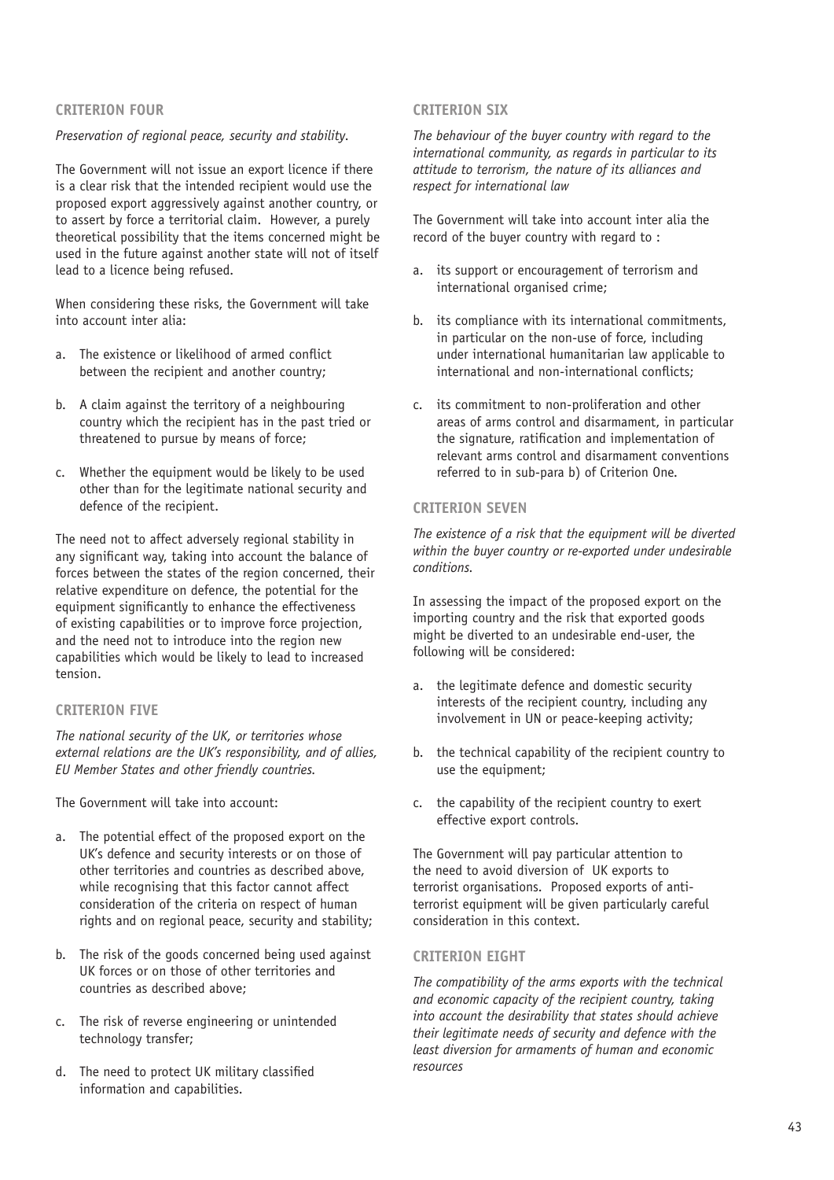### CRITERION FOUR

*Preservation of regional peace, security and stability.*

The Government will not issue an export licence if there is a clear risk that the intended recipient would use the proposed export aggressively against another country, or to assert by force a territorial claim. However, a purely theoretical possibility that the items concerned might be used in the future against another state will not of itself lead to a licence being refused.

When considering these risks, the Government will take into account inter alia:

a. The existence or likelihood of armed conflict between the recipient and another country;

b. A claim against the territory of a neighbouring country which the recipient has in the past tried or threatened to pursue by means of force;

c. Whether the equipment would be likely to be used other than for the legitimate national security and defence of the recipient.

The need not to affect adversely regional stability in any significant way, taking into account the balance of forces between the states of the region concerned, their relative expenditure on defence, the potential for the equipment significantly to enhance the effectiveness of existing capabilities or to improve force projection, and the need not to introduce into the region new capabilities which would be likely to lead to increased tension.

### CRITERION FIVE

*The national security of the UK, or territories whose external relations are the UK's responsibility, and of allies, EU Member States and other friendly countries.*

The Government will take into account:

a. The potential effect of the proposed export on the UK's defence and security interests or on those of other territories and countries as described above, while recognising that this factor cannot affect consideration of the criteria on respect of human rights and on regional peace, security and stability;

b. The risk of the goods concerned being used against UK forces or on those of other territories and countries as described above;

c. The risk of reverse engineering or unintended technology transfer;

d. The need to protect UK military classified information and capabilities.

### CRITERION SIX

*The behaviour of the buyer country with regard to the international community, as regards in particular to its attitude to terrorism, the nature of its alliances and respect for international law*

The Government will take into account inter alia the record of the buyer country with regard to :

a. its support or encouragement of terrorism and international organised crime;

b. its compliance with its international commitments, in particular on the non-use of force, including under international humanitarian law applicable to international and non-international conflicts;

c. its commitment to non-proliferation and other areas of arms control and disarmament, in particular the signature, ratification and implementation of relevant arms control and disarmament conventions referred to in sub-para b) of Criterion One.

### CRITERION SEVEN

*The existence of a risk that the equipment will be diverted within the buyer country or re-exported under undesirable conditions.*

In assessing the impact of the proposed export on the importing country and the risk that exported goods might be diverted to an undesirable end-user, the following will be considered:

a. the legitimate defence and domestic security interests of the recipient country, including any involvement in UN or peace-keeping activity;

b. the technical capability of the recipient country to use the equipment;

c. the capability of the recipient country to exert effective export controls.

The Government will pay particular attention to the need to avoid diversion of UK exports to terrorist organisations. Proposed exports of anti-terrorist equipment will be given particularly careful consideration in this context.

### CRITERION EIGHT

*The compatibility of the arms exports with the technical and economic capacity of the recipient country, taking into account the desirability that states should achieve their legitimate needs of security and defence with the least diversion for armaments of human and economic resources*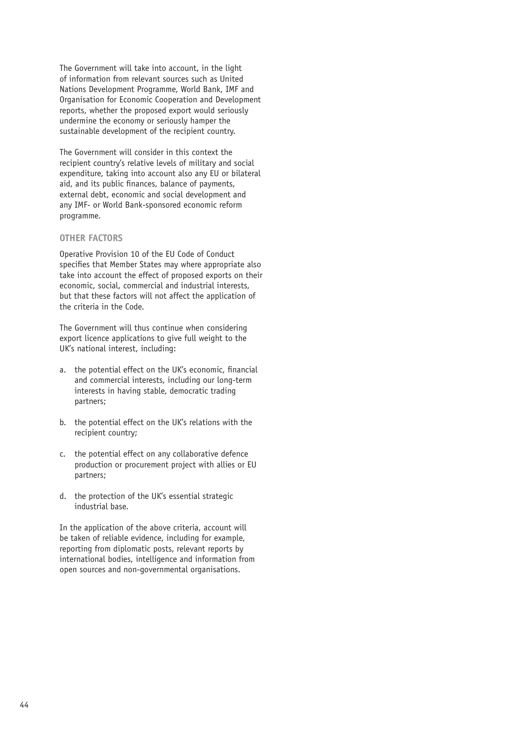The Government will take into account, in the light of information from relevant sources such as United Nations Development Programme, World Bank, IMF and Organisation for Economic Cooperation and Development reports, whether the proposed export would seriously undermine the economy or seriously hamper the sustainable development of the recipient country.

The Government will consider in this context the recipient country's relative levels of military and social expenditure, taking into account also any EU or bilateral aid, and its public finances, balance of payments, external debt, economic and social development and any IMF- or World Bank-sponsored economic reform programme.

### OTHER FACTORS

Operative Provision 10 of the EU Code of Conduct specifies that Member States may where appropriate also take into account the effect of proposed exports on their economic, social, commercial and industrial interests, but that these factors will not affect the application of the criteria in the Code.

The Government will thus continue when considering export licence applications to give full weight to the UK's national interest, including:

a. the potential effect on the UK's economic, financial and commercial interests, including our long-term interests in having stable, democratic trading partners;

b. the potential effect on the UK's relations with the recipient country;

c. the potential effect on any collaborative defence production or procurement project with allies or EU partners;

d. the protection of the UK's essential strategic industrial base.

In the application of the above criteria, account will be taken of reliable evidence, including for example, reporting from diplomatic posts, relevant reports by international bodies, intelligence and information from open sources and non-governmental organisations.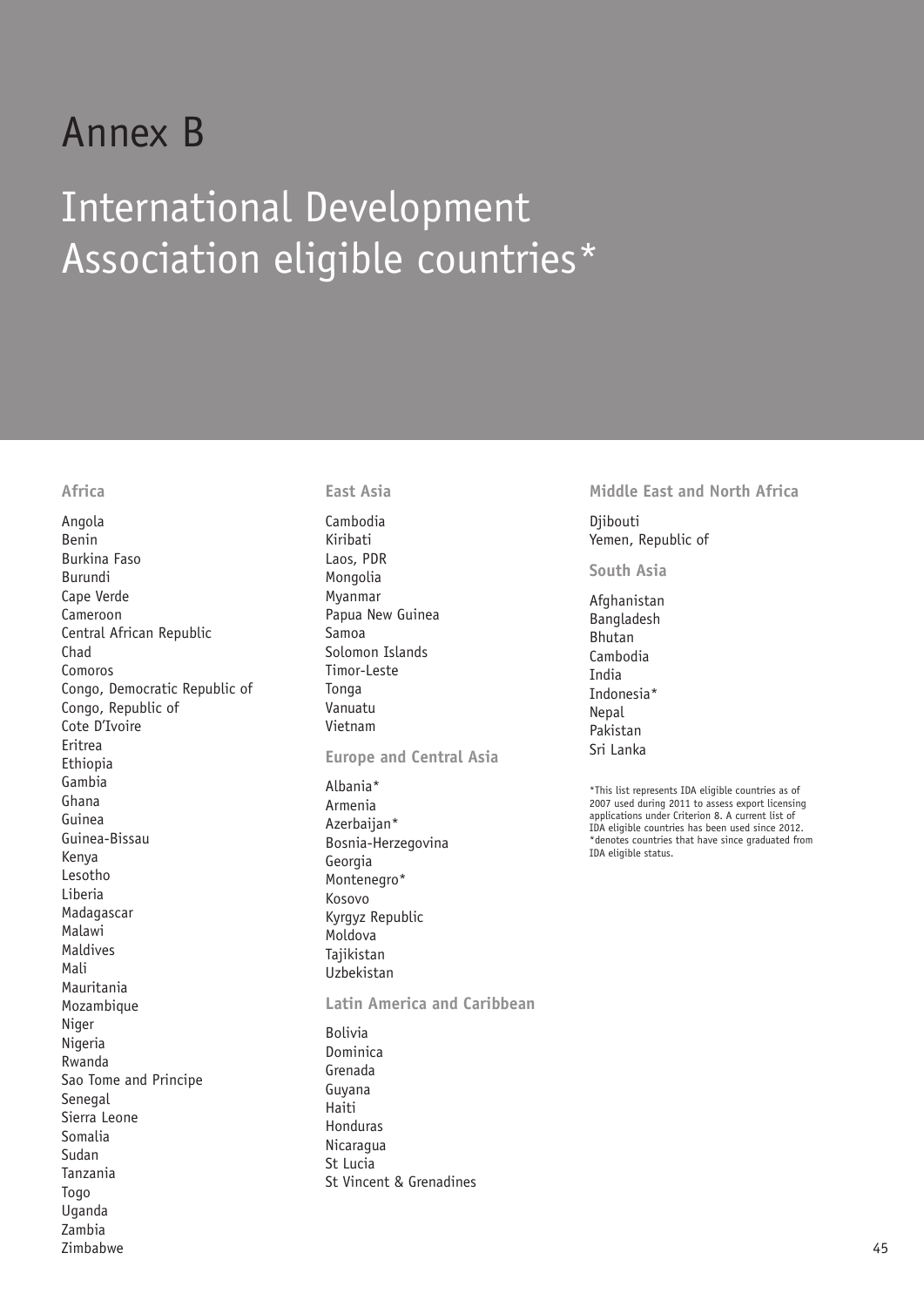# Annex B

# International Development Association eligible countries*

### Africa

Angola
Benin
Burkina Faso
Burundi
Cape Verde
Cameroon
Central African Republic
Chad
Comoros
Congo, Democratic Republic of
Congo, Republic of
Cote D'Ivoire
Eritrea
Ethiopia
Gambia
Ghana
Guinea
Guinea-Bissau
Kenya
Lesotho
Liberia
Madagascar
Malawi
Maldives
Mali
Mauritania
Mozambique
Niger
Nigeria
Rwanda
Sao Tome and Principe
Senegal
Sierra Leone
Somalia
Sudan
Tanzania
Togo
Uganda
Zambia
Zimbabwe

### East Asia

Cambodia
Kiribati
Laos, PDR
Mongolia
Myanmar
Papua New Guinea
Samoa
Solomon Islands
Timor-Leste
Tonga
Vanuatu
Vietnam

### Europe and Central Asia

Albania*
Armenia
Azerbaijan*
Bosnia-Herzegovina
Georgia
Montenegro*
Kosovo
Kyrgyz Republic
Moldova
Tajikistan
Uzbekistan

### Latin America and Caribbean

Bolivia
Dominica
Grenada
Guyana
Haiti
Honduras
Nicaragua
St Lucia
St Vincent & Grenadines

### Middle East and North Africa

Djibouti
Yemen, Republic of

### South Asia

Afghanistan
Bangladesh
Bhutan
Cambodia
India
Indonesia*
Nepal
Pakistan
Sri Lanka

*This list represents IDA eligible countries as of 2007 used during 2011 to assess export licensing applications under Criterion 8. A current list of IDA eligible countries has been used since 2012.
*denotes countries that have since graduated from IDA eligible status.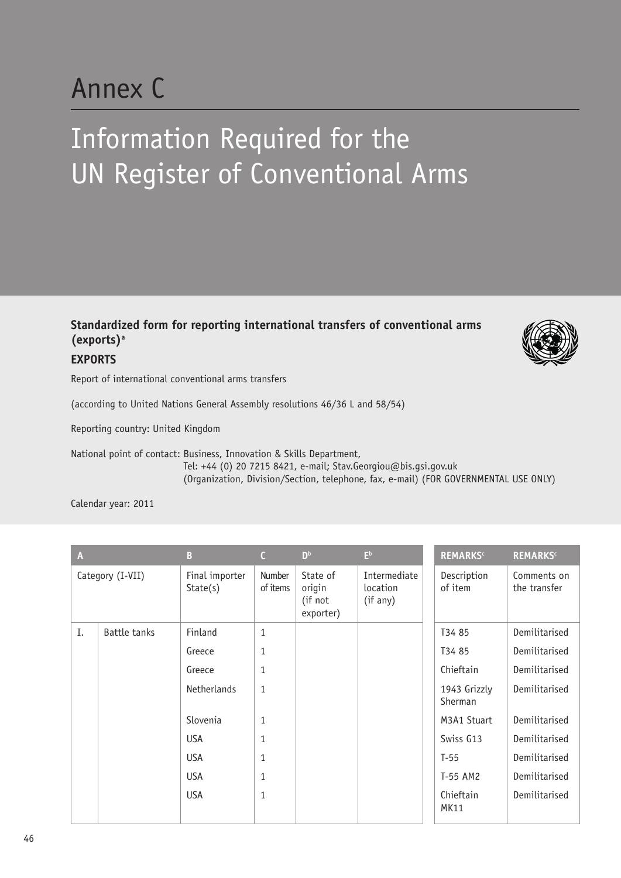# Annex C

# Information Required for the UN Register of Conventional Arms

### Standardized form for reporting international transfers of conventional arms (exports)[a]

**EXPORTS**

Report of international conventional arms transfers

(according to United Nations General Assembly resolutions 46/36 L and 58/54)

Reporting country: United Kingdom

National point of contact: Business, Innovation & Skills Department,
Tel: +44 (0) 20 7215 8421, e-mail; Stav.Georgiou@bis.gsi.gov.uk
(Organization, Division/Section, telephone, fax, e-mail) (FOR GOVERNMENTAL USE ONLY)

Calendar year: 2011

| A | | B | C | D[b] | E[b] | REMARKS[c] | REMARKS[c] |
|---|---|---|---|---|---|---|---|
| Category (I-VII) | | Final importer State(s) | Number of items | State of origin (if not exporter) | Intermediate location (if any) | Description of item | Comments on the transfer |
| I. | Battle tanks | Finland | 1 | | | T34 85 | Demilitarised |
| | | Greece | 1 | | | T34 85 | Demilitarised |
| | | Greece | 1 | | | Chieftain | Demilitarised |
| | | Netherlands | 1 | | | 1943 Grizzly Sherman | Demilitarised |
| | | Slovenia | 1 | | | M3A1 Stuart | Demilitarised |
| | | USA | 1 | | | Swiss G13 | Demilitarised |
| | | USA | 1 | | | T-55 | Demilitarised |
| | | USA | 1 | | | T-55 AM2 | Demilitarised |
| | | USA | 1 | | | Chieftain MK11 | Demilitarised |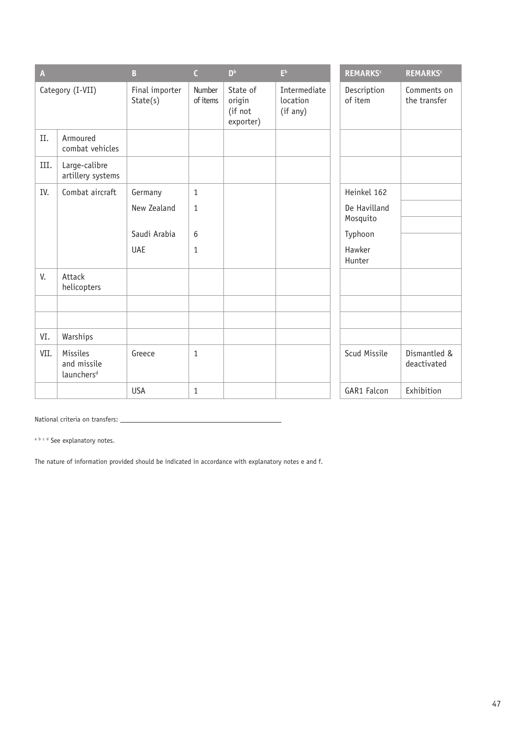| A | | B | C | D[b] | E[b] | REMARKS[c] | REMARKS[c] |
|---|---|---|---|---|---|---|---|
| Category (I-VII) | | Final importer State(s) | Number of items | State of origin (if not exporter) | Intermediate location (if any) | Description of item | Comments on the transfer |
| II. | Armoured combat vehicles | | | | | | |
| III. | Large-calibre artillery systems | | | | | | |
| IV. | Combat aircraft | Germany | 1 | | | Heinkel 162 | |
| | | New Zealand | 1 | | | De Havilland Mosquito | |
| | | Saudi Arabia | 6 | | | Typhoon | |
| | | UAE | 1 | | | Hawker Hunter | |
| V. | Attack helicopters | | | | | | |
| | | | | | | | |
| | | | | | | | |
| VI. | Warships | | | | | | |
| VII. | Missiles and missile launchers[d] | Greece | 1 | | | Scud Missile | Dismantled & deactivated |
| | | USA | 1 | | | GAR1 Falcon | Exhibition |

National criteria on transfers: ___________________________________________

[a b c d] See explanatory notes.

The nature of information provided should be indicated in accordance with explanatory notes e and f.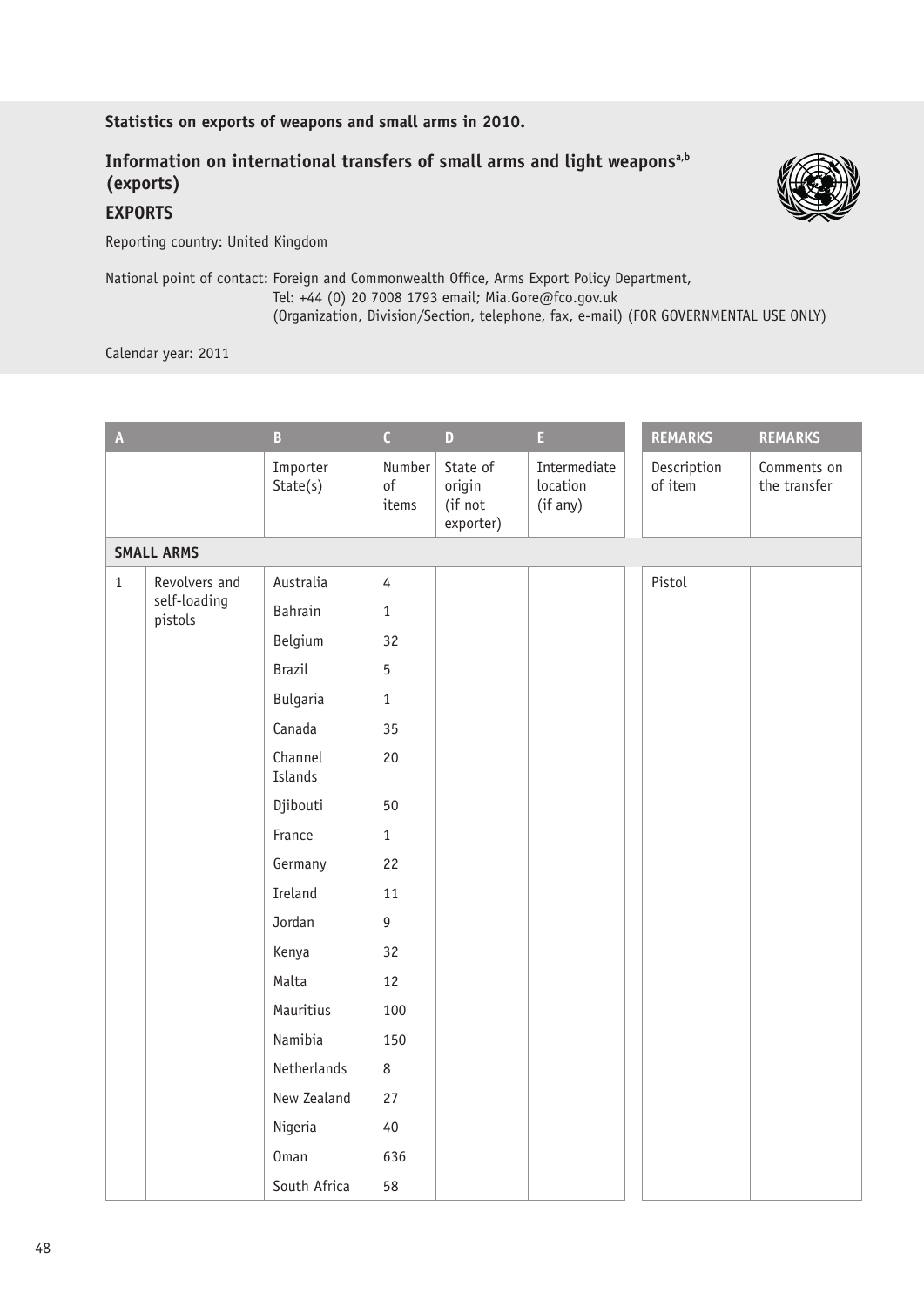**Statistics on exports of weapons and small arms in 2010.**

## Information on international transfers of small arms and light weapons[a,b] (exports)

## EXPORTS

Reporting country: United Kingdom

National point of contact: Foreign and Commonwealth Office, Arms Export Policy Department,
Tel: +44 (0) 20 7008 1793 email; Mia.Gore@fco.gov.uk
(Organization, Division/Section, telephone, fax, e-mail) (FOR GOVERNMENTAL USE ONLY)

Calendar year: 2011

| A | | B | C | D | E | REMARKS | REMARKS |
|---|---|---|---|---|---|---|---|
| | | Importer State(s) | Number of items | State of origin (if not exporter) | Intermediate location (if any) | Description of item | Comments on the transfer |
| **SMALL ARMS** | | | | | | | |
| 1 | Revolvers and self-loading pistols | Australia | 4 | | | Pistol | |
| | | Bahrain | 1 | | | | |
| | | Belgium | 32 | | | | |
| | | Brazil | 5 | | | | |
| | | Bulgaria | 1 | | | | |
| | | Canada | 35 | | | | |
| | | Channel Islands | 20 | | | | |
| | | Djibouti | 50 | | | | |
| | | France | 1 | | | | |
| | | Germany | 22 | | | | |
| | | Ireland | 11 | | | | |
| | | Jordan | 9 | | | | |
| | | Kenya | 32 | | | | |
| | | Malta | 12 | | | | |
| | | Mauritius | 100 | | | | |
| | | Namibia | 150 | | | | |
| | | Netherlands | 8 | | | | |
| | | New Zealand | 27 | | | | |
| | | Nigeria | 40 | | | | |
| | | Oman | 636 | | | | |
| | | South Africa | 58 | | | | |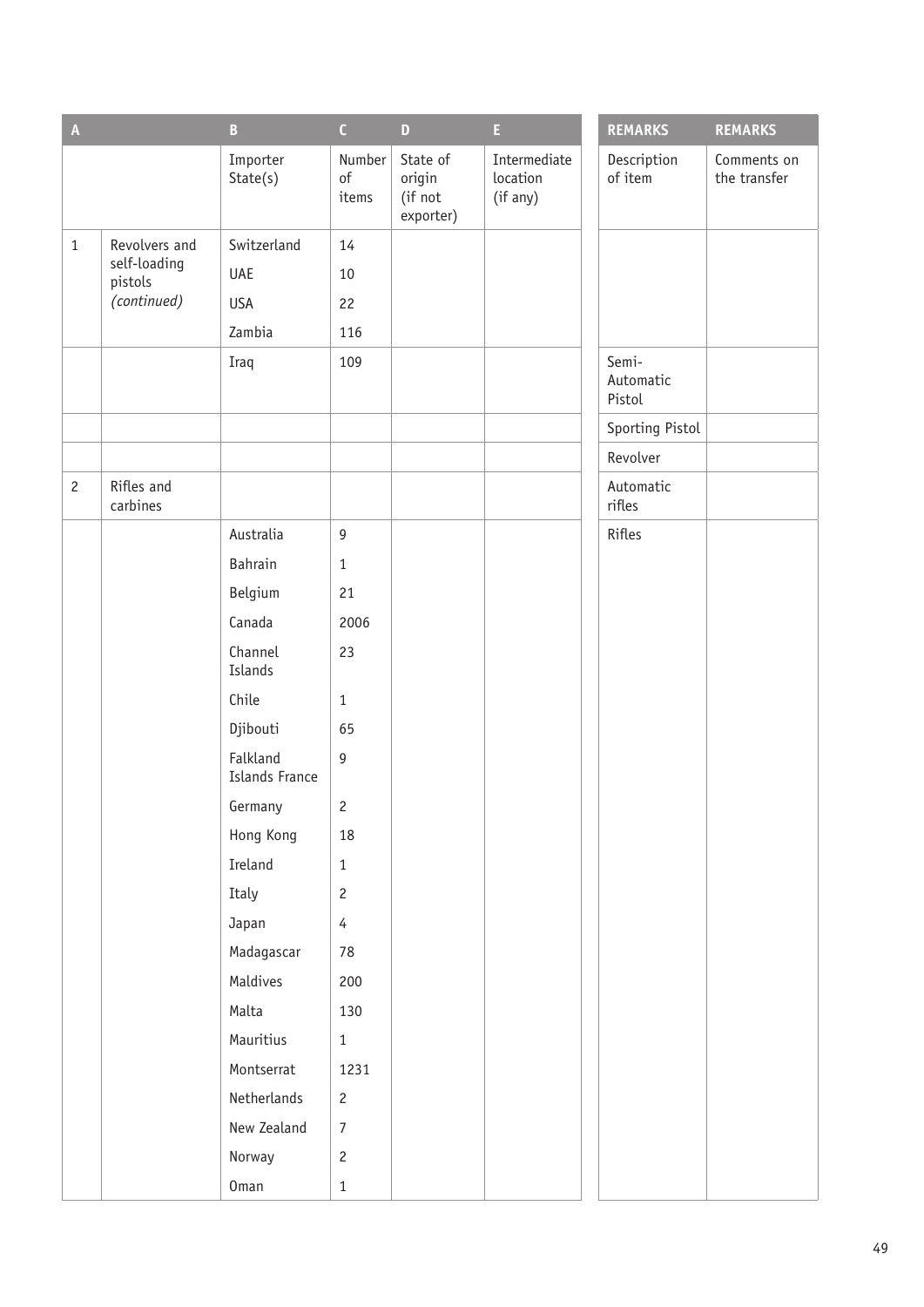| A | | B | C | D | E | REMARKS | REMARKS |
|---|---|---|---|---|---|---|---|
| | | Importer State(s) | Number of items | State of origin (if not exporter) | Intermediate location (if any) | Description of item | Comments on the transfer |
| 1 | Revolvers and self-loading pistols *(continued)* | Switzerland | 14 | | | | |
| | | UAE | 10 | | | | |
| | | USA | 22 | | | | |
| | | Zambia | 116 | | | | |
| | | Iraq | 109 | | | Semi-Automatic Pistol | |
| | | | | | | Sporting Pistol | |
| | | | | | | Revolver | |
| 2 | Rifles and carbines | | | | | Automatic rifles | |
| | | Australia | 9 | | | Rifles | |
| | | Bahrain | 1 | | | | |
| | | Belgium | 21 | | | | |
| | | Canada | 2006 | | | | |
| | | Channel Islands | 23 | | | | |
| | | Chile | 1 | | | | |
| | | Djibouti | 65 | | | | |
| | | Falkland Islands France | 9 | | | | |
| | | Germany | 2 | | | | |
| | | Hong Kong | 18 | | | | |
| | | Ireland | 1 | | | | |
| | | Italy | 2 | | | | |
| | | Japan | 4 | | | | |
| | | Madagascar | 78 | | | | |
| | | Maldives | 200 | | | | |
| | | Malta | 130 | | | | |
| | | Mauritius | 1 | | | | |
| | | Montserrat | 1231 | | | | |
| | | Netherlands | 2 | | | | |
| | | New Zealand | 7 | | | | |
| | | Norway | 2 | | | | |
| | | Oman | 1 | | | | |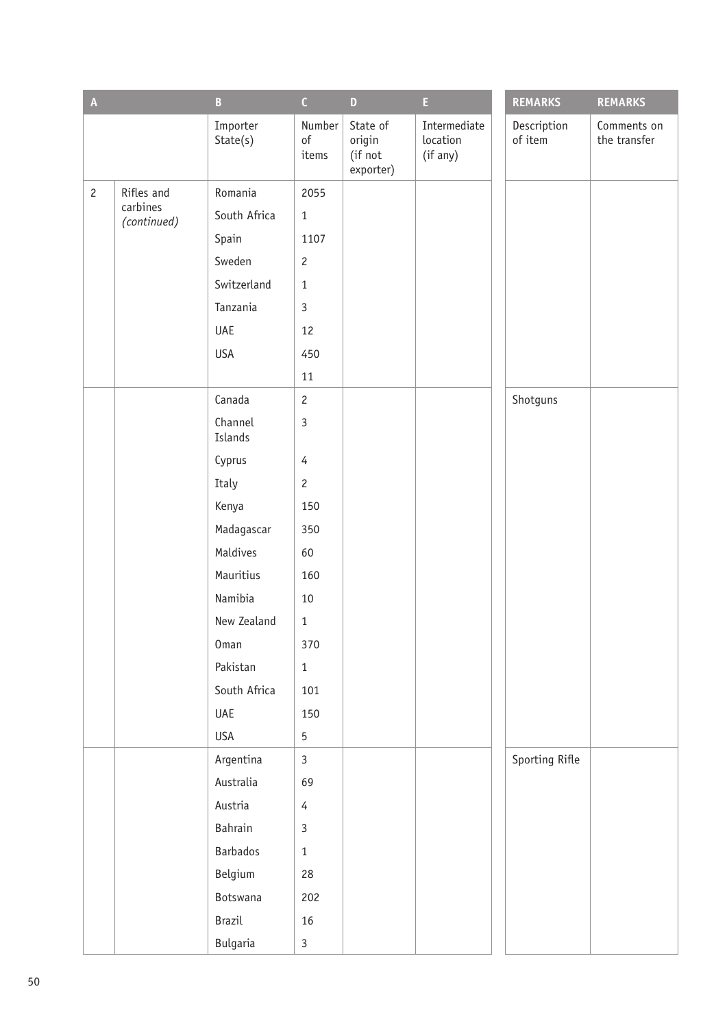| A | | B | C | D | E | REMARKS | REMARKS |
|---|---|---|---|---|---|---|---|
| | | Importer State(s) | Number of items | State of origin (if not exporter) | Intermediate location (if any) | Description of item | Comments on the transfer |
| 2 | Rifles and carbines *(continued)* | Romania | 2055 | | | | |
| | | South Africa | 1 | | | | |
| | | Spain | 1107 | | | | |
| | | Sweden | 2 | | | | |
| | | Switzerland | 1 | | | | |
| | | Tanzania | 3 | | | | |
| | | UAE | 12 | | | | |
| | | USA | 450 | | | | |
| | | | 11 | | | | |
| | | Canada | 2 | | | Shotguns | |
| | | Channel Islands | 3 | | | | |
| | | Cyprus | 4 | | | | |
| | | Italy | 2 | | | | |
| | | Kenya | 150 | | | | |
| | | Madagascar | 350 | | | | |
| | | Maldives | 60 | | | | |
| | | Mauritius | 160 | | | | |
| | | Namibia | 10 | | | | |
| | | New Zealand | 1 | | | | |
| | | Oman | 370 | | | | |
| | | Pakistan | 1 | | | | |
| | | South Africa | 101 | | | | |
| | | UAE | 150 | | | | |
| | | USA | 5 | | | | |
| | | Argentina | 3 | | | Sporting Rifle | |
| | | Australia | 69 | | | | |
| | | Austria | 4 | | | | |
| | | Bahrain | 3 | | | | |
| | | Barbados | 1 | | | | |
| | | Belgium | 28 | | | | |
| | | Botswana | 202 | | | | |
| | | Brazil | 16 | | | | |
| | | Bulgaria | 3 | | | | |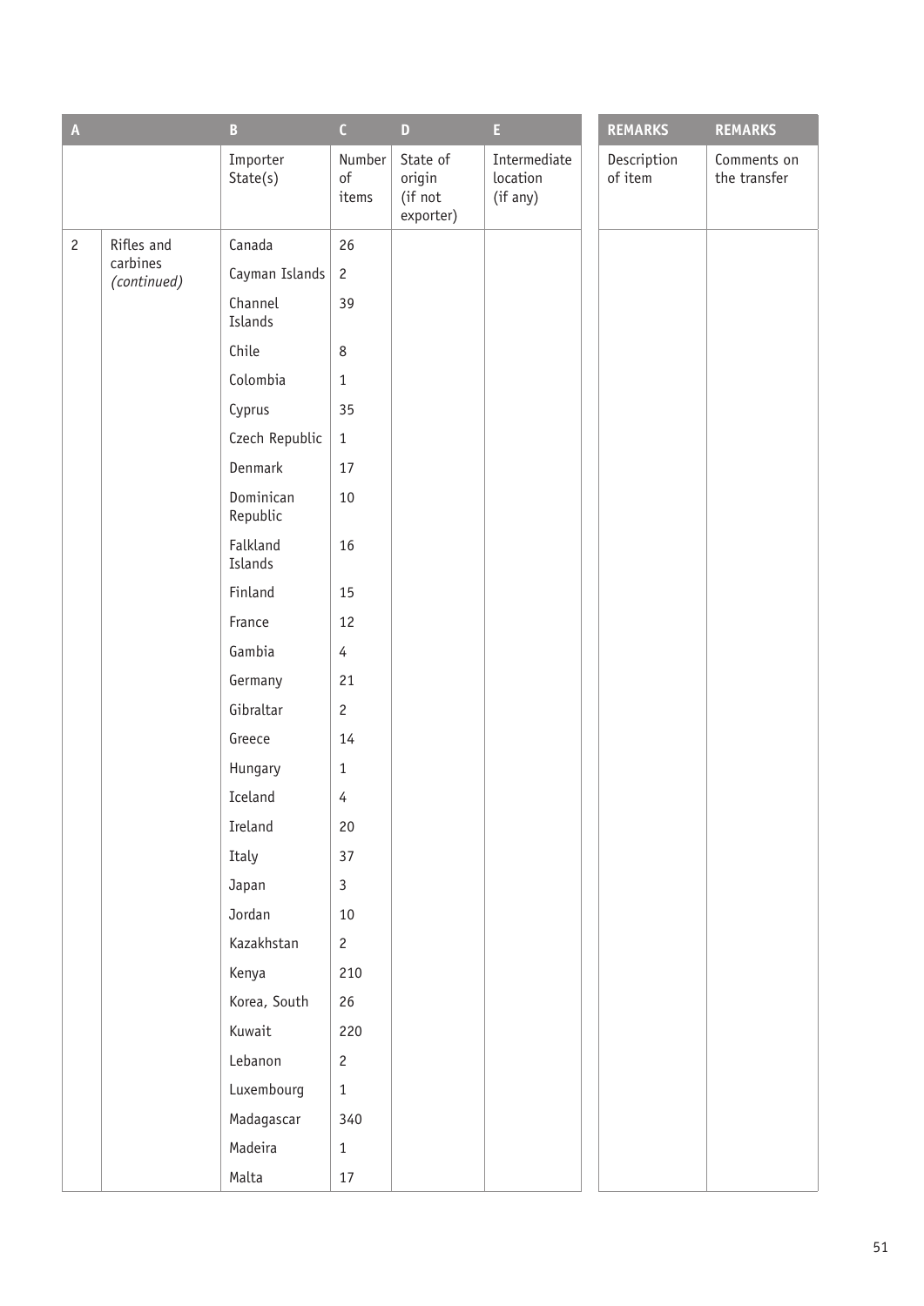| A | | B | C | D | E | REMARKS | REMARKS |
|---|---|---|---|---|---|---|---|
| | | Importer State(s) | Number of items | State of origin (if not exporter) | Intermediate location (if any) | Description of item | Comments on the transfer |
| 2 | Rifles and carbines *(continued)* | Canada | 26 | | | | |
| | | Cayman Islands | 2 | | | | |
| | | Channel Islands | 39 | | | | |
| | | Chile | 8 | | | | |
| | | Colombia | 1 | | | | |
| | | Cyprus | 35 | | | | |
| | | Czech Republic | 1 | | | | |
| | | Denmark | 17 | | | | |
| | | Dominican Republic | 10 | | | | |
| | | Falkland Islands | 16 | | | | |
| | | Finland | 15 | | | | |
| | | France | 12 | | | | |
| | | Gambia | 4 | | | | |
| | | Germany | 21 | | | | |
| | | Gibraltar | 2 | | | | |
| | | Greece | 14 | | | | |
| | | Hungary | 1 | | | | |
| | | Iceland | 4 | | | | |
| | | Ireland | 20 | | | | |
| | | Italy | 37 | | | | |
| | | Japan | 3 | | | | |
| | | Jordan | 10 | | | | |
| | | Kazakhstan | 2 | | | | |
| | | Kenya | 210 | | | | |
| | | Korea, South | 26 | | | | |
| | | Kuwait | 220 | | | | |
| | | Lebanon | 2 | | | | |
| | | Luxembourg | 1 | | | | |
| | | Madagascar | 340 | | | | |
| | | Madeira | 1 | | | | |
| | | Malta | 17 | | | | |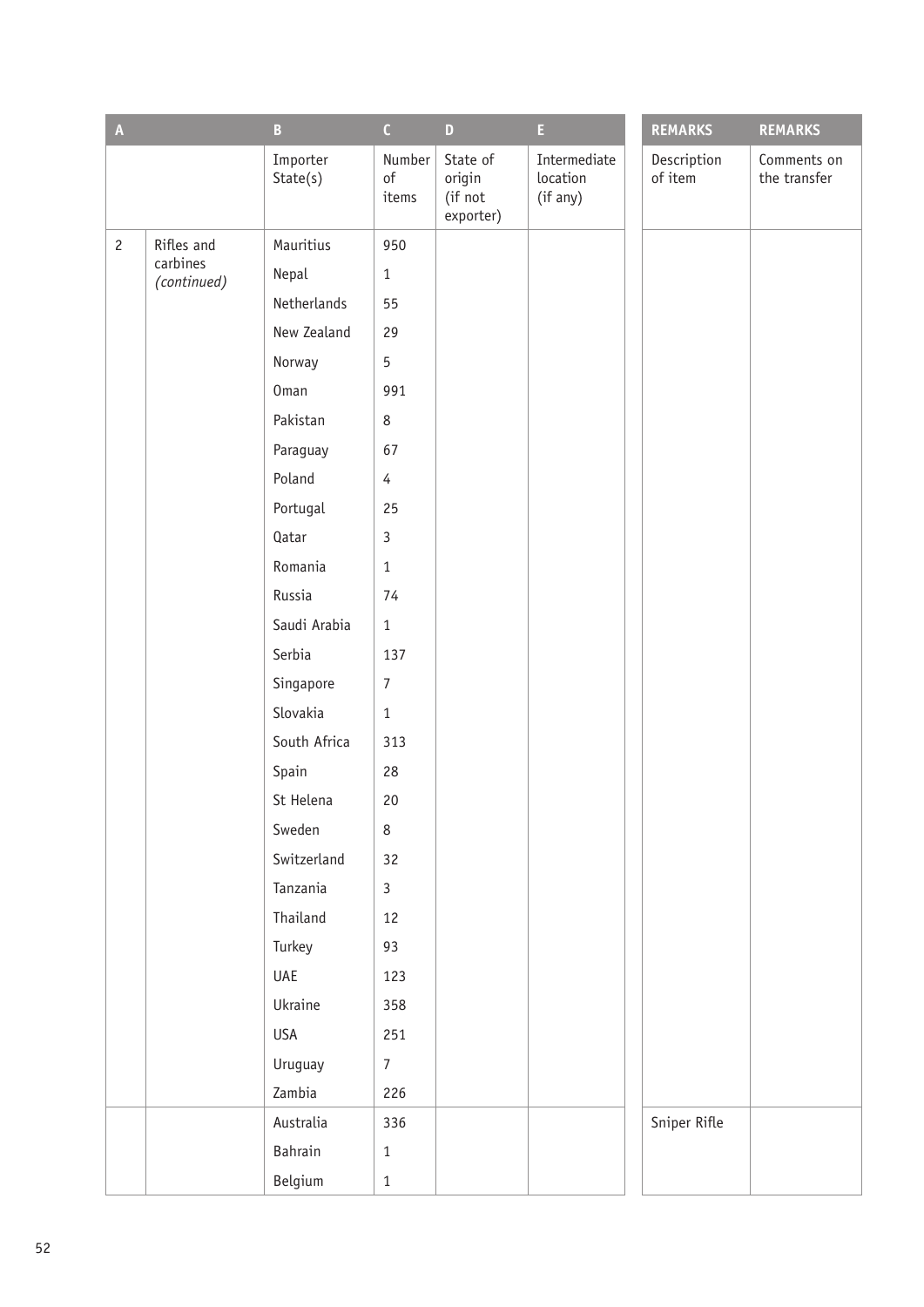| A | | B | C | D | E | REMARKS | REMARKS |
|---|---|---|---|---|---|---|---|
| | | Importer State(s) | Number of items | State of origin (if not exporter) | Intermediate location (if any) | Description of item | Comments on the transfer |
| 2 | Rifles and carbines *(continued)* | Mauritius | 950 | | | | |
| | | Nepal | 1 | | | | |
| | | Netherlands | 55 | | | | |
| | | New Zealand | 29 | | | | |
| | | Norway | 5 | | | | |
| | | Oman | 991 | | | | |
| | | Pakistan | 8 | | | | |
| | | Paraguay | 67 | | | | |
| | | Poland | 4 | | | | |
| | | Portugal | 25 | | | | |
| | | Qatar | 3 | | | | |
| | | Romania | 1 | | | | |
| | | Russia | 74 | | | | |
| | | Saudi Arabia | 1 | | | | |
| | | Serbia | 137 | | | | |
| | | Singapore | 7 | | | | |
| | | Slovakia | 1 | | | | |
| | | South Africa | 313 | | | | |
| | | Spain | 28 | | | | |
| | | St Helena | 20 | | | | |
| | | Sweden | 8 | | | | |
| | | Switzerland | 32 | | | | |
| | | Tanzania | 3 | | | | |
| | | Thailand | 12 | | | | |
| | | Turkey | 93 | | | | |
| | | UAE | 123 | | | | |
| | | Ukraine | 358 | | | | |
| | | USA | 251 | | | | |
| | | Uruguay | 7 | | | | |
| | | Zambia | 226 | | | | |
| | | Australia | 336 | | | Sniper Rifle | |
| | | Bahrain | 1 | | | | |
| | | Belgium | 1 | | | | |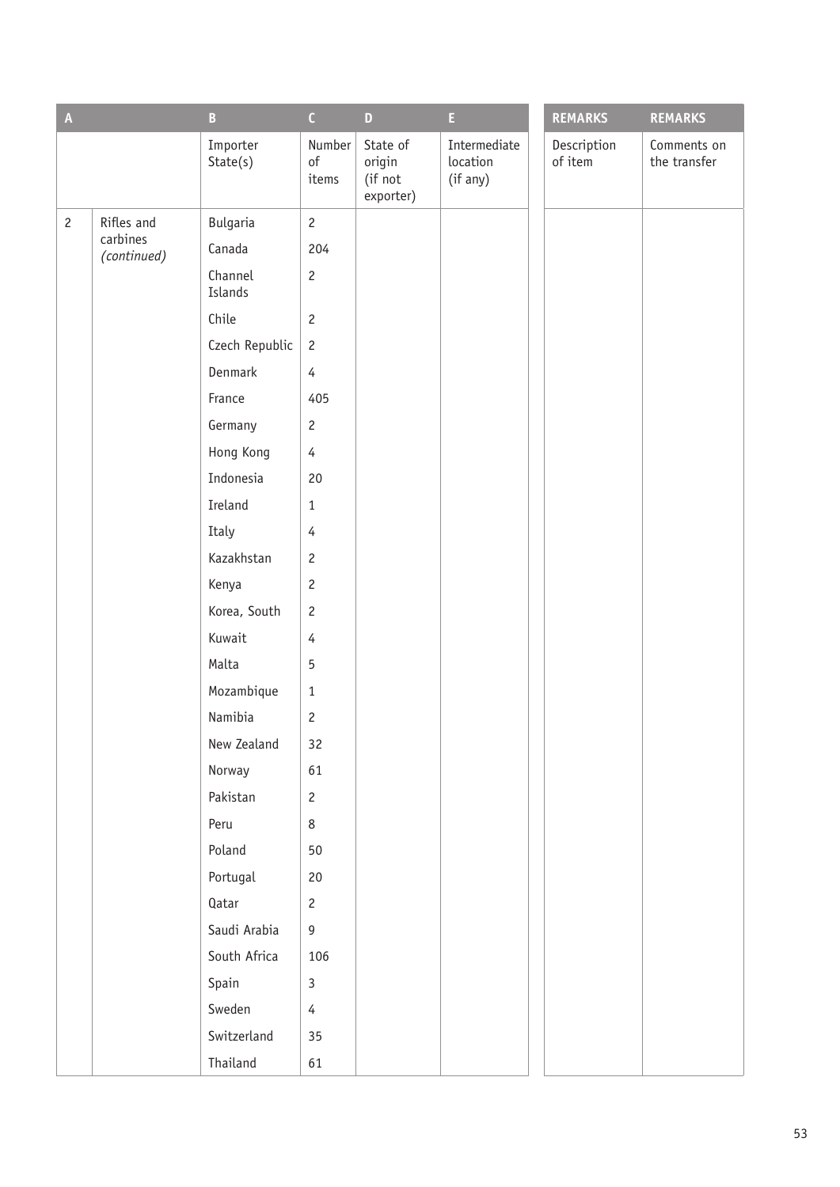| A | | B | C | D | E | REMARKS | REMARKS |
|---|---|---|---|---|---|---|---|
| | | Importer State(s) | Number of items | State of origin (if not exporter) | Intermediate location (if any) | Description of item | Comments on the transfer |
| 2 | Rifles and carbines *(continued)* | Bulgaria | 2 | | | | |
| | | Canada | 204 | | | | |
| | | Channel Islands | 2 | | | | |
| | | Chile | 2 | | | | |
| | | Czech Republic | 2 | | | | |
| | | Denmark | 4 | | | | |
| | | France | 405 | | | | |
| | | Germany | 2 | | | | |
| | | Hong Kong | 4 | | | | |
| | | Indonesia | 20 | | | | |
| | | Ireland | 1 | | | | |
| | | Italy | 4 | | | | |
| | | Kazakhstan | 2 | | | | |
| | | Kenya | 2 | | | | |
| | | Korea, South | 2 | | | | |
| | | Kuwait | 4 | | | | |
| | | Malta | 5 | | | | |
| | | Mozambique | 1 | | | | |
| | | Namibia | 2 | | | | |
| | | New Zealand | 32 | | | | |
| | | Norway | 61 | | | | |
| | | Pakistan | 2 | | | | |
| | | Peru | 8 | | | | |
| | | Poland | 50 | | | | |
| | | Portugal | 20 | | | | |
| | | Qatar | 2 | | | | |
| | | Saudi Arabia | 9 | | | | |
| | | South Africa | 106 | | | | |
| | | Spain | 3 | | | | |
| | | Sweden | 4 | | | | |
| | | Switzerland | 35 | | | | |
| | | Thailand | 61 | | | | |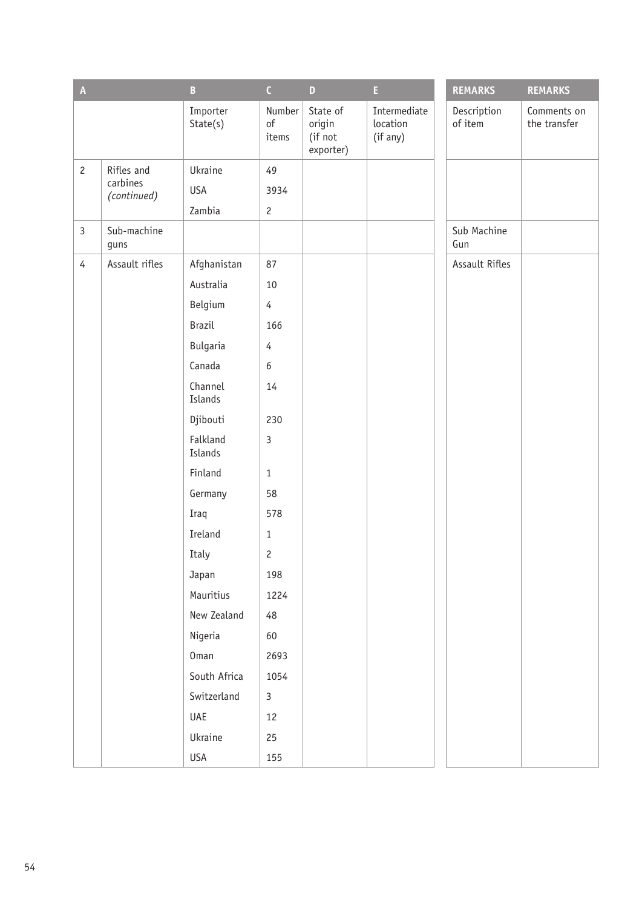| A | | B | C | D | E | REMARKS | REMARKS |
|---|---|---|---|---|---|---|---|
| | | Importer State(s) | Number of items | State of origin (if not exporter) | Intermediate location (if any) | Description of item | Comments on the transfer |
| 2 | Rifles and carbines *(continued)* | Ukraine | 49 | | | | |
| | | USA | 3934 | | | | |
| | | Zambia | 2 | | | | |
| 3 | Sub-machine guns | | | | | Sub Machine Gun | |
| 4 | Assault rifles | Afghanistan | 87 | | | Assault Rifles | |
| | | Australia | 10 | | | | |
| | | Belgium | 4 | | | | |
| | | Brazil | 166 | | | | |
| | | Bulgaria | 4 | | | | |
| | | Canada | 6 | | | | |
| | | Channel Islands | 14 | | | | |
| | | Djibouti | 230 | | | | |
| | | Falkland Islands | 3 | | | | |
| | | Finland | 1 | | | | |
| | | Germany | 58 | | | | |
| | | Iraq | 578 | | | | |
| | | Ireland | 1 | | | | |
| | | Italy | 2 | | | | |
| | | Japan | 198 | | | | |
| | | Mauritius | 1224 | | | | |
| | | New Zealand | 48 | | | | |
| | | Nigeria | 60 | | | | |
| | | Oman | 2693 | | | | |
| | | South Africa | 1054 | | | | |
| | | Switzerland | 3 | | | | |
| | | UAE | 12 | | | | |
| | | Ukraine | 25 | | | | |
| | | USA | 155 | | | | |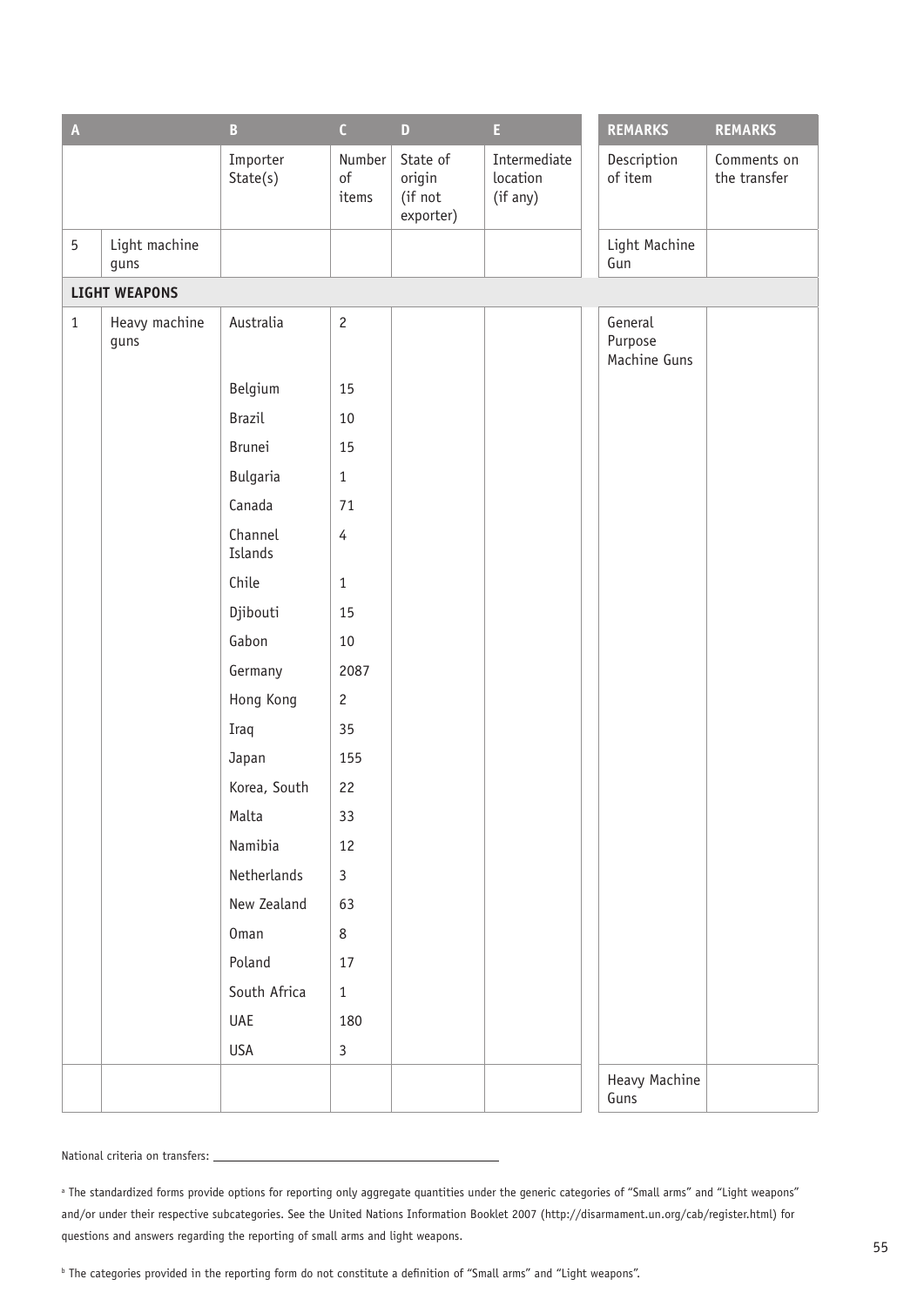| A | | B | C | D | E | REMARKS | REMARKS |
|---|---|---|---|---|---|---|---|
| | | Importer State(s) | Number of items | State of origin (if not exporter) | Intermediate location (if any) | Description of item | Comments on the transfer |
| 5 | Light machine guns | | | | | Light Machine Gun | |
| **LIGHT WEAPONS** | | | | | | | |
| 1 | Heavy machine guns | Australia | 2 | | | General Purpose Machine Guns | |
| | | Belgium | 15 | | | | |
| | | Brazil | 10 | | | | |
| | | Brunei | 15 | | | | |
| | | Bulgaria | 1 | | | | |
| | | Canada | 71 | | | | |
| | | Channel Islands | 4 | | | | |
| | | Chile | 1 | | | | |
| | | Djibouti | 15 | | | | |
| | | Gabon | 10 | | | | |
| | | Germany | 2087 | | | | |
| | | Hong Kong | 2 | | | | |
| | | Iraq | 35 | | | | |
| | | Japan | 155 | | | | |
| | | Korea, South | 22 | | | | |
| | | Malta | 33 | | | | |
| | | Namibia | 12 | | | | |
| | | Netherlands | 3 | | | | |
| | | New Zealand | 63 | | | | |
| | | Oman | 8 | | | | |
| | | Poland | 17 | | | | |
| | | South Africa | 1 | | | | |
| | | UAE | 180 | | | | |
| | | USA | 3 | | | | |
| | | | | | | Heavy Machine Guns | |

National criteria on transfers: ______________________

[a] The standardized forms provide options for reporting only aggregate quantities under the generic categories of "Small arms" and "Light weapons" and/or under their respective subcategories. See the United Nations Information Booklet 2007 (http://disarmament.un.org/cab/register.html) for questions and answers regarding the reporting of small arms and light weapons.

[b] The categories provided in the reporting form do not constitute a definition of "Small arms" and "Light weapons".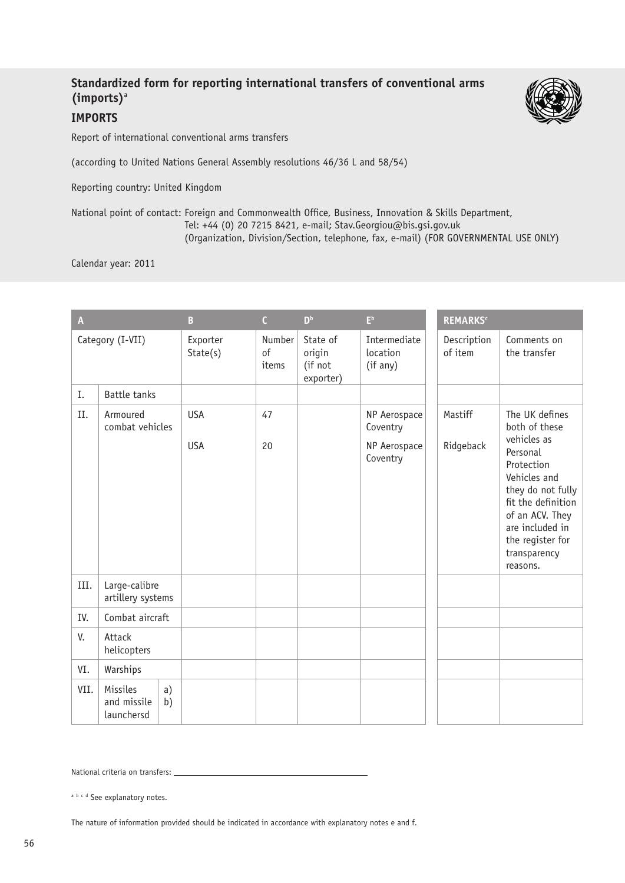## Standardized form for reporting international transfers of conventional arms (imports)[a]

### IMPORTS

Report of international conventional arms transfers

(according to United Nations General Assembly resolutions 46/36 L and 58/54)

Reporting country: United Kingdom

National point of contact: Foreign and Commonwealth Office, Business, Innovation & Skills Department, Tel: +44 (0) 20 7215 8421, e-mail; Stav.Georgiou@bis.gsi.gov.uk (Organization, Division/Section, telephone, fax, e-mail) (FOR GOVERNMENTAL USE ONLY)

Calendar year: 2011

| A | | | B | C | D[b] | E[b] | REMARKS[c] | |
|---|---|---|---|---|---|---|---|---|
| Category (I-VII) | | | Exporter State(s) | Number of items | State of origin (if not exporter) | Intermediate location (if any) | Description of item | Comments on the transfer |
| I. | Battle tanks | | | | | | | |
| II. | Armoured combat vehicles | | USA | 47 | | NP Aerospace Coventry | Mastiff | The UK defines both of these vehicles as Personal Protection Vehicles and they do not fully fit the definition of an ACV. They are included in the register for transparency reasons. |
| | | | USA | 20 | | NP Aerospace Coventry | Ridgeback | |
| III. | Large-calibre artillery systems | | | | | | | |
| IV. | Combat aircraft | | | | | | | |
| V. | Attack helicopters | | | | | | | |
| VI. | Warships | | | | | | | |
| VII. | Missiles and missile launchersd | a) b) | | | | | | |

National criteria on transfers: ___

[a b c d] See explanatory notes.

The nature of information provided should be indicated in accordance with explanatory notes e and f.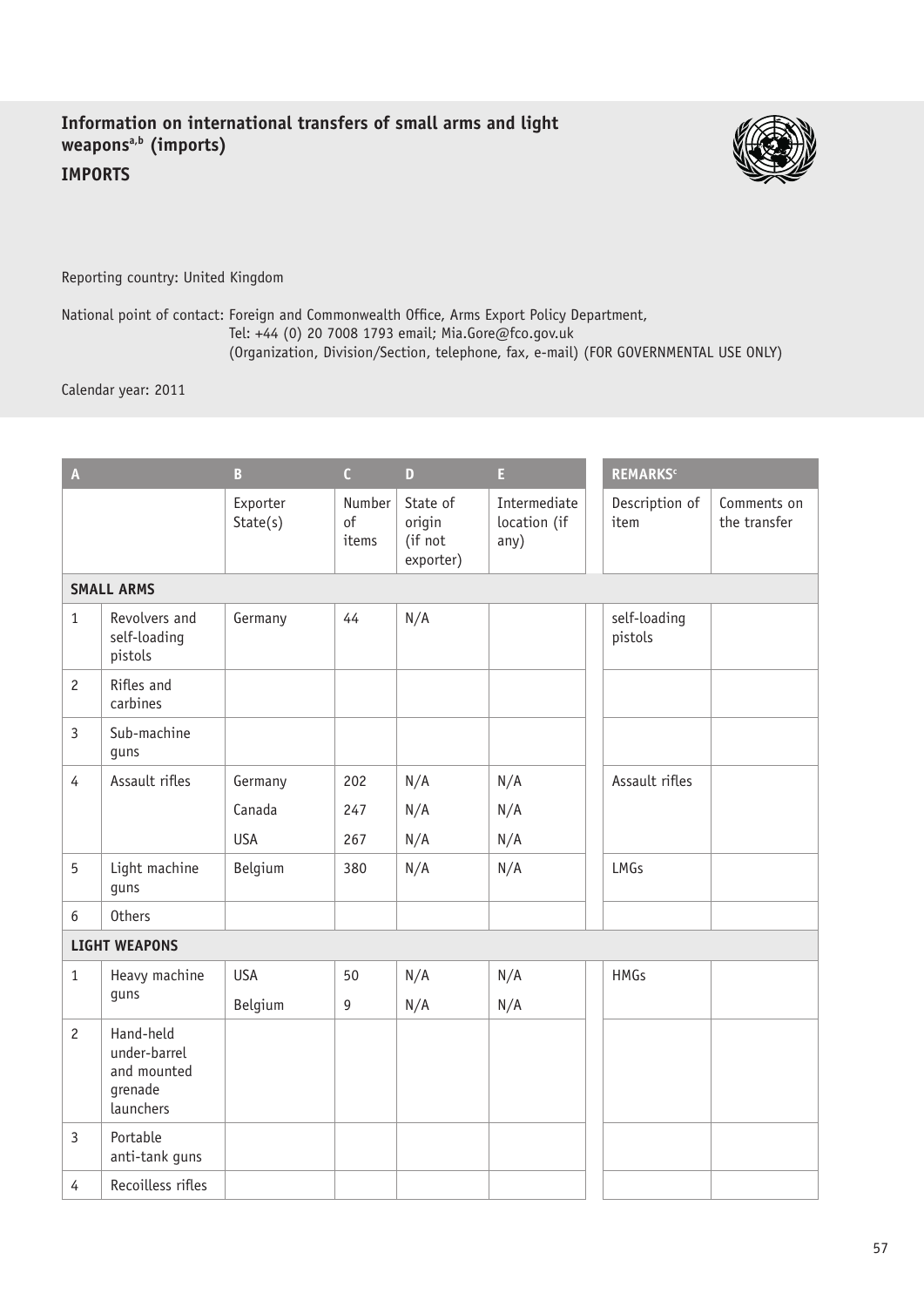## Information on international transfers of small arms and light weapons[a,b] (imports)

**IMPORTS**

Reporting country: United Kingdom

National point of contact: Foreign and Commonwealth Office, Arms Export Policy Department,
Tel: +44 (0) 20 7008 1793 email; Mia.Gore@fco.gov.uk
(Organization, Division/Section, telephone, fax, e-mail) (FOR GOVERNMENTAL USE ONLY)

Calendar year: 2011

| A | | B | C | D | E | REMARKS[c] | |
|---|---|---|---|---|---|---|---|
| | | Exporter State(s) | Number of items | State of origin (if not exporter) | Intermediate location (if any) | Description of item | Comments on the transfer |
| **SMALL ARMS** | | | | | | | |
| 1 | Revolvers and self-loading pistols | Germany | 44 | N/A | | self-loading pistols | |
| 2 | Rifles and carbines | | | | | | |
| 3 | Sub-machine guns | | | | | | |
| 4 | Assault rifles | Germany | 202 | N/A | N/A | Assault rifles | |
| | | Canada | 247 | N/A | N/A | | |
| | | USA | 267 | N/A | N/A | | |
| 5 | Light machine guns | Belgium | 380 | N/A | N/A | LMGs | |
| 6 | Others | | | | | | |
| **LIGHT WEAPONS** | | | | | | | |
| 1 | Heavy machine guns | USA | 50 | N/A | N/A | HMGs | |
| | | Belgium | 9 | N/A | N/A | | |
| 2 | Hand-held under-barrel and mounted grenade launchers | | | | | | |
| 3 | Portable anti-tank guns | | | | | | |
| 4 | Recoilless rifles | | | | | | |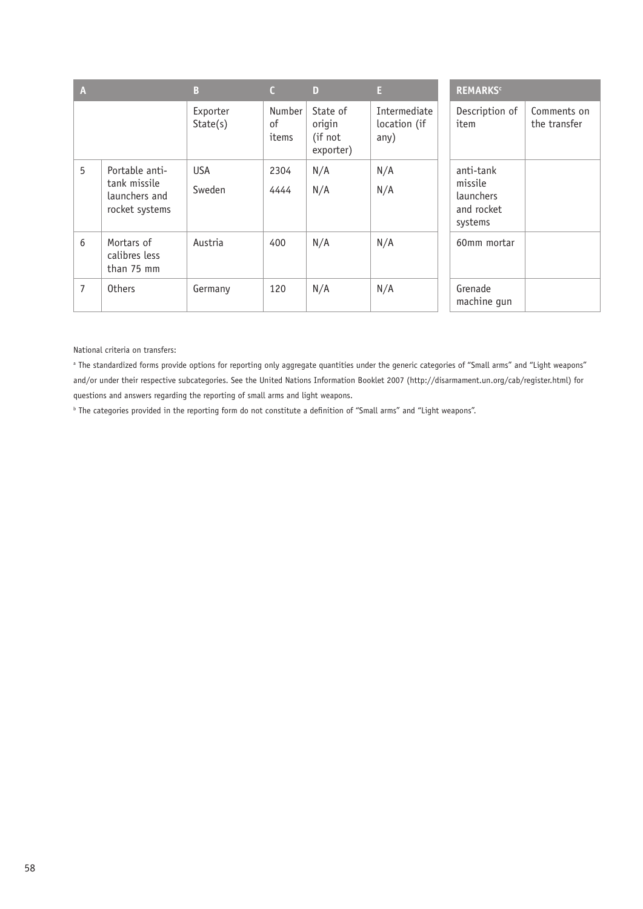| A | | B | C | D | E | REMARKS[c] | |
|---|---|---|---|---|---|---|---|
| | | Exporter State(s) | Number of items | State of origin (if not exporter) | Intermediate location (if any) | Description of item | Comments on the transfer |
| 5 | Portable anti-tank missile launchers and rocket systems | USA<br>Sweden | 2304<br>4444 | N/A<br>N/A | N/A<br>N/A | anti-tank missile launchers and rocket systems | |
| 6 | Mortars of calibres less than 75 mm | Austria | 400 | N/A | N/A | 60mm mortar | |
| 7 | Others | Germany | 120 | N/A | N/A | Grenade machine gun | |

National criteria on transfers:

[a] The standardized forms provide options for reporting only aggregate quantities under the generic categories of "Small arms" and "Light weapons" and/or under their respective subcategories. See the United Nations Information Booklet 2007 (http://disarmament.un.org/cab/register.html) for questions and answers regarding the reporting of small arms and light weapons.

[b] The categories provided in the reporting form do not constitute a definition of "Small arms" and "Light weapons".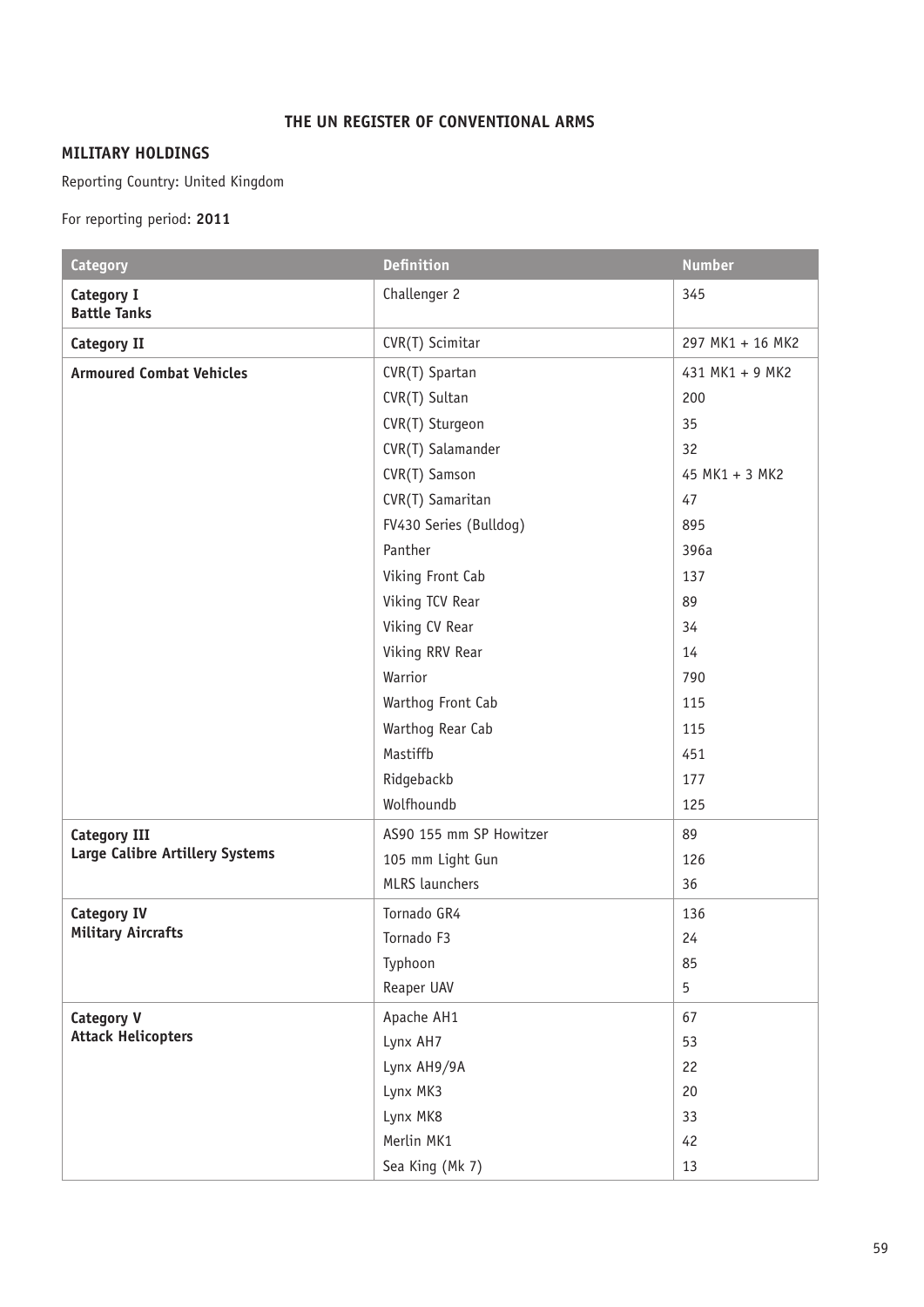## THE UN REGISTER OF CONVENTIONAL ARMS

### MILITARY HOLDINGS

Reporting Country: United Kingdom

For reporting period: **2011**

| Category | Definition | Number |
|---|---|---|
| **Category I Battle Tanks** | Challenger 2 | 345 |
| **Category II** | CVR(T) Scimitar | 297 MK1 + 16 MK2 |
| **Armoured Combat Vehicles** | CVR(T) Spartan | 431 MK1 + 9 MK2 |
| | CVR(T) Sultan | 200 |
| | CVR(T) Sturgeon | 35 |
| | CVR(T) Salamander | 32 |
| | CVR(T) Samson | 45 MK1 + 3 MK2 |
| | CVR(T) Samaritan | 47 |
| | FV430 Series (Bulldog) | 895 |
| | Panther | 396a |
| | Viking Front Cab | 137 |
| | Viking TCV Rear | 89 |
| | Viking CV Rear | 34 |
| | Viking RRV Rear | 14 |
| | Warrior | 790 |
| | Warthog Front Cab | 115 |
| | Warthog Rear Cab | 115 |
| | Mastiffb | 451 |
| | Ridgebackb | 177 |
| | Wolfhoundb | 125 |
| **Category III Large Calibre Artillery Systems** | AS90 155 mm SP Howitzer | 89 |
| | 105 mm Light Gun | 126 |
| | MLRS launchers | 36 |
| **Category IV Military Aircrafts** | Tornado GR4 | 136 |
| | Tornado F3 | 24 |
| | Typhoon | 85 |
| | Reaper UAV | 5 |
| **Category V Attack Helicopters** | Apache AH1 | 67 |
| | Lynx AH7 | 53 |
| | Lynx AH9/9A | 22 |
| | Lynx MK3 | 20 |
| | Lynx MK8 | 33 |
| | Merlin MK1 | 42 |
| | Sea King (Mk 7) | 13 |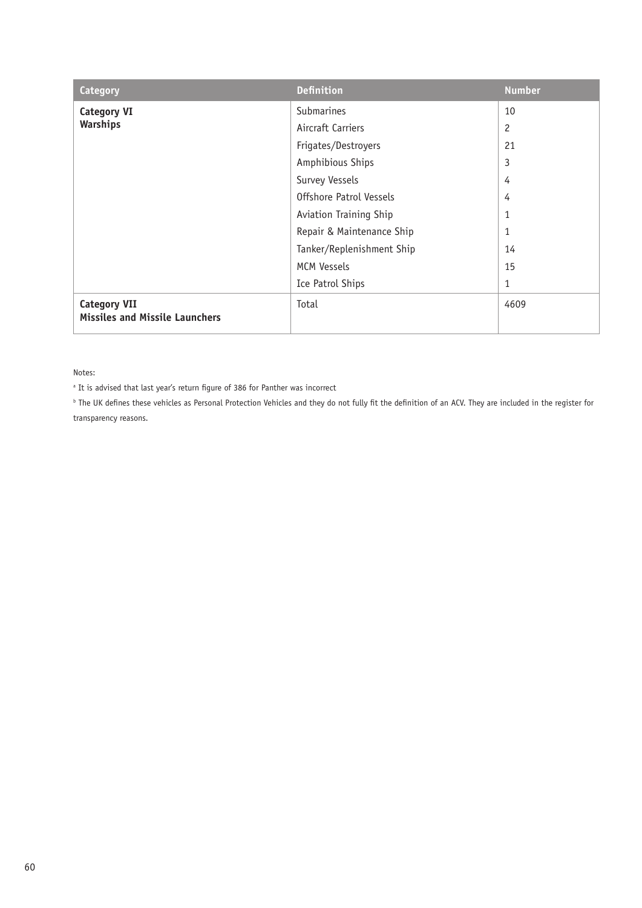| Category | Definition | Number |
|---|---|---|
| **Category VI Warships** | Submarines | 10 |
| | Aircraft Carriers | 2 |
| | Frigates/Destroyers | 21 |
| | Amphibious Ships | 3 |
| | Survey Vessels | 4 |
| | Offshore Patrol Vessels | 4 |
| | Aviation Training Ship | 1 |
| | Repair & Maintenance Ship | 1 |
| | Tanker/Replenishment Ship | 14 |
| | MCM Vessels | 15 |
| | Ice Patrol Ships | 1 |
| **Category VII Missiles and Missile Launchers** | Total | 4609 |

Notes:

[a] It is advised that last year's return figure of 386 for Panther was incorrect

[b] The UK defines these vehicles as Personal Protection Vehicles and they do not fully fit the definition of an ACV. They are included in the register for transparency reasons.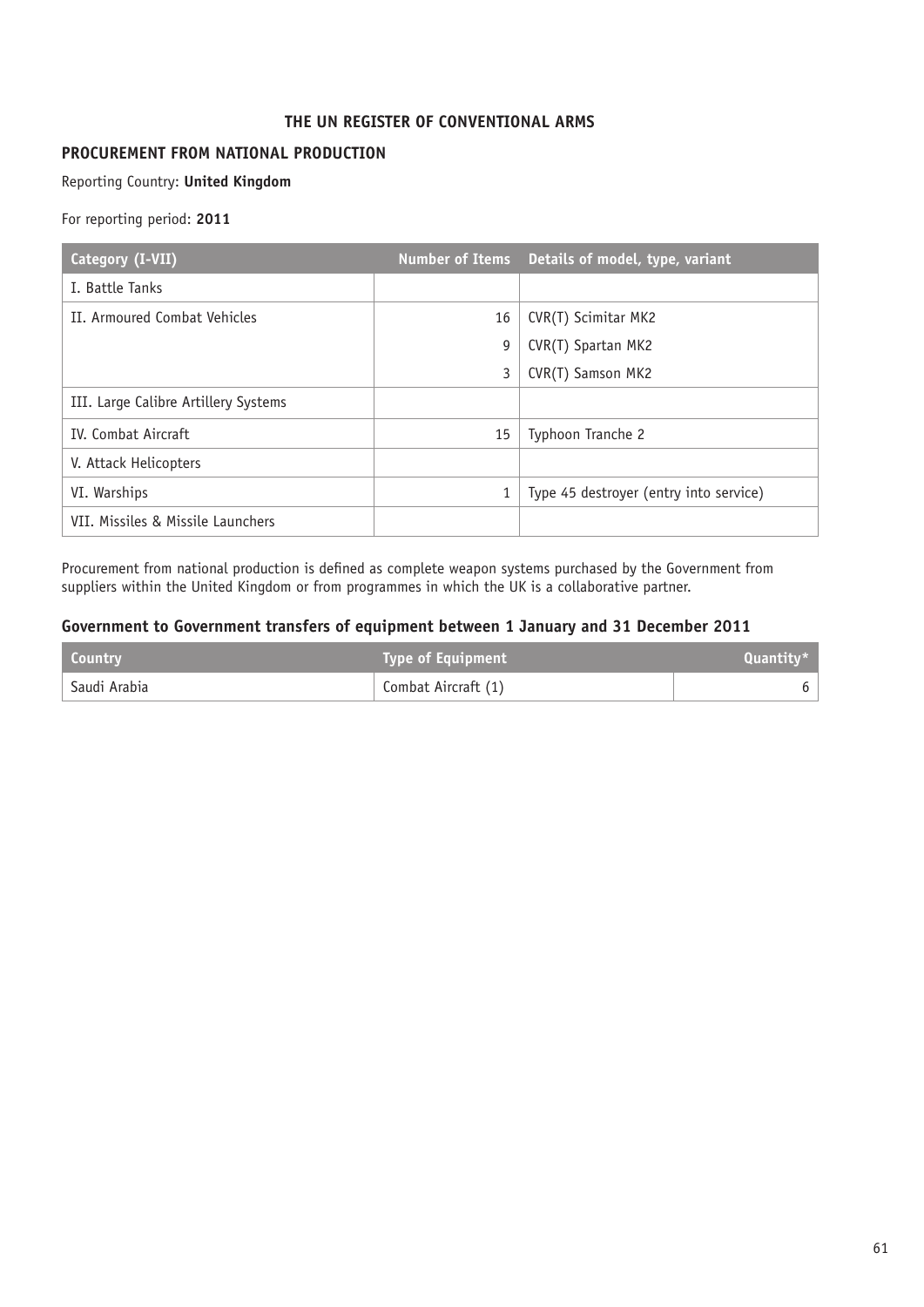# THE UN REGISTER OF CONVENTIONAL ARMS

## PROCUREMENT FROM NATIONAL PRODUCTION

Reporting Country: **United Kingdom**

For reporting period: **2011**

| Category (I-VII) | Number of Items | Details of model, type, variant |
|---|---|---|
| I. Battle Tanks | | |
| II. Armoured Combat Vehicles | 16 | CVR(T) Scimitar MK2 |
| | 9 | CVR(T) Spartan MK2 |
| | 3 | CVR(T) Samson MK2 |
| III. Large Calibre Artillery Systems | | |
| IV. Combat Aircraft | 15 | Typhoon Tranche 2 |
| V. Attack Helicopters | | |
| VI. Warships | 1 | Type 45 destroyer (entry into service) |
| VII. Missiles & Missile Launchers | | |

Procurement from national production is defined as complete weapon systems purchased by the Government from suppliers within the United Kingdom or from programmes in which the UK is a collaborative partner.

### Government to Government transfers of equipment between 1 January and 31 December 2011

| Country | Type of Equipment | Quantity* |
|---|---|---|
| Saudi Arabia | Combat Aircraft (1) | 6 |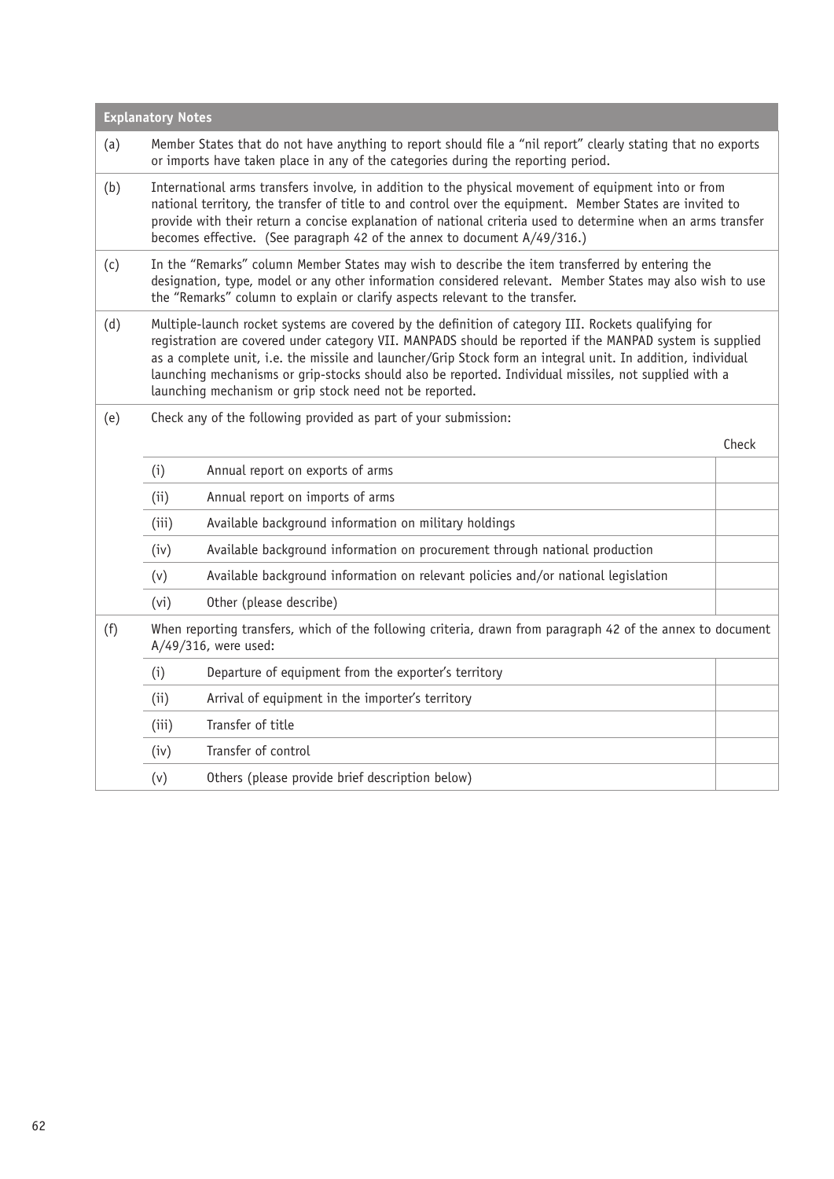## Explanatory Notes

(a) Member States that do not have anything to report should file a "nil report" clearly stating that no exports or imports have taken place in any of the categories during the reporting period.

(b) International arms transfers involve, in addition to the physical movement of equipment into or from national territory, the transfer of title to and control over the equipment. Member States are invited to provide with their return a concise explanation of national criteria used to determine when an arms transfer becomes effective. (See paragraph 42 of the annex to document A/49/316.)

(c) In the "Remarks" column Member States may wish to describe the item transferred by entering the designation, type, model or any other information considered relevant. Member States may also wish to use the "Remarks" column to explain or clarify aspects relevant to the transfer.

(d) Multiple-launch rocket systems are covered by the definition of category III. Rockets qualifying for registration are covered under category VII. MANPADS should be reported if the MANPAD system is supplied as a complete unit, i.e. the missile and launcher/Grip Stock form an integral unit. In addition, individual launching mechanisms or grip-stocks should also be reported. Individual missiles, not supplied with a launching mechanism or grip stock need not be reported.

(e) Check any of the following provided as part of your submission:

| | | Check |
|---|---|---|
| (i) | Annual report on exports of arms | |
| (ii) | Annual report on imports of arms | |
| (iii) | Available background information on military holdings | |
| (iv) | Available background information on procurement through national production | |
| (v) | Available background information on relevant policies and/or national legislation | |
| (vi) | Other (please describe) | |

(f) When reporting transfers, which of the following criteria, drawn from paragraph 42 of the annex to document A/49/316, were used:

| | | |
|---|---|---|
| (i) | Departure of equipment from the exporter's territory | |
| (ii) | Arrival of equipment in the importer's territory | |
| (iii) | Transfer of title | |
| (iv) | Transfer of control | |
| (v) | Others (please provide brief description below) | |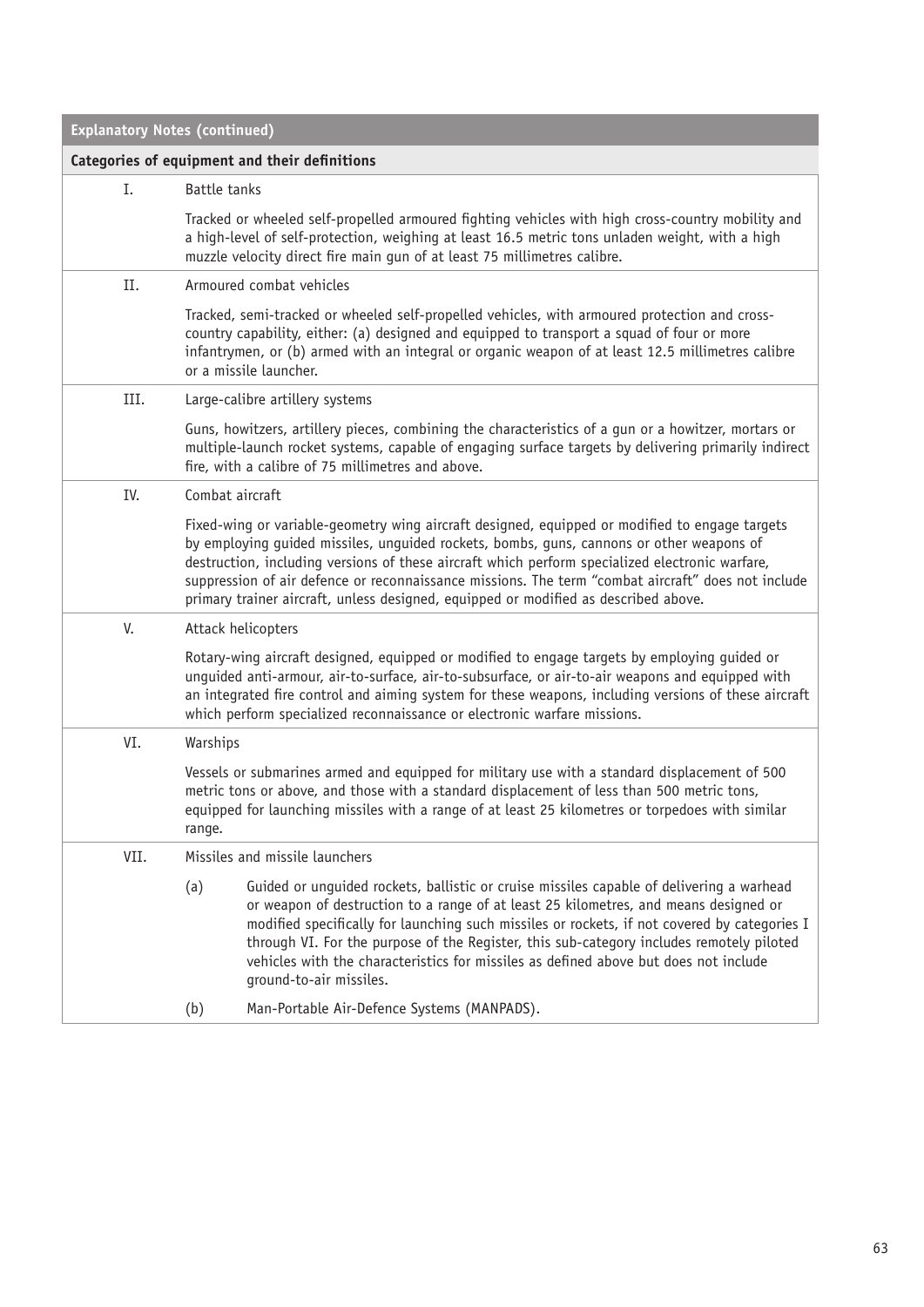| Explanatory Notes (continued) | | |
|---|---|---|
| **Categories of equipment and their definitions** | | |
| I. | Battle tanks | |
| | Tracked or wheeled self-propelled armoured fighting vehicles with high cross-country mobility and a high-level of self-protection, weighing at least 16.5 metric tons unladen weight, with a high muzzle velocity direct fire main gun of at least 75 millimetres calibre. | |
| II. | Armoured combat vehicles | |
| | Tracked, semi-tracked or wheeled self-propelled vehicles, with armoured protection and cross-country capability, either: (a) designed and equipped to transport a squad of four or more infantrymen, or (b) armed with an integral or organic weapon of at least 12.5 millimetres calibre or a missile launcher. | |
| III. | Large-calibre artillery systems | |
| | Guns, howitzers, artillery pieces, combining the characteristics of a gun or a howitzer, mortars or multiple-launch rocket systems, capable of engaging surface targets by delivering primarily indirect fire, with a calibre of 75 millimetres and above. | |
| IV. | Combat aircraft | |
| | Fixed-wing or variable-geometry wing aircraft designed, equipped or modified to engage targets by employing guided missiles, unguided rockets, bombs, guns, cannons or other weapons of destruction, including versions of these aircraft which perform specialized electronic warfare, suppression of air defence or reconnaissance missions. The term "combat aircraft" does not include primary trainer aircraft, unless designed, equipped or modified as described above. | |
| V. | Attack helicopters | |
| | Rotary-wing aircraft designed, equipped or modified to engage targets by employing guided or unguided anti-armour, air-to-surface, air-to-subsurface, or air-to-air weapons and equipped with an integrated fire control and aiming system for these weapons, including versions of these aircraft which perform specialized reconnaissance or electronic warfare missions. | |
| VI. | Warships | |
| | Vessels or submarines armed and equipped for military use with a standard displacement of 500 metric tons or above, and those with a standard displacement of less than 500 metric tons, equipped for launching missiles with a range of at least 25 kilometres or torpedoes with similar range. | |
| VII. | Missiles and missile launchers | |
| | (a) | Guided or unguided rockets, ballistic or cruise missiles capable of delivering a warhead or weapon of destruction to a range of at least 25 kilometres, and means designed or modified specifically for launching such missiles or rockets, if not covered by categories I through VI. For the purpose of the Register, this sub-category includes remotely piloted vehicles with the characteristics for missiles as defined above but does not include ground-to-air missiles. |
| | (b) | Man-Portable Air-Defence Systems (MANPADS). |